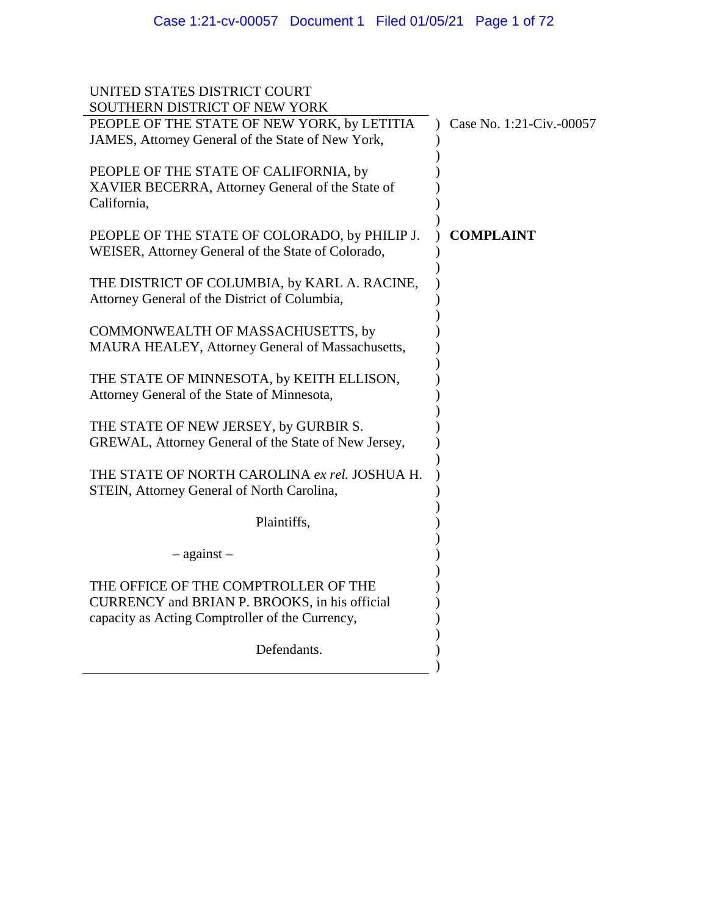UNITED STATES DISTRICT COURT
SOUTHERN DISTRICT OF NEW YORK

PEOPLE OF THE STATE OF NEW YORK, by LETITIA JAMES, Attorney General of the State of New York,

PEOPLE OF THE STATE OF CALIFORNIA, by XAVIER BECERRA, Attorney General of the State of California,

PEOPLE OF THE STATE OF COLORADO, by PHILIP J. WEISER, Attorney General of the State of Colorado,

THE DISTRICT OF COLUMBIA, by KARL A. RACINE, Attorney General of the District of Columbia,

COMMONWEALTH OF MASSACHUSETTS, by MAURA HEALEY, Attorney General of Massachusetts,

THE STATE OF MINNESOTA, by KEITH ELLISON, Attorney General of the State of Minnesota,

THE STATE OF NEW JERSEY, by GURBIR S. GREWAL, Attorney General of the State of New Jersey,

THE STATE OF NORTH CAROLINA *ex rel.* JOSHUA H. STEIN, Attorney General of North Carolina,

Plaintiffs,

– against –

THE OFFICE OF THE COMPTROLLER OF THE CURRENCY and BRIAN P. BROOKS, in his official capacity as Acting Comptroller of the Currency,

Defendants.

Case No. 1:21-Civ.-00057

**COMPLAINT**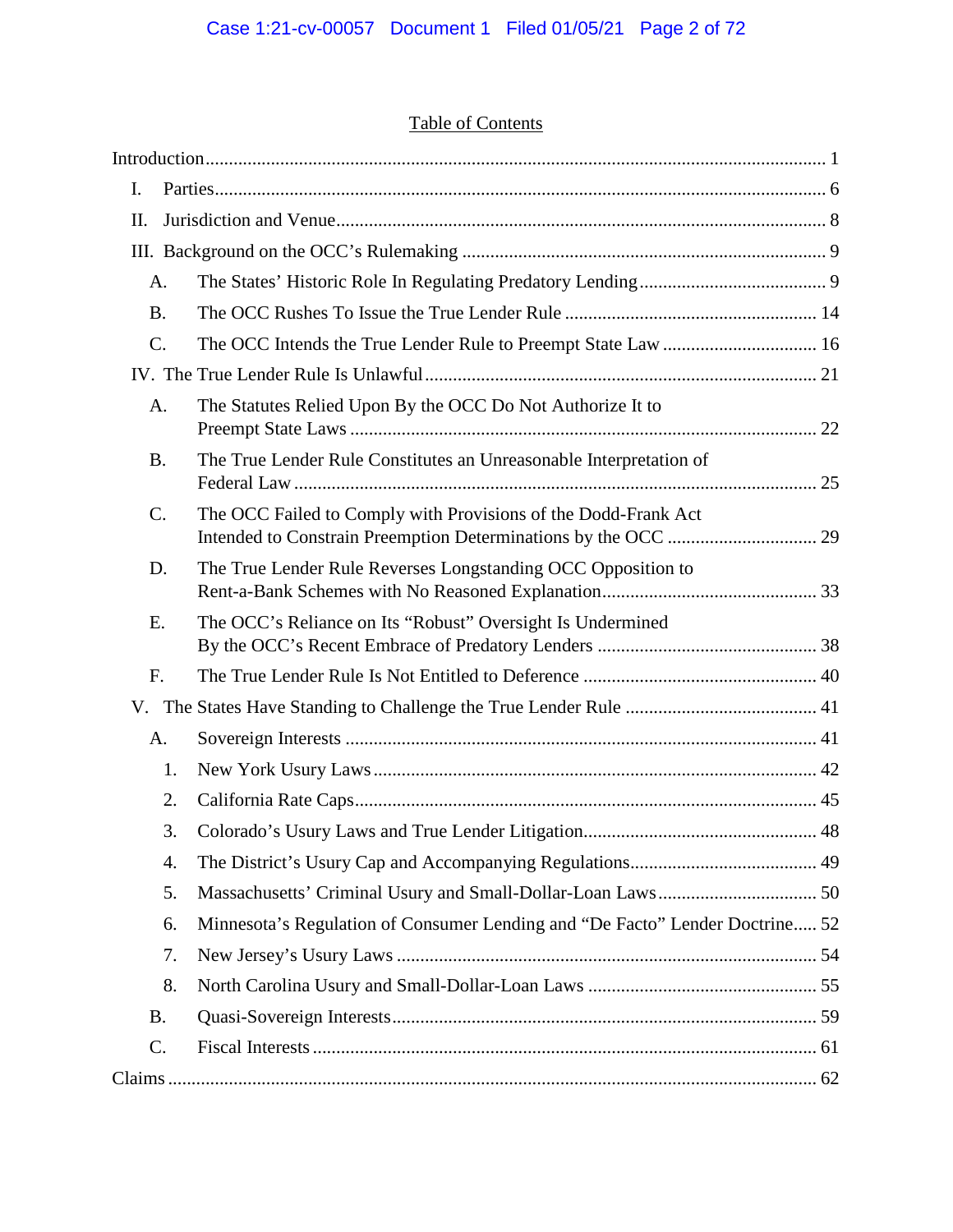# Table of Contents

Introduction .................................................................................................................... 1

I. Parties ........................................................................................................................ 6

II. Jurisdiction and Venue ............................................................................................. 8

III. Background on the OCC's Rulemaking ................................................................... 9

   A. The States' Historic Role In Regulating Predatory Lending ................................... 9

   B. The OCC Rushes To Issue the True Lender Rule .................................................. 14

   C. The OCC Intends the True Lender Rule to Preempt State Law ............................. 16

IV. The True Lender Rule Is Unlawful ......................................................................... 21

   A. The Statutes Relied Upon By the OCC Do Not Authorize It to Preempt State Laws ................................................................................................................ 22

   B. The True Lender Rule Constitutes an Unreasonable Interpretation of Federal Law ............................................................................................................. 25

   C. The OCC Failed to Comply with Provisions of the Dodd-Frank Act Intended to Constrain Preemption Determinations by the OCC ................................ 29

   D. The True Lender Rule Reverses Longstanding OCC Opposition to Rent-a-Bank Schemes with No Reasoned Explanation ............................................... 33

   E. The OCC's Reliance on Its "Robust" Oversight Is Undermined By the OCC's Recent Embrace of Predatory Lenders ................................................... 38

   F. The True Lender Rule Is Not Entitled to Deference .............................................. 40

V. The States Have Standing to Challenge the True Lender Rule ................................ 41

   A. Sovereign Interests ................................................................................................ 41

      1. New York Usury Laws ...................................................................................... 42

      2. California Rate Caps ......................................................................................... 45

      3. Colorado's Usury Laws and True Lender Litigation .......................................... 48

      4. The District's Usury Cap and Accompanying Regulations ................................. 49

      5. Massachusetts' Criminal Usury and Small-Dollar-Loan Laws ........................... 50

      6. Minnesota's Regulation of Consumer Lending and "De Facto" Lender Doctrine ..... 52

      7. New Jersey's Usury Laws .................................................................................. 54

      8. North Carolina Usury and Small-Dollar-Loan Laws .......................................... 55

   B. Quasi-Sovereign Interests ..................................................................................... 59

   C. Fiscal Interests ...................................................................................................... 61

Claims ............................................................................................................................ 62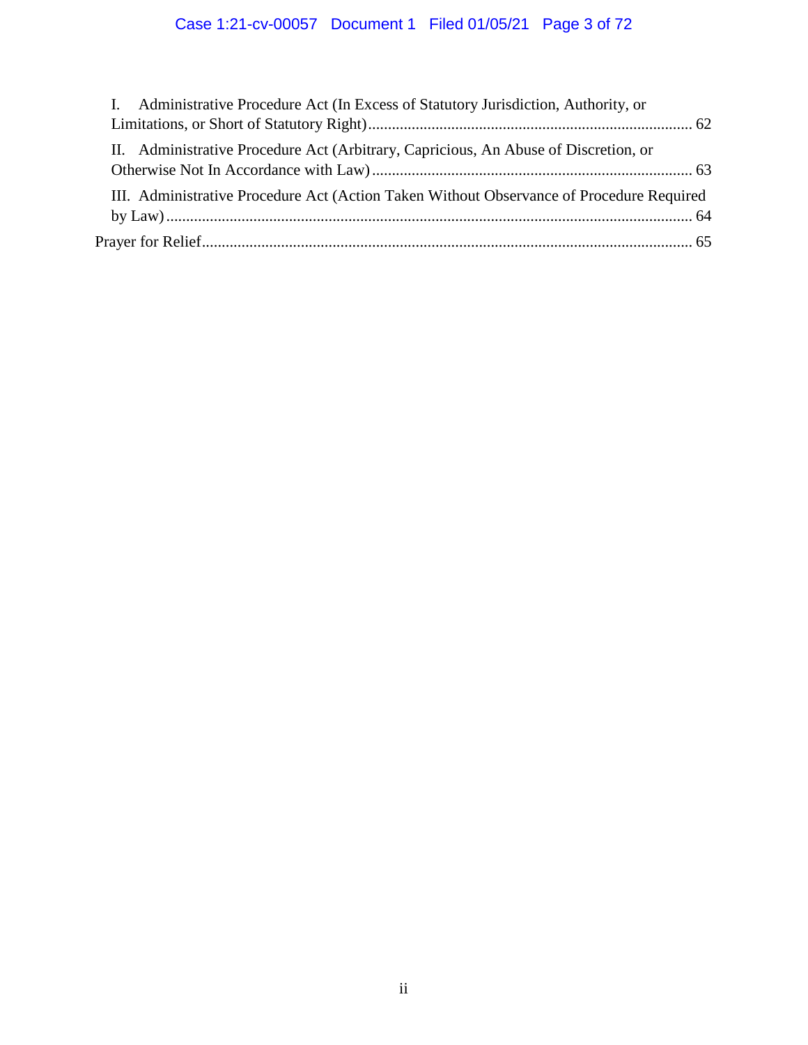I. Administrative Procedure Act (In Excess of Statutory Jurisdiction, Authority, or Limitations, or Short of Statutory Right) ................................................................................ 62

II. Administrative Procedure Act (Arbitrary, Capricious, An Abuse of Discretion, or Otherwise Not In Accordance with Law) ................................................................................ 63

III. Administrative Procedure Act (Action Taken Without Observance of Procedure Required by Law) ................................................................................................................................ 64

Prayer for Relief ........................................................................................................................ 65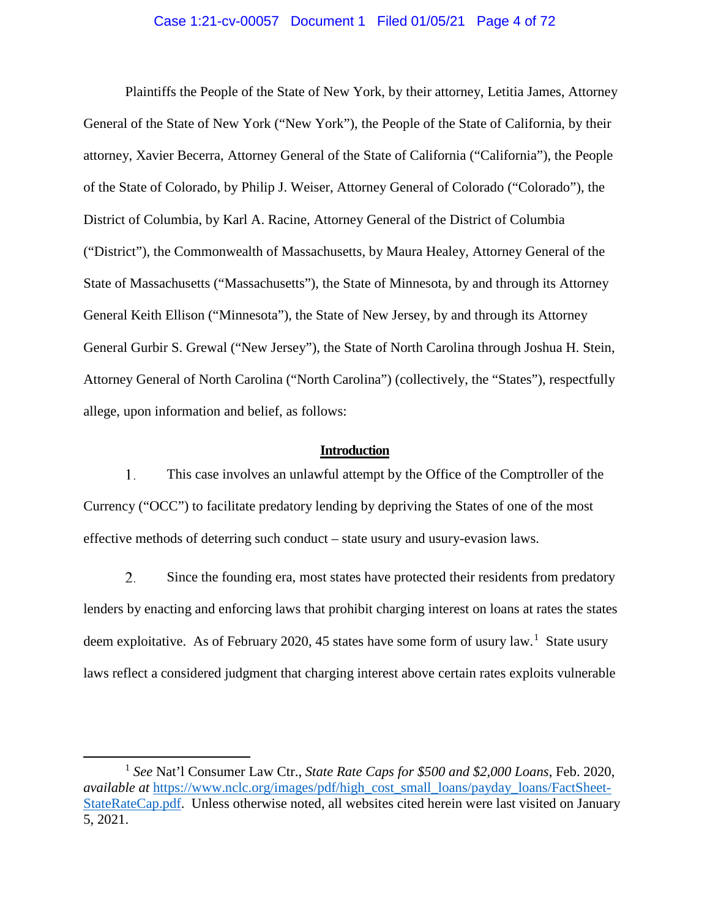Plaintiffs the People of the State of New York, by their attorney, Letitia James, Attorney General of the State of New York ("New York"), the People of the State of California, by their attorney, Xavier Becerra, Attorney General of the State of California ("California"), the People of the State of Colorado, by Philip J. Weiser, Attorney General of Colorado ("Colorado"), the District of Columbia, by Karl A. Racine, Attorney General of the District of Columbia ("District"), the Commonwealth of Massachusetts, by Maura Healey, Attorney General of the State of Massachusetts ("Massachusetts"), the State of Minnesota, by and through its Attorney General Keith Ellison ("Minnesota"), the State of New Jersey, by and through its Attorney General Gurbir S. Grewal ("New Jersey"), the State of North Carolina through Joshua H. Stein, Attorney General of North Carolina ("North Carolina") (collectively, the "States"), respectfully allege, upon information and belief, as follows:

## Introduction

1. This case involves an unlawful attempt by the Office of the Comptroller of the Currency ("OCC") to facilitate predatory lending by depriving the States of one of the most effective methods of deterring such conduct – state usury and usury-evasion laws.

2. Since the founding era, most states have protected their residents from predatory lenders by enacting and enforcing laws that prohibit charging interest on loans at rates the states deem exploitative. As of February 2020, 45 states have some form of usury law.[1] State usury laws reflect a considered judgment that charging interest above certain rates exploits vulnerable

[1] *See* Nat'l Consumer Law Ctr., *State Rate Caps for $500 and $2,000 Loans*, Feb. 2020, *available at* https://www.nclc.org/images/pdf/high_cost_small_loans/payday_loans/FactSheet-StateRateCap.pdf. Unless otherwise noted, all websites cited herein were last visited on January 5, 2021.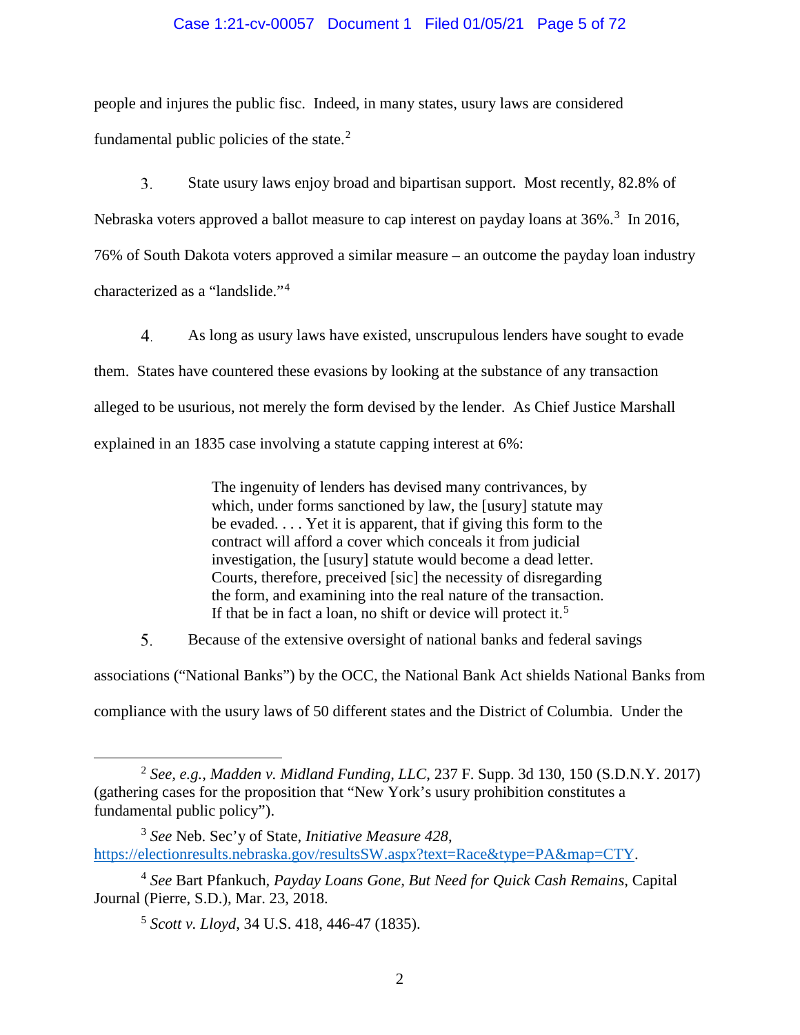people and injures the public fisc. Indeed, in many states, usury laws are considered fundamental public policies of the state.[2]

3. State usury laws enjoy broad and bipartisan support. Most recently, 82.8% of Nebraska voters approved a ballot measure to cap interest on payday loans at 36%.[3] In 2016, 76% of South Dakota voters approved a similar measure – an outcome the payday loan industry characterized as a "landslide."[4]

4. As long as usury laws have existed, unscrupulous lenders have sought to evade them. States have countered these evasions by looking at the substance of any transaction alleged to be usurious, not merely the form devised by the lender. As Chief Justice Marshall explained in an 1835 case involving a statute capping interest at 6%:

> The ingenuity of lenders has devised many contrivances, by which, under forms sanctioned by law, the [usury] statute may be evaded. . . . Yet it is apparent, that if giving this form to the contract will afford a cover which conceals it from judicial investigation, the [usury] statute would become a dead letter. Courts, therefore, preceived [sic] the necessity of disregarding the form, and examining into the real nature of the transaction. If that be in fact a loan, no shift or device will protect it.[5]

5. Because of the extensive oversight of national banks and federal savings associations ("National Banks") by the OCC, the National Bank Act shields National Banks from compliance with the usury laws of 50 different states and the District of Columbia. Under the

---

[2] *See, e.g.*, *Madden v. Midland Funding, LLC*, 237 F. Supp. 3d 130, 150 (S.D.N.Y. 2017) (gathering cases for the proposition that "New York's usury prohibition constitutes a fundamental public policy").

[3] *See* Neb. Sec'y of State, *Initiative Measure 428*, https://electionresults.nebraska.gov/resultsSW.aspx?text=Race&type=PA&map=CTY.

[4] *See* Bart Pfankuch, *Payday Loans Gone, But Need for Quick Cash Remains*, Capital Journal (Pierre, S.D.), Mar. 23, 2018.

[5] *Scott v. Lloyd*, 34 U.S. 418, 446-47 (1835).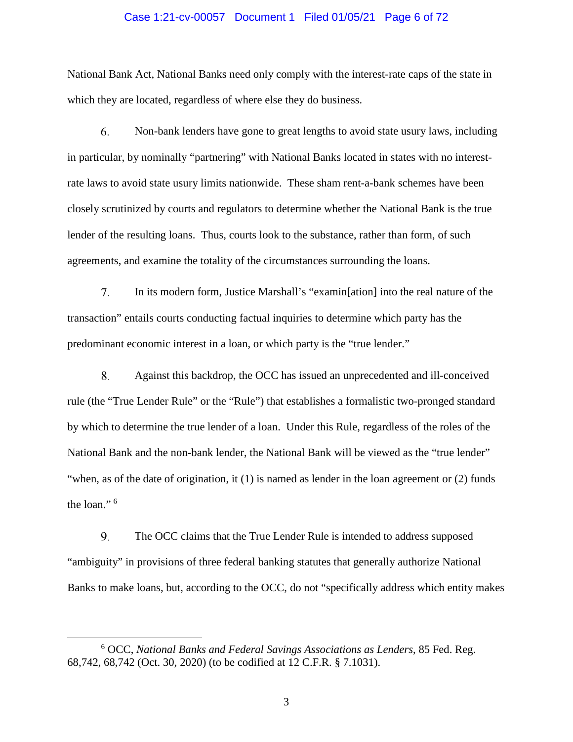National Bank Act, National Banks need only comply with the interest-rate caps of the state in which they are located, regardless of where else they do business.

6. Non-bank lenders have gone to great lengths to avoid state usury laws, including in particular, by nominally "partnering" with National Banks located in states with no interest-rate laws to avoid state usury limits nationwide. These sham rent-a-bank schemes have been closely scrutinized by courts and regulators to determine whether the National Bank is the true lender of the resulting loans. Thus, courts look to the substance, rather than form, of such agreements, and examine the totality of the circumstances surrounding the loans.

7. In its modern form, Justice Marshall's "examin[ation] into the real nature of the transaction" entails courts conducting factual inquiries to determine which party has the predominant economic interest in a loan, or which party is the "true lender."

8. Against this backdrop, the OCC has issued an unprecedented and ill-conceived rule (the "True Lender Rule" or the "Rule") that establishes a formalistic two-pronged standard by which to determine the true lender of a loan. Under this Rule, regardless of the roles of the National Bank and the non-bank lender, the National Bank will be viewed as the "true lender" "when, as of the date of origination, it (1) is named as lender in the loan agreement or (2) funds the loan." [6]

9. The OCC claims that the True Lender Rule is intended to address supposed "ambiguity" in provisions of three federal banking statutes that generally authorize National Banks to make loans, but, according to the OCC, do not "specifically address which entity makes

---

[6] OCC, *National Banks and Federal Savings Associations as Lenders*, 85 Fed. Reg. 68,742, 68,742 (Oct. 30, 2020) (to be codified at 12 C.F.R. § 7.1031).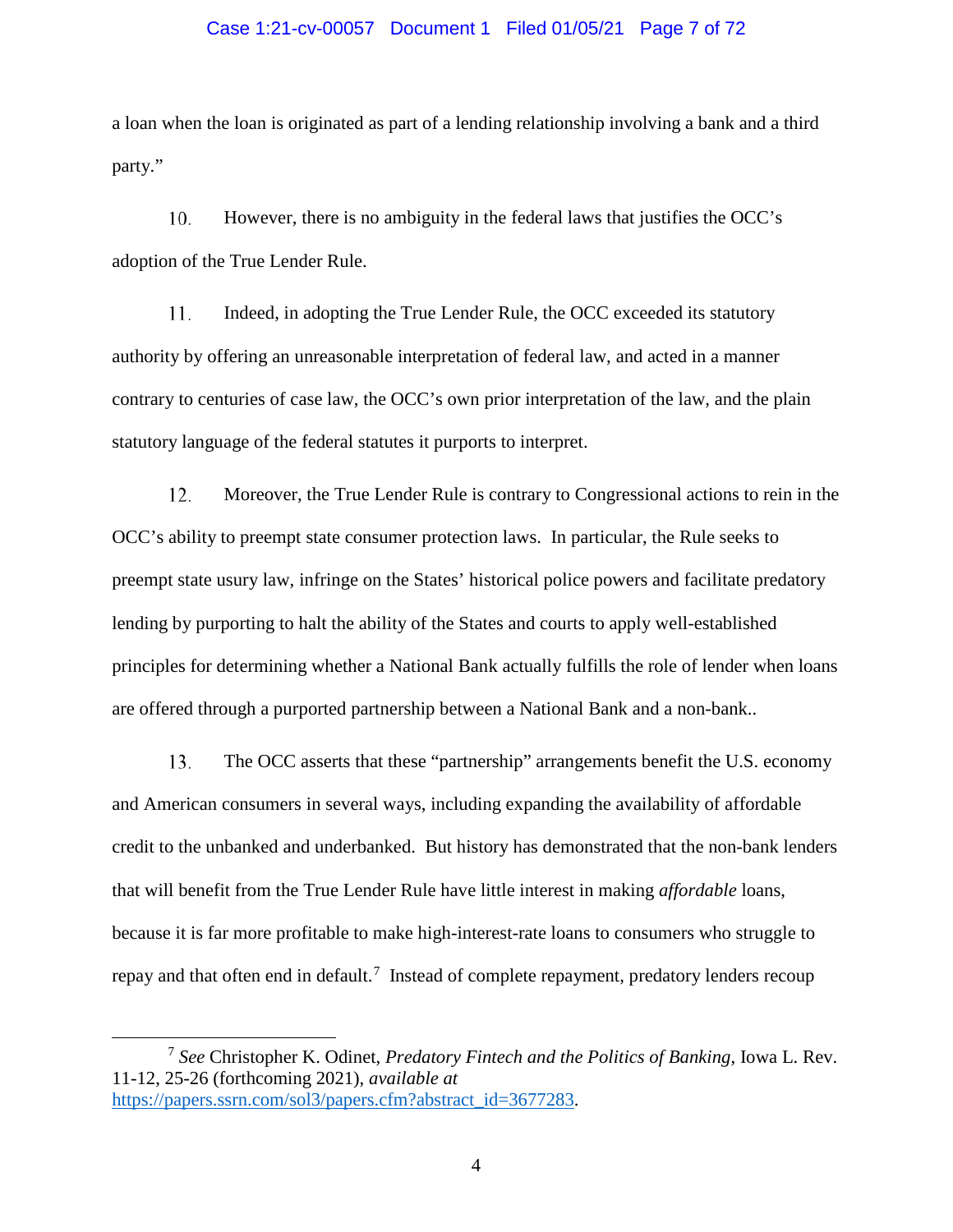a loan when the loan is originated as part of a lending relationship involving a bank and a third party."

10. However, there is no ambiguity in the federal laws that justifies the OCC's adoption of the True Lender Rule.

11. Indeed, in adopting the True Lender Rule, the OCC exceeded its statutory authority by offering an unreasonable interpretation of federal law, and acted in a manner contrary to centuries of case law, the OCC's own prior interpretation of the law, and the plain statutory language of the federal statutes it purports to interpret.

12. Moreover, the True Lender Rule is contrary to Congressional actions to rein in the OCC's ability to preempt state consumer protection laws. In particular, the Rule seeks to preempt state usury law, infringe on the States' historical police powers and facilitate predatory lending by purporting to halt the ability of the States and courts to apply well-established principles for determining whether a National Bank actually fulfills the role of lender when loans are offered through a purported partnership between a National Bank and a non-bank..

13. The OCC asserts that these "partnership" arrangements benefit the U.S. economy and American consumers in several ways, including expanding the availability of affordable credit to the unbanked and underbanked. But history has demonstrated that the non-bank lenders that will benefit from the True Lender Rule have little interest in making *affordable* loans, because it is far more profitable to make high-interest-rate loans to consumers who struggle to repay and that often end in default.[7] Instead of complete repayment, predatory lenders recoup

[7] *See* Christopher K. Odinet, *Predatory Fintech and the Politics of Banking*, Iowa L. Rev. 11-12, 25-26 (forthcoming 2021), *available at* https://papers.ssrn.com/sol3/papers.cfm?abstract_id=3677283.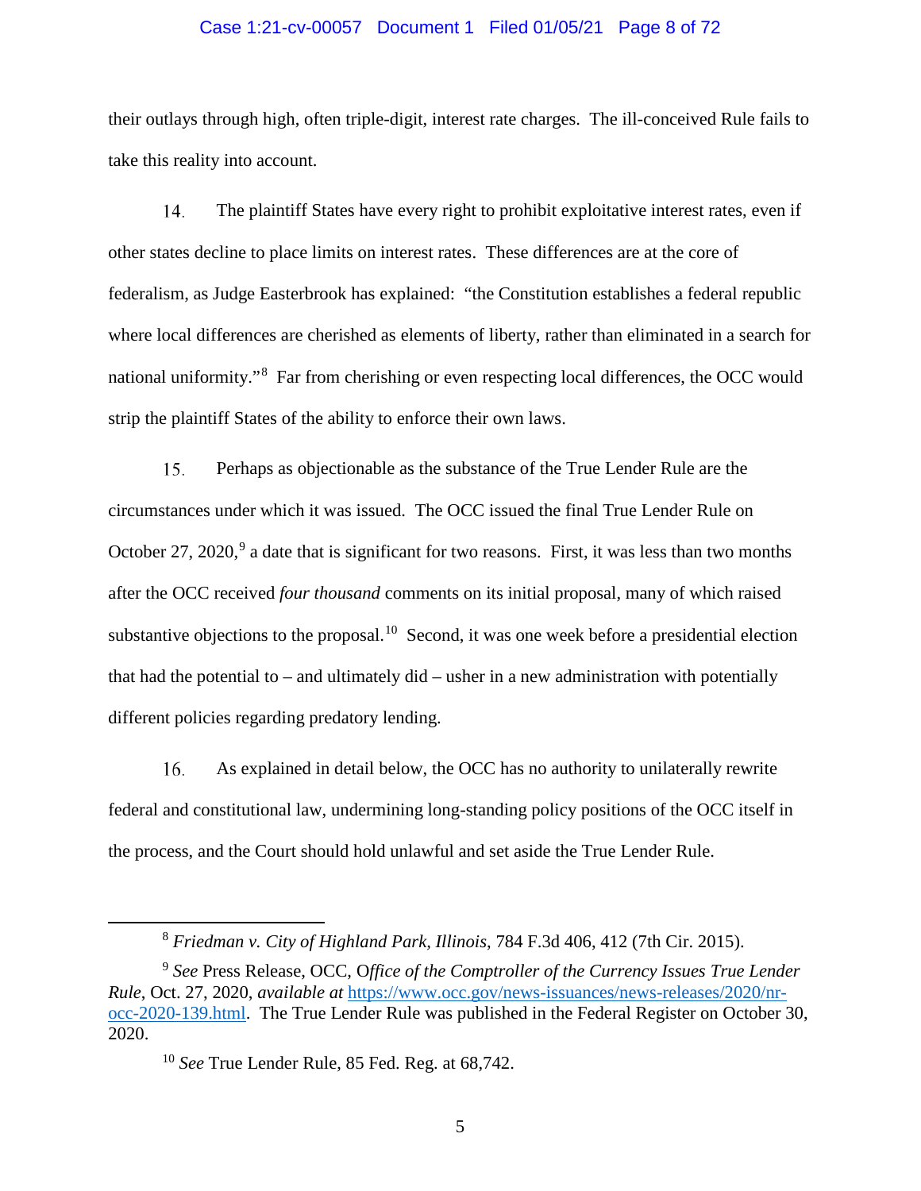their outlays through high, often triple-digit, interest rate charges. The ill-conceived Rule fails to take this reality into account.

14. The plaintiff States have every right to prohibit exploitative interest rates, even if other states decline to place limits on interest rates. These differences are at the core of federalism, as Judge Easterbrook has explained: "the Constitution establishes a federal republic where local differences are cherished as elements of liberty, rather than eliminated in a search for national uniformity."[8] Far from cherishing or even respecting local differences, the OCC would strip the plaintiff States of the ability to enforce their own laws.

15. Perhaps as objectionable as the substance of the True Lender Rule are the circumstances under which it was issued. The OCC issued the final True Lender Rule on October 27, 2020,[9] a date that is significant for two reasons. First, it was less than two months after the OCC received *four thousand* comments on its initial proposal, many of which raised substantive objections to the proposal.[10] Second, it was one week before a presidential election that had the potential to – and ultimately did – usher in a new administration with potentially different policies regarding predatory lending.

16. As explained in detail below, the OCC has no authority to unilaterally rewrite federal and constitutional law, undermining long-standing policy positions of the OCC itself in the process, and the Court should hold unlawful and set aside the True Lender Rule.

---

[8] *Friedman v. City of Highland Park, Illinois*, 784 F.3d 406, 412 (7th Cir. 2015).

[9] *See* Press Release, OCC, *Office of the Comptroller of the Currency Issues True Lender Rule*, Oct. 27, 2020, *available at* https://www.occ.gov/news-issuances/news-releases/2020/nr-occ-2020-139.html. The True Lender Rule was published in the Federal Register on October 30, 2020.

[10] *See* True Lender Rule, 85 Fed. Reg. at 68,742.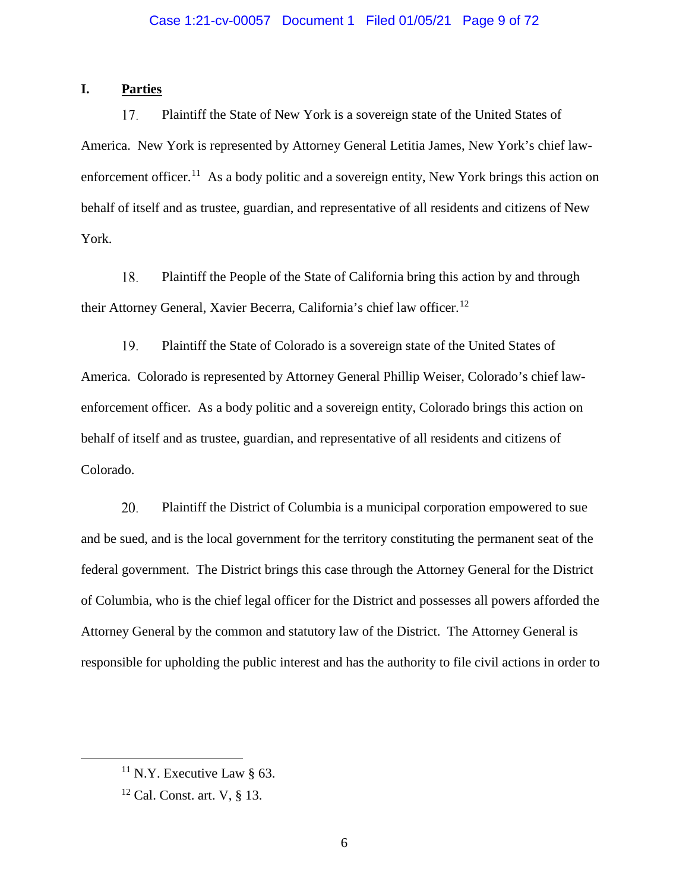## I. Parties

17. Plaintiff the State of New York is a sovereign state of the United States of America. New York is represented by Attorney General Letitia James, New York's chief law-enforcement officer.[11] As a body politic and a sovereign entity, New York brings this action on behalf of itself and as trustee, guardian, and representative of all residents and citizens of New York.

18. Plaintiff the People of the State of California bring this action by and through their Attorney General, Xavier Becerra, California's chief law officer.[12]

19. Plaintiff the State of Colorado is a sovereign state of the United States of America. Colorado is represented by Attorney General Phillip Weiser, Colorado's chief law-enforcement officer. As a body politic and a sovereign entity, Colorado brings this action on behalf of itself and as trustee, guardian, and representative of all residents and citizens of Colorado.

20. Plaintiff the District of Columbia is a municipal corporation empowered to sue and be sued, and is the local government for the territory constituting the permanent seat of the federal government. The District brings this case through the Attorney General for the District of Columbia, who is the chief legal officer for the District and possesses all powers afforded the Attorney General by the common and statutory law of the District. The Attorney General is responsible for upholding the public interest and has the authority to file civil actions in order to

---

[11] N.Y. Executive Law § 63.

[12] Cal. Const. art. V, § 13.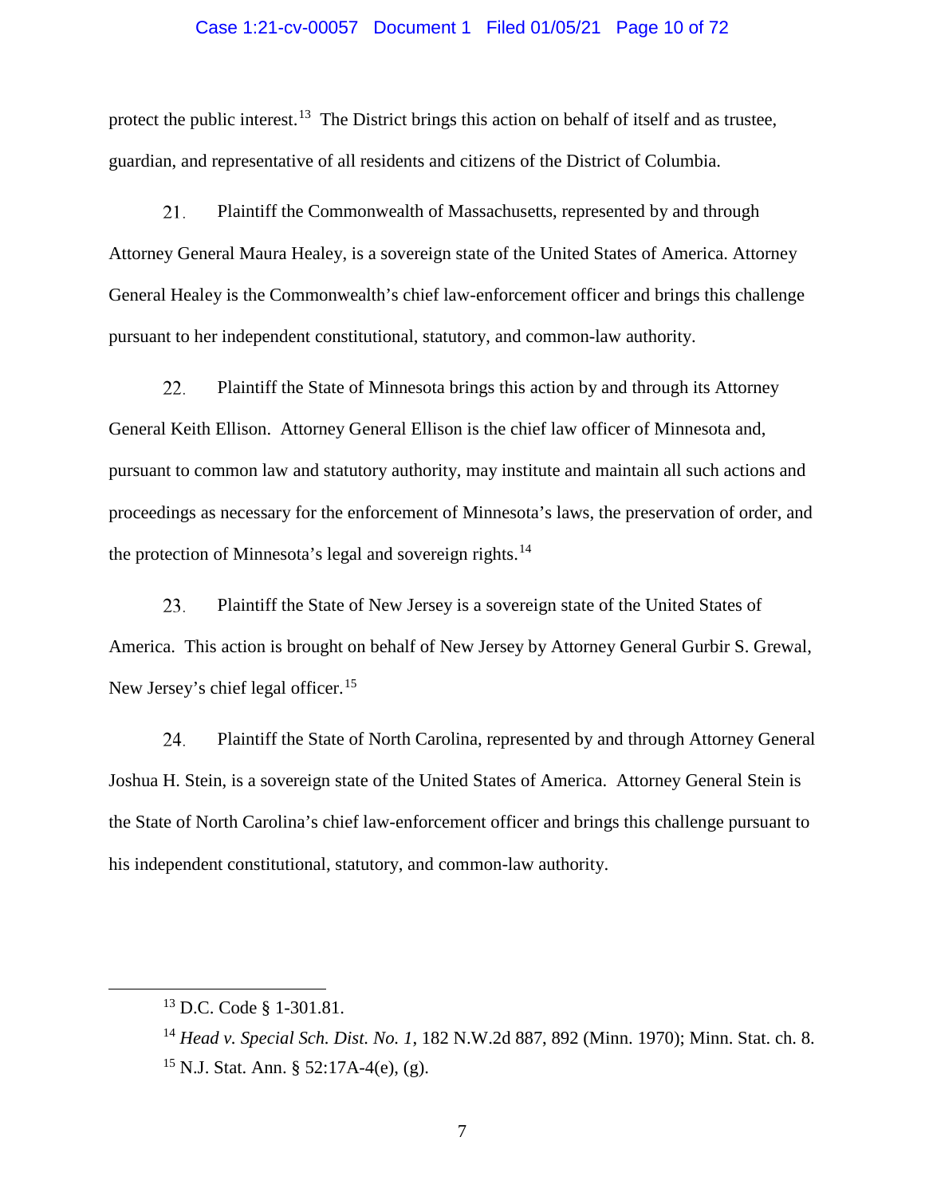protect the public interest.[13] The District brings this action on behalf of itself and as trustee, guardian, and representative of all residents and citizens of the District of Columbia.

21. Plaintiff the Commonwealth of Massachusetts, represented by and through Attorney General Maura Healey, is a sovereign state of the United States of America. Attorney General Healey is the Commonwealth's chief law-enforcement officer and brings this challenge pursuant to her independent constitutional, statutory, and common-law authority.

22. Plaintiff the State of Minnesota brings this action by and through its Attorney General Keith Ellison. Attorney General Ellison is the chief law officer of Minnesota and, pursuant to common law and statutory authority, may institute and maintain all such actions and proceedings as necessary for the enforcement of Minnesota's laws, the preservation of order, and the protection of Minnesota's legal and sovereign rights.[14]

23. Plaintiff the State of New Jersey is a sovereign state of the United States of America. This action is brought on behalf of New Jersey by Attorney General Gurbir S. Grewal, New Jersey's chief legal officer.[15]

24. Plaintiff the State of North Carolina, represented by and through Attorney General Joshua H. Stein, is a sovereign state of the United States of America. Attorney General Stein is the State of North Carolina's chief law-enforcement officer and brings this challenge pursuant to his independent constitutional, statutory, and common-law authority.

---

[13] D.C. Code § 1-301.81.

[14] *Head v. Special Sch. Dist. No. 1*, 182 N.W.2d 887, 892 (Minn. 1970); Minn. Stat. ch. 8.

[15] N.J. Stat. Ann. § 52:17A-4(e), (g).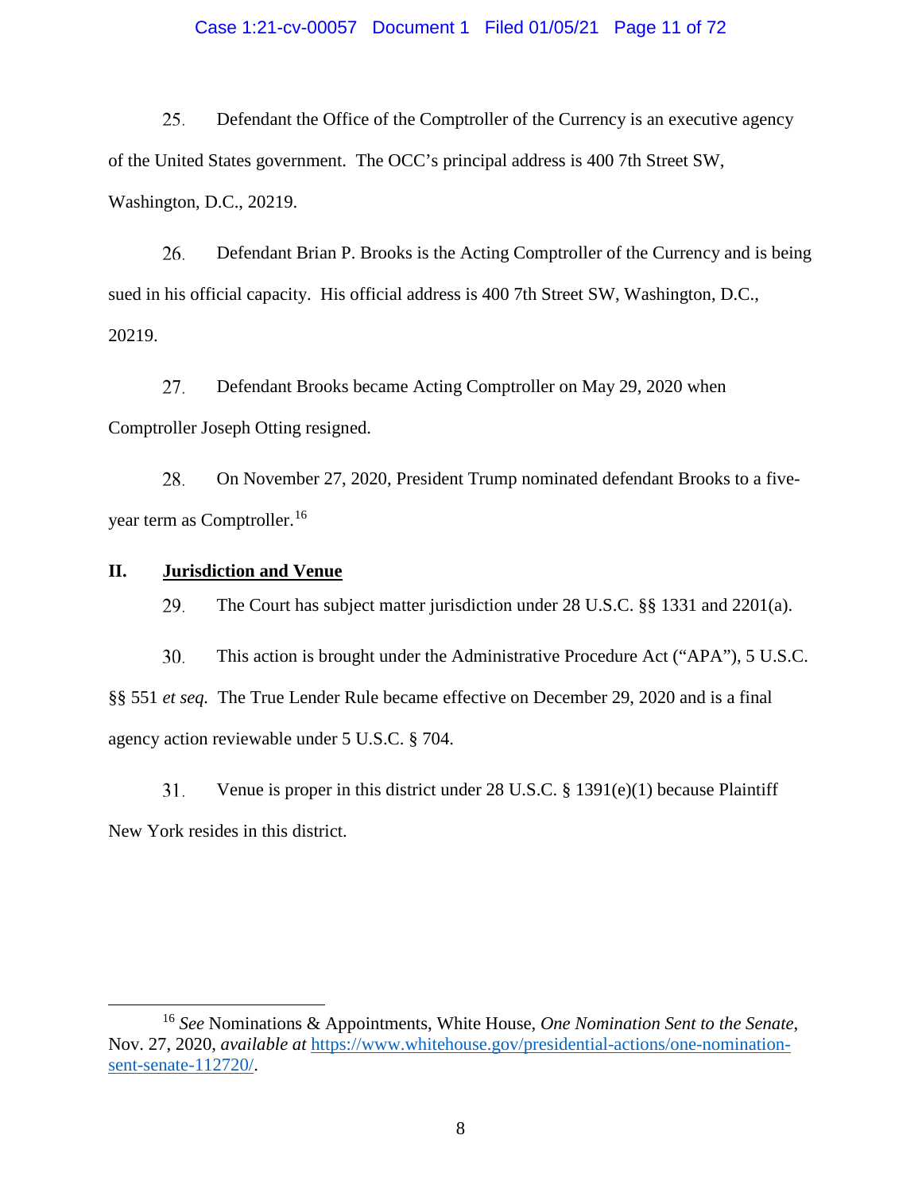25. Defendant the Office of the Comptroller of the Currency is an executive agency of the United States government. The OCC's principal address is 400 7th Street SW, Washington, D.C., 20219.

26. Defendant Brian P. Brooks is the Acting Comptroller of the Currency and is being sued in his official capacity. His official address is 400 7th Street SW, Washington, D.C., 20219.

27. Defendant Brooks became Acting Comptroller on May 29, 2020 when Comptroller Joseph Otting resigned.

28. On November 27, 2020, President Trump nominated defendant Brooks to a five-year term as Comptroller.[16]

## II. <u>Jurisdiction and Venue</u>

29. The Court has subject matter jurisdiction under 28 U.S.C. §§ 1331 and 2201(a).

30. This action is brought under the Administrative Procedure Act ("APA"), 5 U.S.C. §§ 551 *et seq.* The True Lender Rule became effective on December 29, 2020 and is a final agency action reviewable under 5 U.S.C. § 704.

31. Venue is proper in this district under 28 U.S.C. § 1391(e)(1) because Plaintiff New York resides in this district.

---

[16] *See* Nominations & Appointments, White House, *One Nomination Sent to the Senate*, Nov. 27, 2020, *available at* https://www.whitehouse.gov/presidential-actions/one-nomination-sent-senate-112720/.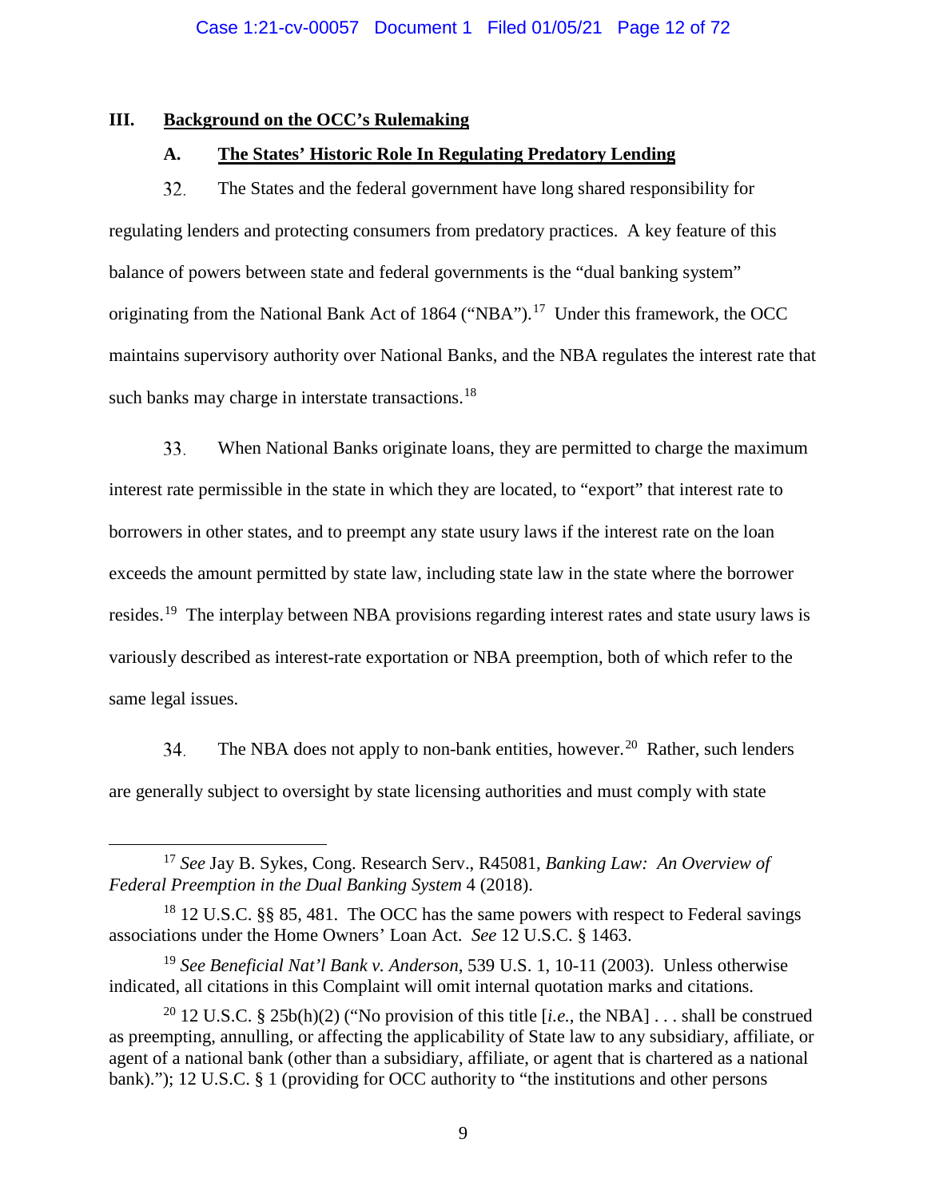## III. <u>Background on the OCC's Rulemaking</u>

### A. <u>The States' Historic Role In Regulating Predatory Lending</u>

32. The States and the federal government have long shared responsibility for regulating lenders and protecting consumers from predatory practices. A key feature of this balance of powers between state and federal governments is the "dual banking system" originating from the National Bank Act of 1864 ("NBA").[17] Under this framework, the OCC maintains supervisory authority over National Banks, and the NBA regulates the interest rate that such banks may charge in interstate transactions.[18]

33. When National Banks originate loans, they are permitted to charge the maximum interest rate permissible in the state in which they are located, to "export" that interest rate to borrowers in other states, and to preempt any state usury laws if the interest rate on the loan exceeds the amount permitted by state law, including state law in the state where the borrower resides.[19] The interplay between NBA provisions regarding interest rates and state usury laws is variously described as interest-rate exportation or NBA preemption, both of which refer to the same legal issues.

34. The NBA does not apply to non-bank entities, however.[20] Rather, such lenders are generally subject to oversight by state licensing authorities and must comply with state

---

[17] *See* Jay B. Sykes, Cong. Research Serv., R45081, *Banking Law: An Overview of Federal Preemption in the Dual Banking System* 4 (2018).

[18] 12 U.S.C. §§ 85, 481. The OCC has the same powers with respect to Federal savings associations under the Home Owners' Loan Act. *See* 12 U.S.C. § 1463.

[19] *See Beneficial Nat'l Bank v. Anderson*, 539 U.S. 1, 10-11 (2003). Unless otherwise indicated, all citations in this Complaint will omit internal quotation marks and citations.

[20] 12 U.S.C. § 25b(h)(2) ("No provision of this title [*i.e.*, the NBA] . . . shall be construed as preempting, annulling, or affecting the applicability of State law to any subsidiary, affiliate, or agent of a national bank (other than a subsidiary, affiliate, or agent that is chartered as a national bank)."); 12 U.S.C. § 1 (providing for OCC authority to "the institutions and other persons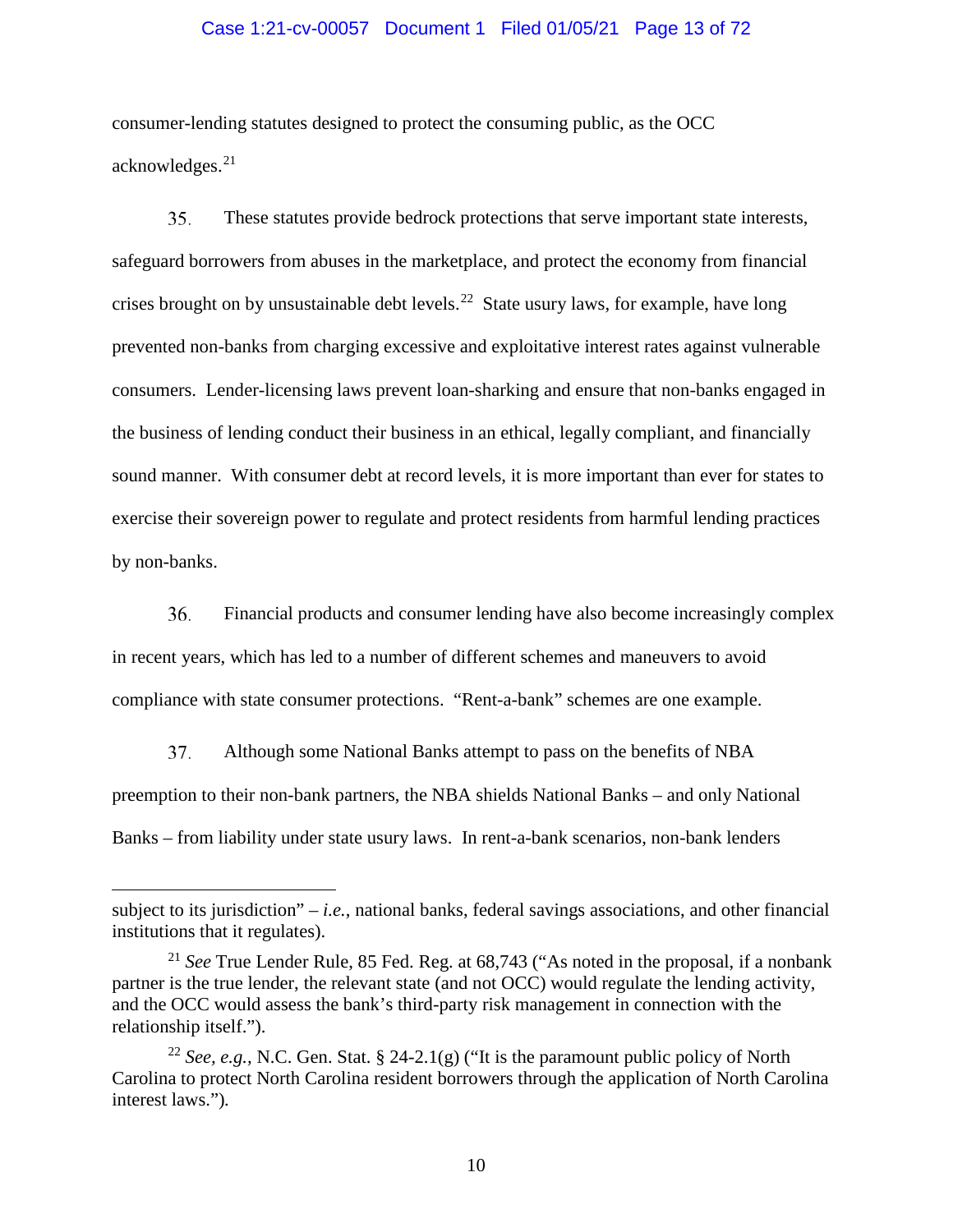consumer-lending statutes designed to protect the consuming public, as the OCC acknowledges.[21]

35. These statutes provide bedrock protections that serve important state interests, safeguard borrowers from abuses in the marketplace, and protect the economy from financial crises brought on by unsustainable debt levels.[22] State usury laws, for example, have long prevented non-banks from charging excessive and exploitative interest rates against vulnerable consumers. Lender-licensing laws prevent loan-sharking and ensure that non-banks engaged in the business of lending conduct their business in an ethical, legally compliant, and financially sound manner. With consumer debt at record levels, it is more important than ever for states to exercise their sovereign power to regulate and protect residents from harmful lending practices by non-banks.

36. Financial products and consumer lending have also become increasingly complex in recent years, which has led to a number of different schemes and maneuvers to avoid compliance with state consumer protections. "Rent-a-bank" schemes are one example.

37. Although some National Banks attempt to pass on the benefits of NBA preemption to their non-bank partners, the NBA shields National Banks – and only National Banks – from liability under state usury laws. In rent-a-bank scenarios, non-bank lenders

---

subject to its jurisdiction" – *i.e.*, national banks, federal savings associations, and other financial institutions that it regulates).

[21] *See* True Lender Rule, 85 Fed. Reg. at 68,743 ("As noted in the proposal, if a nonbank partner is the true lender, the relevant state (and not OCC) would regulate the lending activity, and the OCC would assess the bank's third-party risk management in connection with the relationship itself.").

[22] *See, e.g.*, N.C. Gen. Stat. § 24-2.1(g) ("It is the paramount public policy of North Carolina to protect North Carolina resident borrowers through the application of North Carolina interest laws.").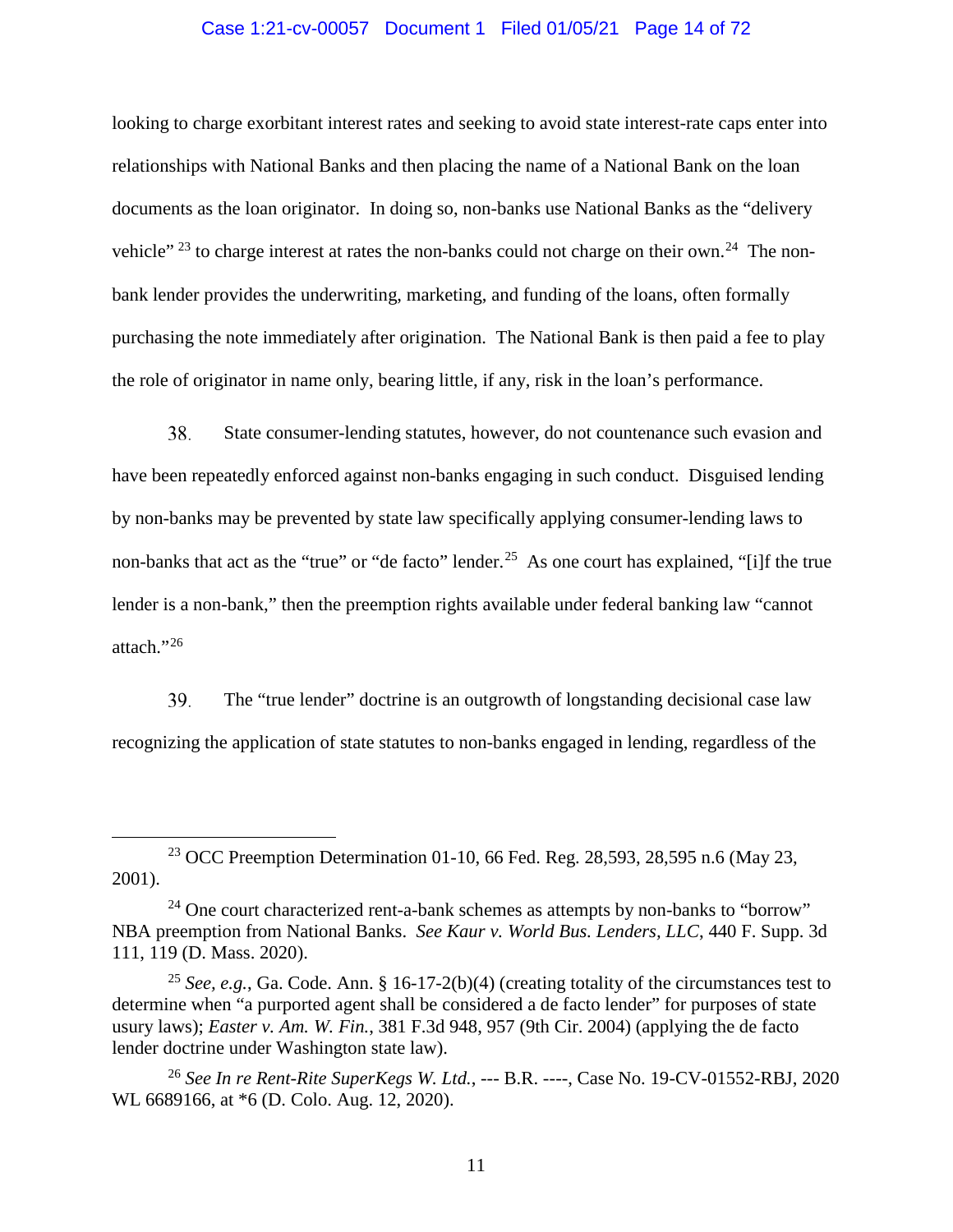looking to charge exorbitant interest rates and seeking to avoid state interest-rate caps enter into relationships with National Banks and then placing the name of a National Bank on the loan documents as the loan originator. In doing so, non-banks use National Banks as the "delivery vehicle" [23] to charge interest at rates the non-banks could not charge on their own.[24] The non-bank lender provides the underwriting, marketing, and funding of the loans, often formally purchasing the note immediately after origination. The National Bank is then paid a fee to play the role of originator in name only, bearing little, if any, risk in the loan's performance.

38. State consumer-lending statutes, however, do not countenance such evasion and have been repeatedly enforced against non-banks engaging in such conduct. Disguised lending by non-banks may be prevented by state law specifically applying consumer-lending laws to non-banks that act as the "true" or "de facto" lender.[25] As one court has explained, "[i]f the true lender is a non-bank," then the preemption rights available under federal banking law "cannot attach."[26]

39. The "true lender" doctrine is an outgrowth of longstanding decisional case law recognizing the application of state statutes to non-banks engaged in lending, regardless of the

---

[23] OCC Preemption Determination 01-10, 66 Fed. Reg. 28,593, 28,595 n.6 (May 23, 2001).

[24] One court characterized rent-a-bank schemes as attempts by non-banks to "borrow" NBA preemption from National Banks. *See Kaur v. World Bus. Lenders, LLC*, 440 F. Supp. 3d 111, 119 (D. Mass. 2020).

[25] *See, e.g.*, Ga. Code. Ann. § 16-17-2(b)(4) (creating totality of the circumstances test to determine when "a purported agent shall be considered a de facto lender" for purposes of state usury laws); *Easter v. Am. W. Fin.*, 381 F.3d 948, 957 (9th Cir. 2004) (applying the de facto lender doctrine under Washington state law).

[26] *See In re Rent-Rite SuperKegs W. Ltd.*, --- B.R. ----, Case No. 19-CV-01552-RBJ, 2020 WL 6689166, at *6 (D. Colo. Aug. 12, 2020).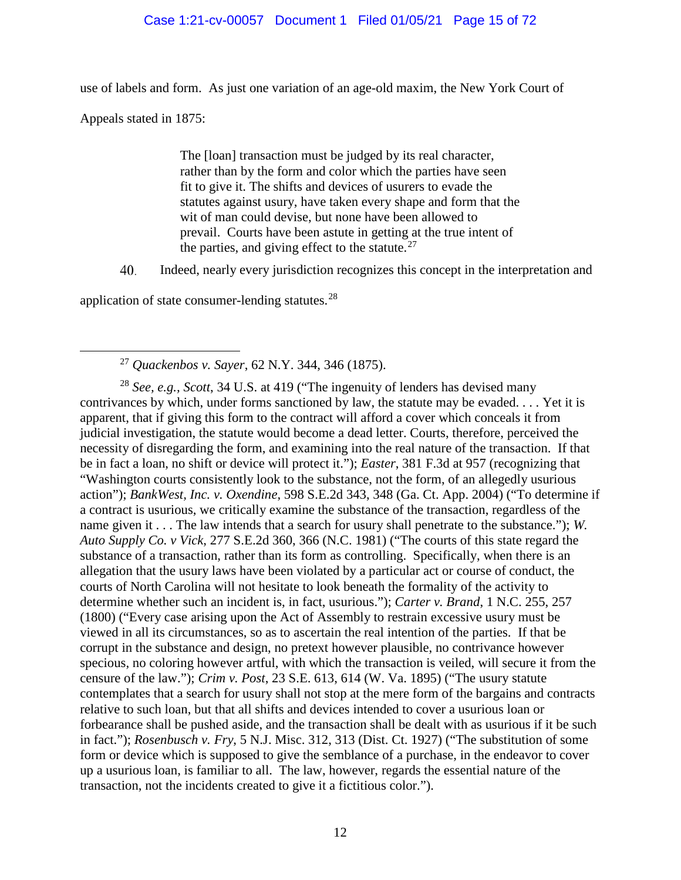use of labels and form. As just one variation of an age-old maxim, the New York Court of Appeals stated in 1875:

> The [loan] transaction must be judged by its real character, rather than by the form and color which the parties have seen fit to give it. The shifts and devices of usurers to evade the statutes against usury, have taken every shape and form that the wit of man could devise, but none have been allowed to prevail. Courts have been astute in getting at the true intent of the parties, and giving effect to the statute.[27]

40. Indeed, nearly every jurisdiction recognizes this concept in the interpretation and application of state consumer-lending statutes.[28]

---

[27] *Quackenbos v. Sayer*, 62 N.Y. 344, 346 (1875).

[28] *See, e.g.*, *Scott*, 34 U.S. at 419 ("The ingenuity of lenders has devised many contrivances by which, under forms sanctioned by law, the statute may be evaded. . . . Yet it is apparent, that if giving this form to the contract will afford a cover which conceals it from judicial investigation, the statute would become a dead letter. Courts, therefore, perceived the necessity of disregarding the form, and examining into the real nature of the transaction. If that be in fact a loan, no shift or device will protect it."); *Easter*, 381 F.3d at 957 (recognizing that "Washington courts consistently look to the substance, not the form, of an allegedly usurious action"); *BankWest, Inc. v. Oxendine*, 598 S.E.2d 343, 348 (Ga. Ct. App. 2004) ("To determine if a contract is usurious, we critically examine the substance of the transaction, regardless of the name given it . . . The law intends that a search for usury shall penetrate to the substance."); *W. Auto Supply Co. v Vick*, 277 S.E.2d 360, 366 (N.C. 1981) ("The courts of this state regard the substance of a transaction, rather than its form as controlling. Specifically, when there is an allegation that the usury laws have been violated by a particular act or course of conduct, the courts of North Carolina will not hesitate to look beneath the formality of the activity to determine whether such an incident is, in fact, usurious."); *Carter v. Brand*, 1 N.C. 255, 257 (1800) ("Every case arising upon the Act of Assembly to restrain excessive usury must be viewed in all its circumstances, so as to ascertain the real intention of the parties. If that be corrupt in the substance and design, no pretext however plausible, no contrivance however specious, no coloring however artful, with which the transaction is veiled, will secure it from the censure of the law."); *Crim v. Post*, 23 S.E. 613, 614 (W. Va. 1895) ("The usury statute contemplates that a search for usury shall not stop at the mere form of the bargains and contracts relative to such loan, but that all shifts and devices intended to cover a usurious loan or forbearance shall be pushed aside, and the transaction shall be dealt with as usurious if it be such in fact."); *Rosenbusch v. Fry*, 5 N.J. Misc. 312, 313 (Dist. Ct. 1927) ("The substitution of some form or device which is supposed to give the semblance of a purchase, in the endeavor to cover up a usurious loan, is familiar to all. The law, however, regards the essential nature of the transaction, not the incidents created to give it a fictitious color.").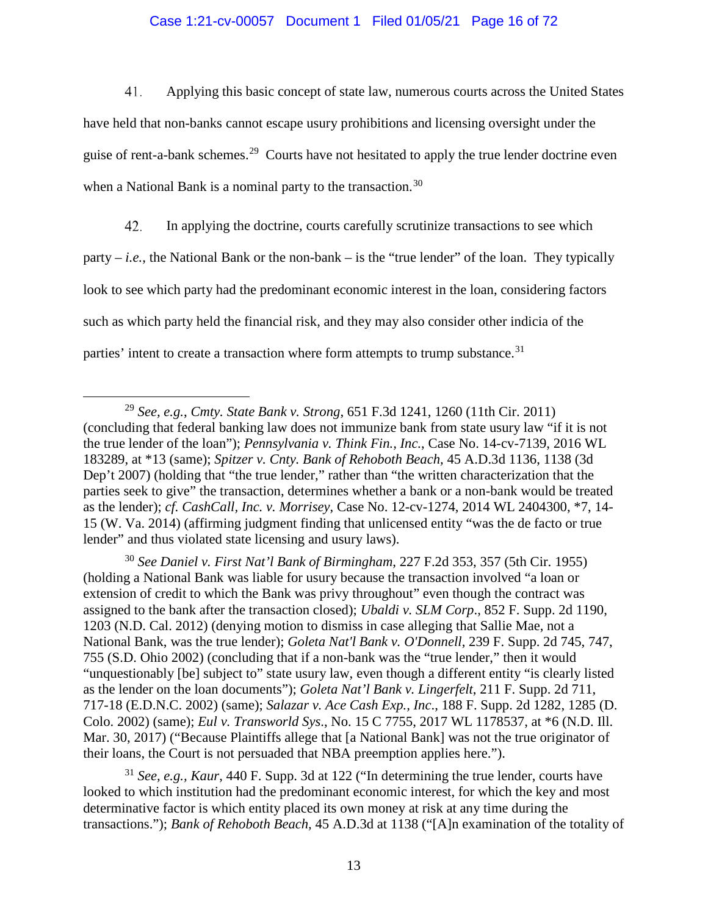41. Applying this basic concept of state law, numerous courts across the United States have held that non-banks cannot escape usury prohibitions and licensing oversight under the guise of rent-a-bank schemes.[29] Courts have not hesitated to apply the true lender doctrine even when a National Bank is a nominal party to the transaction.[30]

42. In applying the doctrine, courts carefully scrutinize transactions to see which party – *i.e.*, the National Bank or the non-bank – is the "true lender" of the loan. They typically look to see which party had the predominant economic interest in the loan, considering factors such as which party held the financial risk, and they may also consider other indicia of the parties' intent to create a transaction where form attempts to trump substance.[31]

---

[29] *See, e.g.*, *Cmty. State Bank v. Strong*, 651 F.3d 1241, 1260 (11th Cir. 2011) (concluding that federal banking law does not immunize bank from state usury law "if it is not the true lender of the loan"); *Pennsylvania v. Think Fin., Inc.*, Case No. 14-cv-7139, 2016 WL 183289, at *13 (same); *Spitzer v. Cnty. Bank of Rehoboth Beach,* 45 A.D.3d 1136, 1138 (3d Dep't 2007) (holding that "the true lender," rather than "the written characterization that the parties seek to give" the transaction, determines whether a bank or a non-bank would be treated as the lender); *cf. CashCall, Inc. v. Morrisey*, Case No. 12-cv-1274, 2014 WL 2404300, *7, 14-15 (W. Va. 2014) (affirming judgment finding that unlicensed entity "was the de facto or true lender" and thus violated state licensing and usury laws).

[30] *See Daniel v. First Nat'l Bank of Birmingham*, 227 F.2d 353, 357 (5th Cir. 1955) (holding a National Bank was liable for usury because the transaction involved "a loan or extension of credit to which the Bank was privy throughout" even though the contract was assigned to the bank after the transaction closed); *Ubaldi v. SLM Corp*., 852 F. Supp. 2d 1190, 1203 (N.D. Cal. 2012) (denying motion to dismiss in case alleging that Sallie Mae, not a National Bank, was the true lender); *Goleta Nat'l Bank v. O'Donnell*, 239 F. Supp. 2d 745, 747, 755 (S.D. Ohio 2002) (concluding that if a non-bank was the "true lender," then it would "unquestionably [be] subject to" state usury law, even though a different entity "is clearly listed as the lender on the loan documents"); *Goleta Nat'l Bank v. Lingerfelt*, 211 F. Supp. 2d 711, 717-18 (E.D.N.C. 2002) (same); *Salazar v. Ace Cash Exp., Inc*., 188 F. Supp. 2d 1282, 1285 (D. Colo. 2002) (same); *Eul v. Transworld Sys*., No. 15 C 7755, 2017 WL 1178537, at *6 (N.D. Ill. Mar. 30, 2017) ("Because Plaintiffs allege that [a National Bank] was not the true originator of their loans, the Court is not persuaded that NBA preemption applies here.").

[31] *See, e.g., Kaur*, 440 F. Supp. 3d at 122 ("In determining the true lender, courts have looked to which institution had the predominant economic interest, for which the key and most determinative factor is which entity placed its own money at risk at any time during the transactions."); *Bank of Rehoboth Beach*, 45 A.D.3d at 1138 ("[A]n examination of the totality of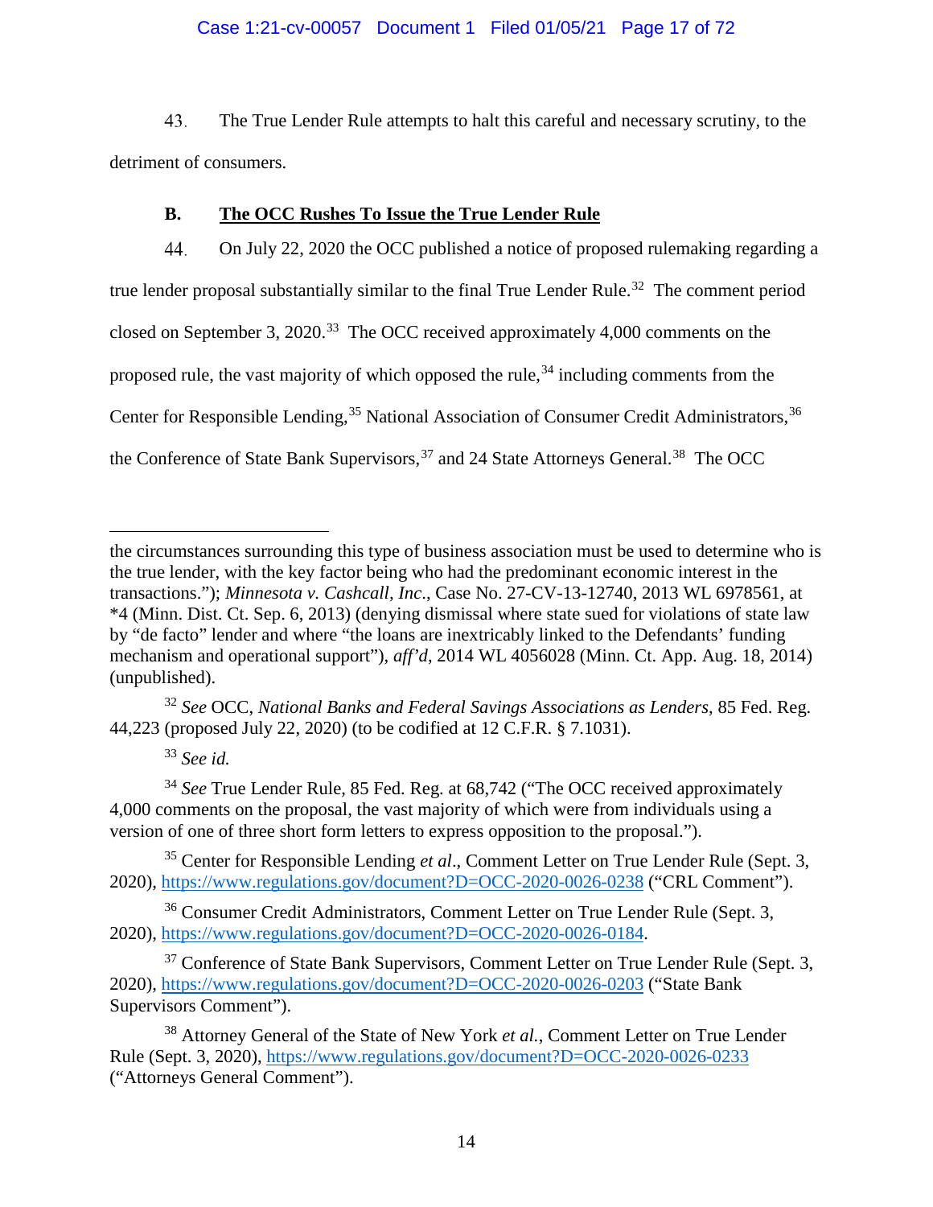43. The True Lender Rule attempts to halt this careful and necessary scrutiny, to the detriment of consumers.

### B. The OCC Rushes To Issue the True Lender Rule

44. On July 22, 2020 the OCC published a notice of proposed rulemaking regarding a true lender proposal substantially similar to the final True Lender Rule.[32] The comment period closed on September 3, 2020.[33] The OCC received approximately 4,000 comments on the proposed rule, the vast majority of which opposed the rule,[34] including comments from the Center for Responsible Lending,[35] National Association of Consumer Credit Administrators,[36] the Conference of State Bank Supervisors,[37] and 24 State Attorneys General.[38] The OCC

---

the circumstances surrounding this type of business association must be used to determine who is the true lender, with the key factor being who had the predominant economic interest in the transactions."); *Minnesota v. Cashcall, Inc*., Case No. 27-CV-13-12740, 2013 WL 6978561, at *4 (Minn. Dist. Ct. Sep. 6, 2013) (denying dismissal where state sued for violations of state law by "de facto" lender and where "the loans are inextricably linked to the Defendants' funding mechanism and operational support"), *aff'd*, 2014 WL 4056028 (Minn. Ct. App. Aug. 18, 2014) (unpublished).

[32] *See* OCC, *National Banks and Federal Savings Associations as Lenders*, 85 Fed. Reg. 44,223 (proposed July 22, 2020) (to be codified at 12 C.F.R. § 7.1031).

[33] *See id.*

[34] *See* True Lender Rule, 85 Fed. Reg. at 68,742 ("The OCC received approximately 4,000 comments on the proposal, the vast majority of which were from individuals using a version of one of three short form letters to express opposition to the proposal.").

[35] Center for Responsible Lending *et al*., Comment Letter on True Lender Rule (Sept. 3, 2020), https://www.regulations.gov/document?D=OCC-2020-0026-0238 ("CRL Comment").

[36] Consumer Credit Administrators, Comment Letter on True Lender Rule (Sept. 3, 2020), https://www.regulations.gov/document?D=OCC-2020-0026-0184.

[37] Conference of State Bank Supervisors, Comment Letter on True Lender Rule (Sept. 3, 2020), https://www.regulations.gov/document?D=OCC-2020-0026-0203 ("State Bank Supervisors Comment").

[38] Attorney General of the State of New York *et al.*, Comment Letter on True Lender Rule (Sept. 3, 2020), https://www.regulations.gov/document?D=OCC-2020-0026-0233 ("Attorneys General Comment").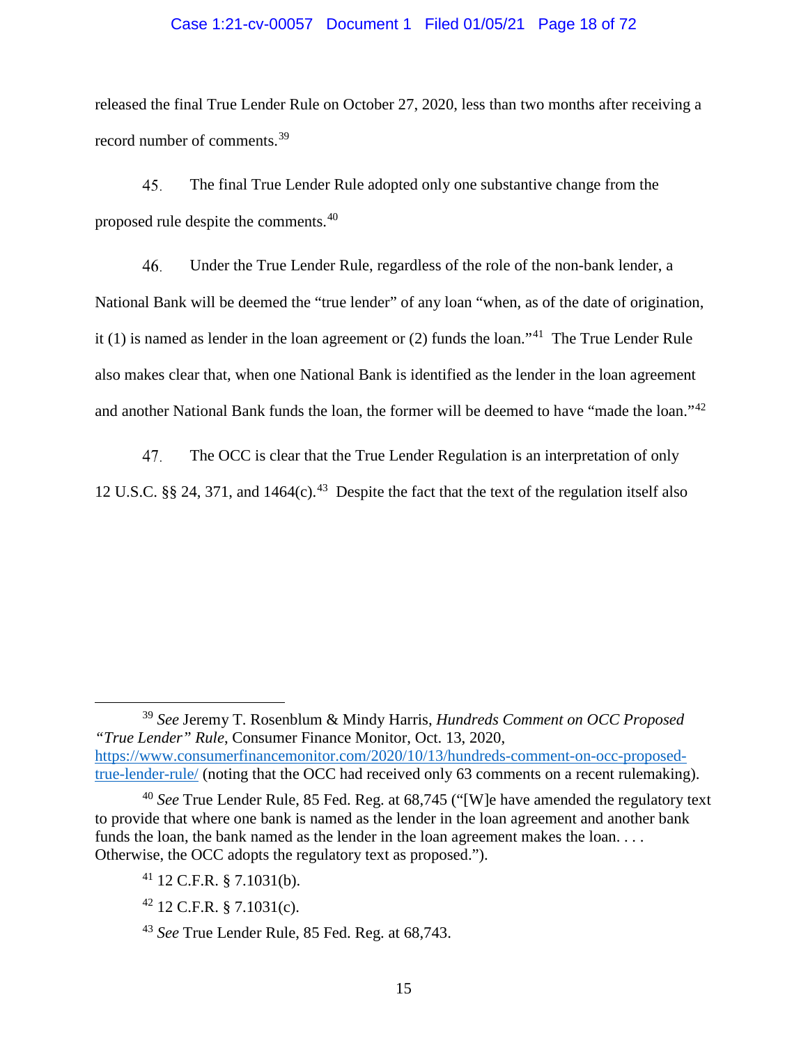released the final True Lender Rule on October 27, 2020, less than two months after receiving a record number of comments.[39]

45. The final True Lender Rule adopted only one substantive change from the proposed rule despite the comments.[40]

46. Under the True Lender Rule, regardless of the role of the non-bank lender, a National Bank will be deemed the "true lender" of any loan "when, as of the date of origination, it (1) is named as lender in the loan agreement or (2) funds the loan."[41] The True Lender Rule also makes clear that, when one National Bank is identified as the lender in the loan agreement and another National Bank funds the loan, the former will be deemed to have "made the loan."[42]

47. The OCC is clear that the True Lender Regulation is an interpretation of only 12 U.S.C. §§ 24, 371, and 1464(c).[43] Despite the fact that the text of the regulation itself also

---

[39] *See* Jeremy T. Rosenblum & Mindy Harris, *Hundreds Comment on OCC Proposed "True Lender" Rule*, Consumer Finance Monitor, Oct. 13, 2020, https://www.consumerfinancemonitor.com/2020/10/13/hundreds-comment-on-occ-proposed-true-lender-rule/ (noting that the OCC had received only 63 comments on a recent rulemaking).

[40] *See* True Lender Rule, 85 Fed. Reg. at 68,745 ("[W]e have amended the regulatory text to provide that where one bank is named as the lender in the loan agreement and another bank funds the loan, the bank named as the lender in the loan agreement makes the loan. . . . Otherwise, the OCC adopts the regulatory text as proposed.").

[41] 12 C.F.R. § 7.1031(b).

[42] 12 C.F.R. § 7.1031(c).

[43] *See* True Lender Rule, 85 Fed. Reg. at 68,743.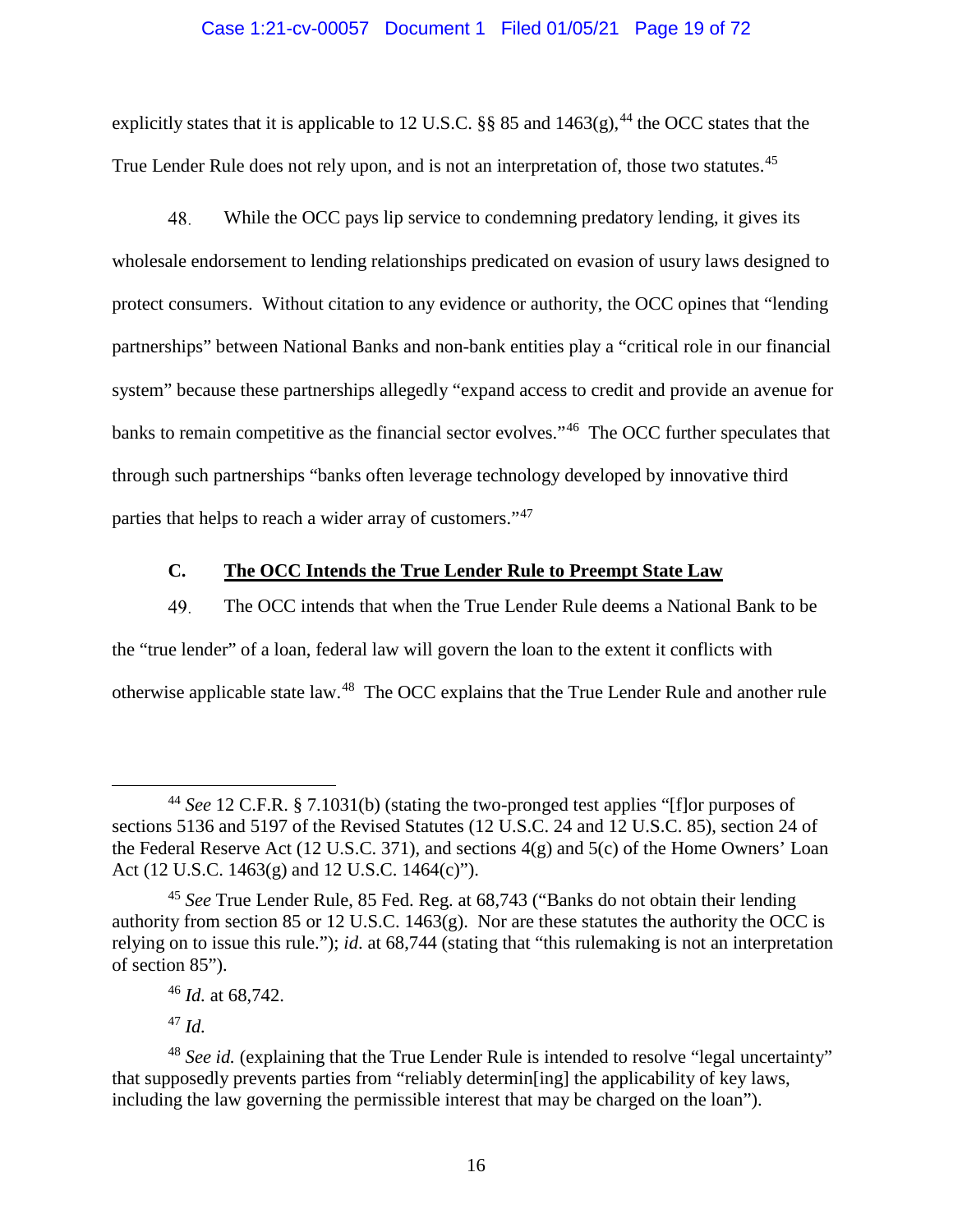explicitly states that it is applicable to 12 U.S.C. §§ 85 and 1463(g),[44] the OCC states that the True Lender Rule does not rely upon, and is not an interpretation of, those two statutes.[45]

48. While the OCC pays lip service to condemning predatory lending, it gives its wholesale endorsement to lending relationships predicated on evasion of usury laws designed to protect consumers. Without citation to any evidence or authority, the OCC opines that "lending partnerships" between National Banks and non-bank entities play a "critical role in our financial system" because these partnerships allegedly "expand access to credit and provide an avenue for banks to remain competitive as the financial sector evolves."[46] The OCC further speculates that through such partnerships "banks often leverage technology developed by innovative third parties that helps to reach a wider array of customers."[47]

### C. The OCC Intends the True Lender Rule to Preempt State Law

49. The OCC intends that when the True Lender Rule deems a National Bank to be the "true lender" of a loan, federal law will govern the loan to the extent it conflicts with otherwise applicable state law.[48] The OCC explains that the True Lender Rule and another rule

---

[44] *See* 12 C.F.R. § 7.1031(b) (stating the two-pronged test applies "[f]or purposes of sections 5136 and 5197 of the Revised Statutes (12 U.S.C. 24 and 12 U.S.C. 85), section 24 of the Federal Reserve Act (12 U.S.C. 371), and sections 4(g) and 5(c) of the Home Owners' Loan Act (12 U.S.C. 1463(g) and 12 U.S.C. 1464(c)").

[45] *See* True Lender Rule, 85 Fed. Reg. at 68,743 ("Banks do not obtain their lending authority from section 85 or 12 U.S.C. 1463(g). Nor are these statutes the authority the OCC is relying on to issue this rule."); *id.* at 68,744 (stating that "this rulemaking is not an interpretation of section 85").

[46] *Id.* at 68,742.

[47] *Id.*

[48] *See id.* (explaining that the True Lender Rule is intended to resolve "legal uncertainty" that supposedly prevents parties from "reliably determin[ing] the applicability of key laws, including the law governing the permissible interest that may be charged on the loan").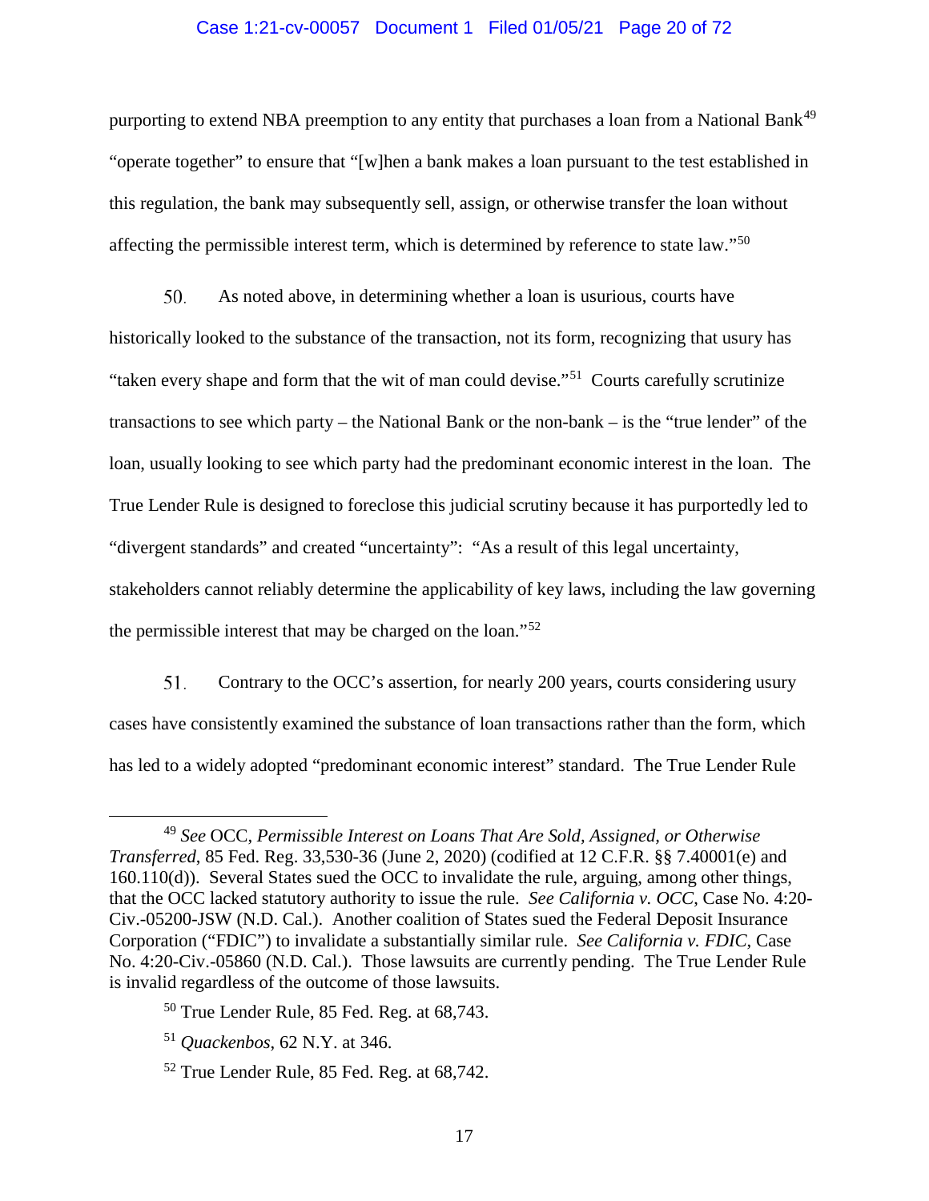purporting to extend NBA preemption to any entity that purchases a loan from a National Bank[49] "operate together" to ensure that "[w]hen a bank makes a loan pursuant to the test established in this regulation, the bank may subsequently sell, assign, or otherwise transfer the loan without affecting the permissible interest term, which is determined by reference to state law."[50]

50. As noted above, in determining whether a loan is usurious, courts have historically looked to the substance of the transaction, not its form, recognizing that usury has "taken every shape and form that the wit of man could devise."[51] Courts carefully scrutinize transactions to see which party – the National Bank or the non-bank – is the "true lender" of the loan, usually looking to see which party had the predominant economic interest in the loan. The True Lender Rule is designed to foreclose this judicial scrutiny because it has purportedly led to "divergent standards" and created "uncertainty": "As a result of this legal uncertainty, stakeholders cannot reliably determine the applicability of key laws, including the law governing the permissible interest that may be charged on the loan."[52]

51. Contrary to the OCC's assertion, for nearly 200 years, courts considering usury cases have consistently examined the substance of loan transactions rather than the form, which has led to a widely adopted "predominant economic interest" standard. The True Lender Rule

---

[49] *See* OCC, *Permissible Interest on Loans That Are Sold, Assigned, or Otherwise Transferred*, 85 Fed. Reg. 33,530-36 (June 2, 2020) (codified at 12 C.F.R. §§ 7.40001(e) and 160.110(d)). Several States sued the OCC to invalidate the rule, arguing, among other things, that the OCC lacked statutory authority to issue the rule. *See California v. OCC*, Case No. 4:20-Civ.-05200-JSW (N.D. Cal.). Another coalition of States sued the Federal Deposit Insurance Corporation ("FDIC") to invalidate a substantially similar rule. *See California v. FDIC*, Case No. 4:20-Civ.-05860 (N.D. Cal.). Those lawsuits are currently pending. The True Lender Rule is invalid regardless of the outcome of those lawsuits.

[50] True Lender Rule, 85 Fed. Reg. at 68,743.

[51] *Quackenbos*, 62 N.Y. at 346.

[52] True Lender Rule, 85 Fed. Reg. at 68,742.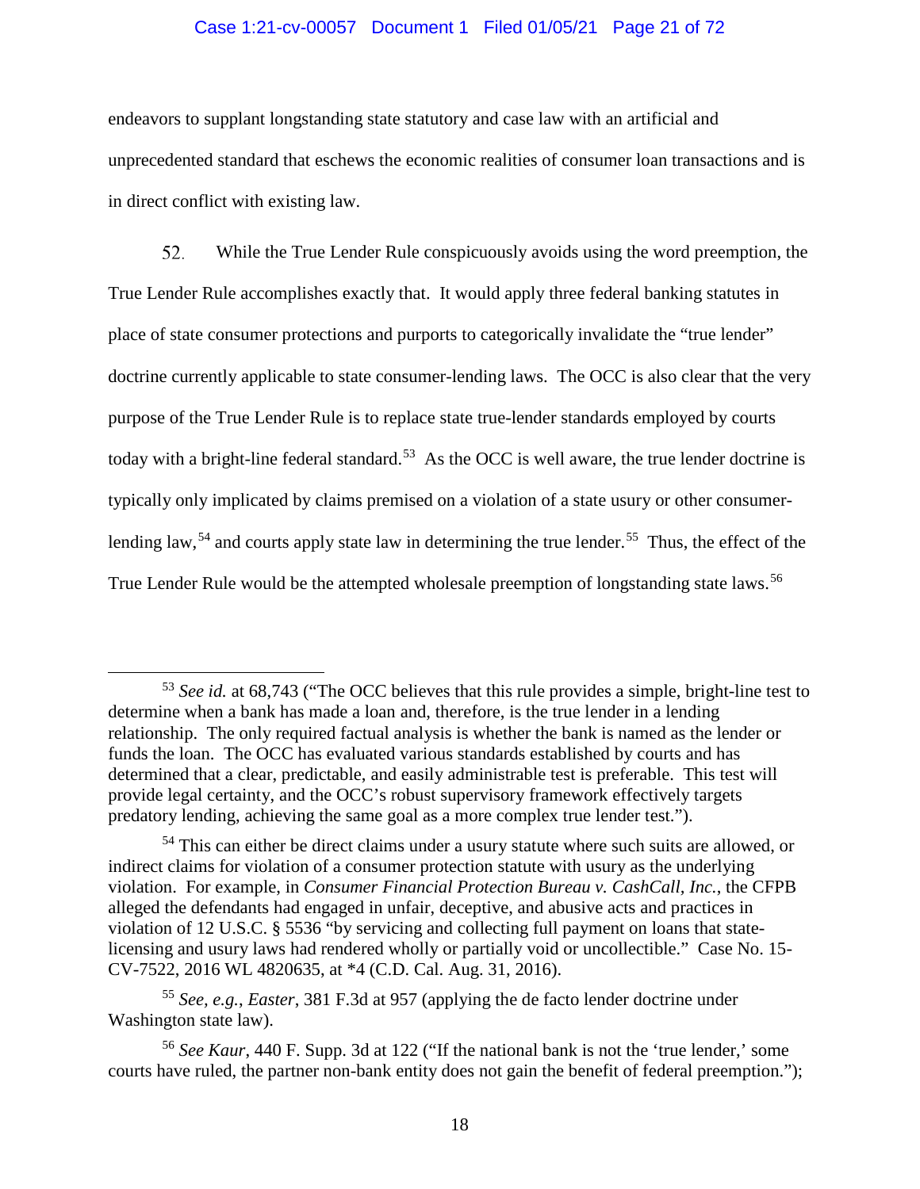endeavors to supplant longstanding state statutory and case law with an artificial and unprecedented standard that eschews the economic realities of consumer loan transactions and is in direct conflict with existing law.

52. While the True Lender Rule conspicuously avoids using the word preemption, the True Lender Rule accomplishes exactly that. It would apply three federal banking statutes in place of state consumer protections and purports to categorically invalidate the "true lender" doctrine currently applicable to state consumer-lending laws. The OCC is also clear that the very purpose of the True Lender Rule is to replace state true-lender standards employed by courts today with a bright-line federal standard.[53] As the OCC is well aware, the true lender doctrine is typically only implicated by claims premised on a violation of a state usury or other consumer-lending law,[54] and courts apply state law in determining the true lender.[55] Thus, the effect of the True Lender Rule would be the attempted wholesale preemption of longstanding state laws.[56]

---

[53] *See id.* at 68,743 ("The OCC believes that this rule provides a simple, bright-line test to determine when a bank has made a loan and, therefore, is the true lender in a lending relationship. The only required factual analysis is whether the bank is named as the lender or funds the loan. The OCC has evaluated various standards established by courts and has determined that a clear, predictable, and easily administrable test is preferable. This test will provide legal certainty, and the OCC's robust supervisory framework effectively targets predatory lending, achieving the same goal as a more complex true lender test.").

[54] This can either be direct claims under a usury statute where such suits are allowed, or indirect claims for violation of a consumer protection statute with usury as the underlying violation. For example, in *Consumer Financial Protection Bureau v. CashCall, Inc.*, the CFPB alleged the defendants had engaged in unfair, deceptive, and abusive acts and practices in violation of 12 U.S.C. § 5536 "by servicing and collecting full payment on loans that state-licensing and usury laws had rendered wholly or partially void or uncollectible." Case No. 15-CV-7522, 2016 WL 4820635, at *4 (C.D. Cal. Aug. 31, 2016).

[55] *See, e.g.*, *Easter*, 381 F.3d at 957 (applying the de facto lender doctrine under Washington state law).

[56] *See Kaur*, 440 F. Supp. 3d at 122 ("If the national bank is not the 'true lender,' some courts have ruled, the partner non-bank entity does not gain the benefit of federal preemption.");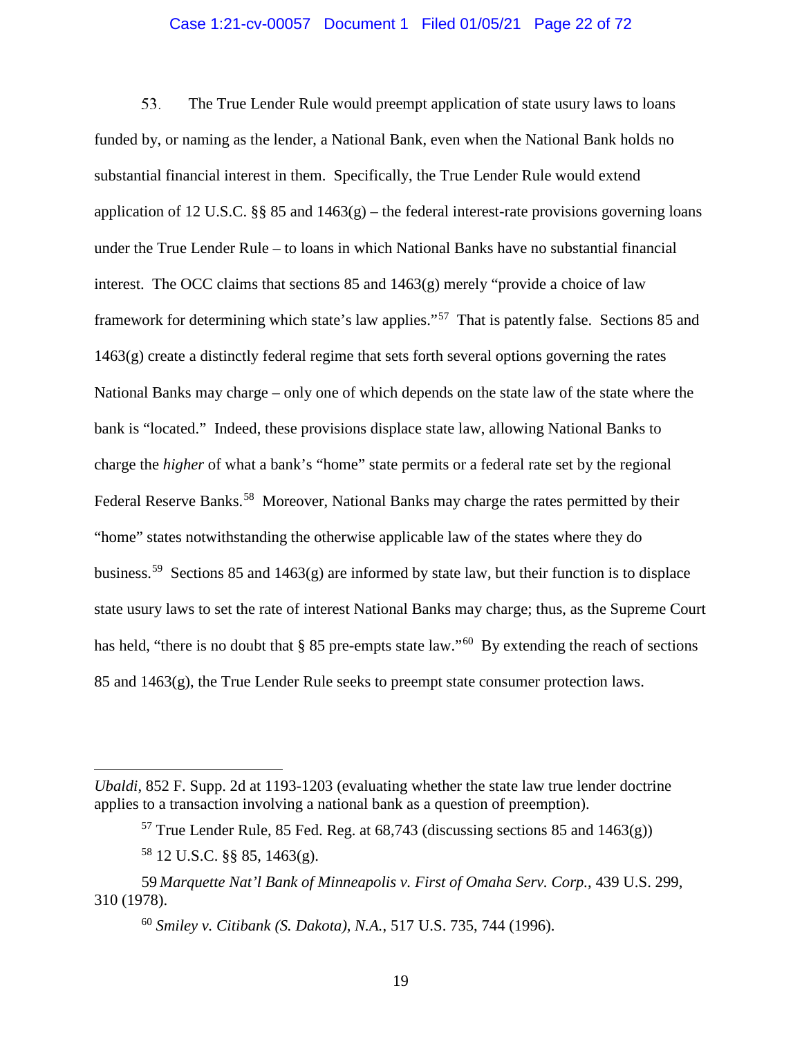53. The True Lender Rule would preempt application of state usury laws to loans funded by, or naming as the lender, a National Bank, even when the National Bank holds no substantial financial interest in them. Specifically, the True Lender Rule would extend application of 12 U.S.C. §§ 85 and 1463(g) – the federal interest-rate provisions governing loans under the True Lender Rule – to loans in which National Banks have no substantial financial interest. The OCC claims that sections 85 and 1463(g) merely "provide a choice of law framework for determining which state's law applies."[57] That is patently false. Sections 85 and 1463(g) create a distinctly federal regime that sets forth several options governing the rates National Banks may charge – only one of which depends on the state law of the state where the bank is "located." Indeed, these provisions displace state law, allowing National Banks to charge the *higher* of what a bank's "home" state permits or a federal rate set by the regional Federal Reserve Banks.[58] Moreover, National Banks may charge the rates permitted by their "home" states notwithstanding the otherwise applicable law of the states where they do business.[59] Sections 85 and 1463(g) are informed by state law, but their function is to displace state usury laws to set the rate of interest National Banks may charge; thus, as the Supreme Court has held, "there is no doubt that § 85 pre-empts state law."[60] By extending the reach of sections 85 and 1463(g), the True Lender Rule seeks to preempt state consumer protection laws.

---

*Ubaldi*, 852 F. Supp. 2d at 1193-1203 (evaluating whether the state law true lender doctrine applies to a transaction involving a national bank as a question of preemption).

[57] True Lender Rule, 85 Fed. Reg. at 68,743 (discussing sections 85 and 1463(g))

[58] 12 U.S.C. §§ 85, 1463(g).

[59] *Marquette Nat'l Bank of Minneapolis v. First of Omaha Serv. Corp.*, 439 U.S. 299, 310 (1978).

[60] *Smiley v. Citibank (S. Dakota), N.A.*, 517 U.S. 735, 744 (1996).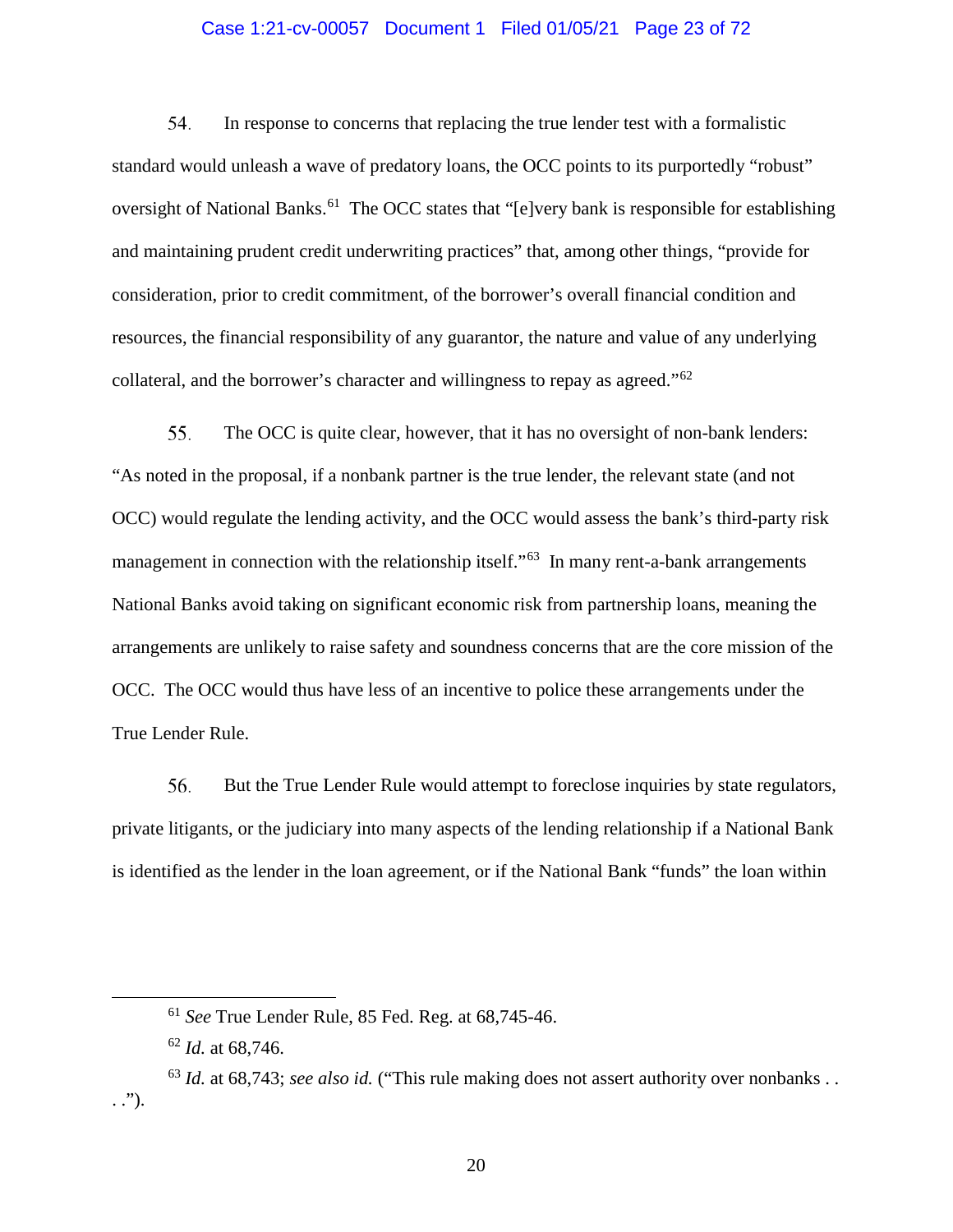54. In response to concerns that replacing the true lender test with a formalistic standard would unleash a wave of predatory loans, the OCC points to its purportedly "robust" oversight of National Banks.[61] The OCC states that "[e]very bank is responsible for establishing and maintaining prudent credit underwriting practices" that, among other things, "provide for consideration, prior to credit commitment, of the borrower's overall financial condition and resources, the financial responsibility of any guarantor, the nature and value of any underlying collateral, and the borrower's character and willingness to repay as agreed."[62]

55. The OCC is quite clear, however, that it has no oversight of non-bank lenders: "As noted in the proposal, if a nonbank partner is the true lender, the relevant state (and not OCC) would regulate the lending activity, and the OCC would assess the bank's third-party risk management in connection with the relationship itself."[63] In many rent-a-bank arrangements National Banks avoid taking on significant economic risk from partnership loans, meaning the arrangements are unlikely to raise safety and soundness concerns that are the core mission of the OCC. The OCC would thus have less of an incentive to police these arrangements under the True Lender Rule.

56. But the True Lender Rule would attempt to foreclose inquiries by state regulators, private litigants, or the judiciary into many aspects of the lending relationship if a National Bank is identified as the lender in the loan agreement, or if the National Bank "funds" the loan within

---

[61] *See* True Lender Rule, 85 Fed. Reg. at 68,745-46.

[62] *Id.* at 68,746.

[63] *Id.* at 68,743; *see also id.* ("This rule making does not assert authority over nonbanks . . . .").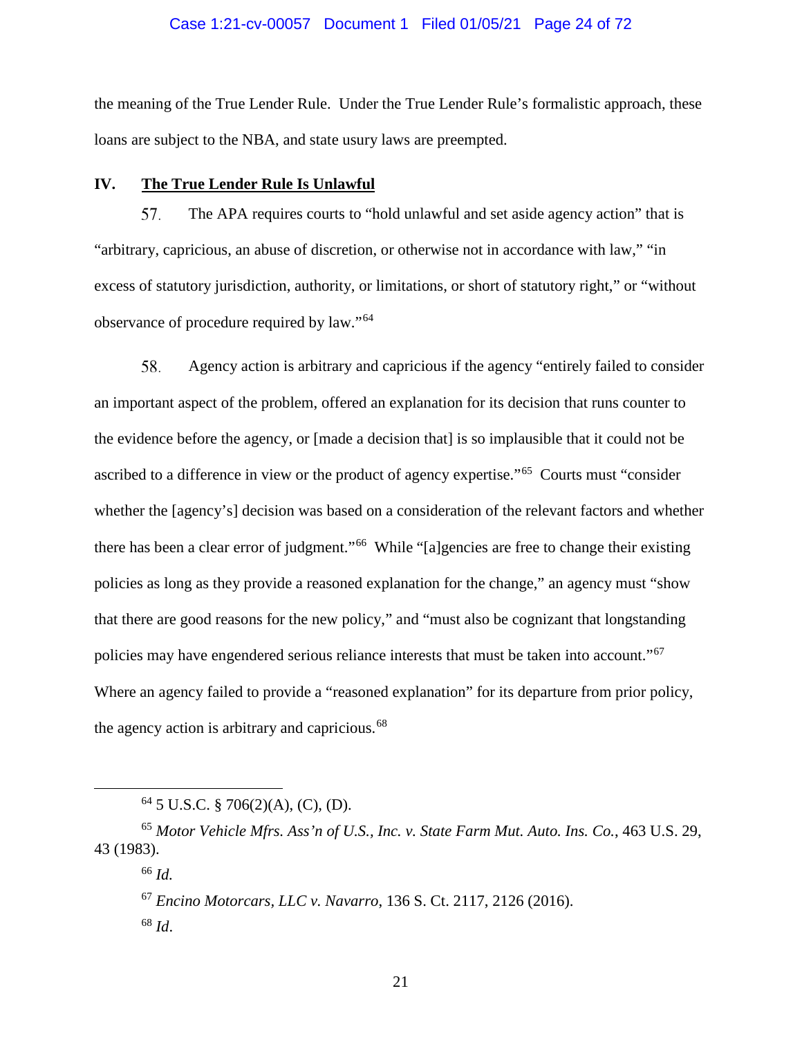the meaning of the True Lender Rule. Under the True Lender Rule's formalistic approach, these loans are subject to the NBA, and state usury laws are preempted.

## IV. <u>The True Lender Rule Is Unlawful</u>

57. The APA requires courts to "hold unlawful and set aside agency action" that is "arbitrary, capricious, an abuse of discretion, or otherwise not in accordance with law," "in excess of statutory jurisdiction, authority, or limitations, or short of statutory right," or "without observance of procedure required by law."[64]

58. Agency action is arbitrary and capricious if the agency "entirely failed to consider an important aspect of the problem, offered an explanation for its decision that runs counter to the evidence before the agency, or [made a decision that] is so implausible that it could not be ascribed to a difference in view or the product of agency expertise."[65] Courts must "consider whether the [agency's] decision was based on a consideration of the relevant factors and whether there has been a clear error of judgment."[66] While "[a]gencies are free to change their existing policies as long as they provide a reasoned explanation for the change," an agency must "show that there are good reasons for the new policy," and "must also be cognizant that longstanding policies may have engendered serious reliance interests that must be taken into account."[67] Where an agency failed to provide a "reasoned explanation" for its departure from prior policy, the agency action is arbitrary and capricious.[68]

---

[64] 5 U.S.C. § 706(2)(A), (C), (D).

[65] *Motor Vehicle Mfrs. Ass'n of U.S., Inc. v. State Farm Mut. Auto. Ins. Co.*, 463 U.S. 29, 43 (1983).

[66] *Id.*

[67] *Encino Motorcars, LLC v. Navarro*, 136 S. Ct. 2117, 2126 (2016).

[68] *Id*.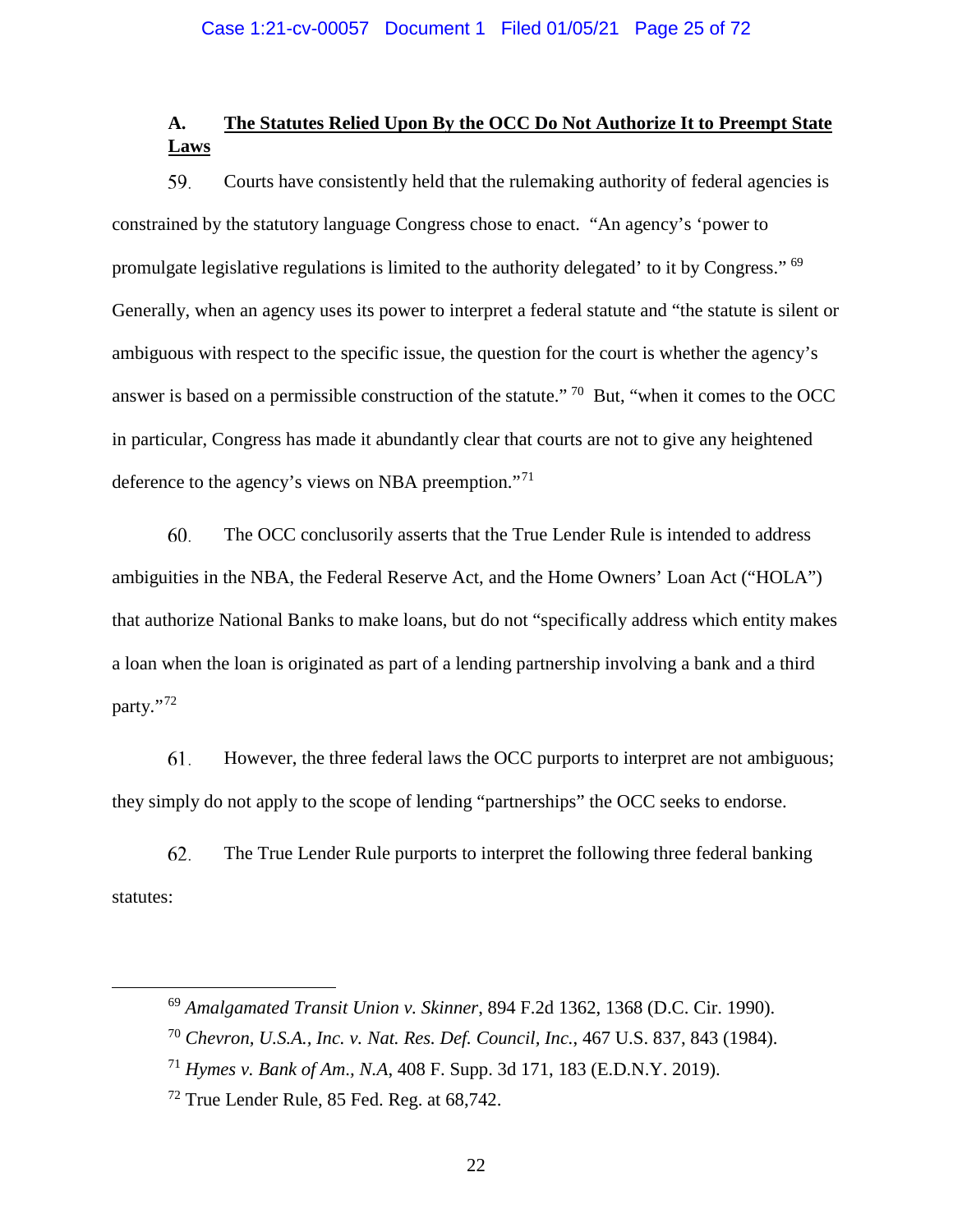## A. The Statutes Relied Upon By the OCC Do Not Authorize It to Preempt State Laws

59. Courts have consistently held that the rulemaking authority of federal agencies is constrained by the statutory language Congress chose to enact. "An agency's 'power to promulgate legislative regulations is limited to the authority delegated' to it by Congress." [69] Generally, when an agency uses its power to interpret a federal statute and "the statute is silent or ambiguous with respect to the specific issue, the question for the court is whether the agency's answer is based on a permissible construction of the statute." [70] But, "when it comes to the OCC in particular, Congress has made it abundantly clear that courts are not to give any heightened deference to the agency's views on NBA preemption."[71]

60. The OCC conclusorily asserts that the True Lender Rule is intended to address ambiguities in the NBA, the Federal Reserve Act, and the Home Owners' Loan Act ("HOLA") that authorize National Banks to make loans, but do not "specifically address which entity makes a loan when the loan is originated as part of a lending partnership involving a bank and a third party."[72]

61. However, the three federal laws the OCC purports to interpret are not ambiguous; they simply do not apply to the scope of lending "partnerships" the OCC seeks to endorse.

62. The True Lender Rule purports to interpret the following three federal banking statutes:

---

[69] *Amalgamated Transit Union v. Skinner*, 894 F.2d 1362, 1368 (D.C. Cir. 1990).

[70] *Chevron, U.S.A., Inc. v. Nat. Res. Def. Council, Inc.*, 467 U.S. 837, 843 (1984).

[71] *Hymes v. Bank of Am., N.A*, 408 F. Supp. 3d 171, 183 (E.D.N.Y. 2019).

[72] True Lender Rule, 85 Fed. Reg. at 68,742.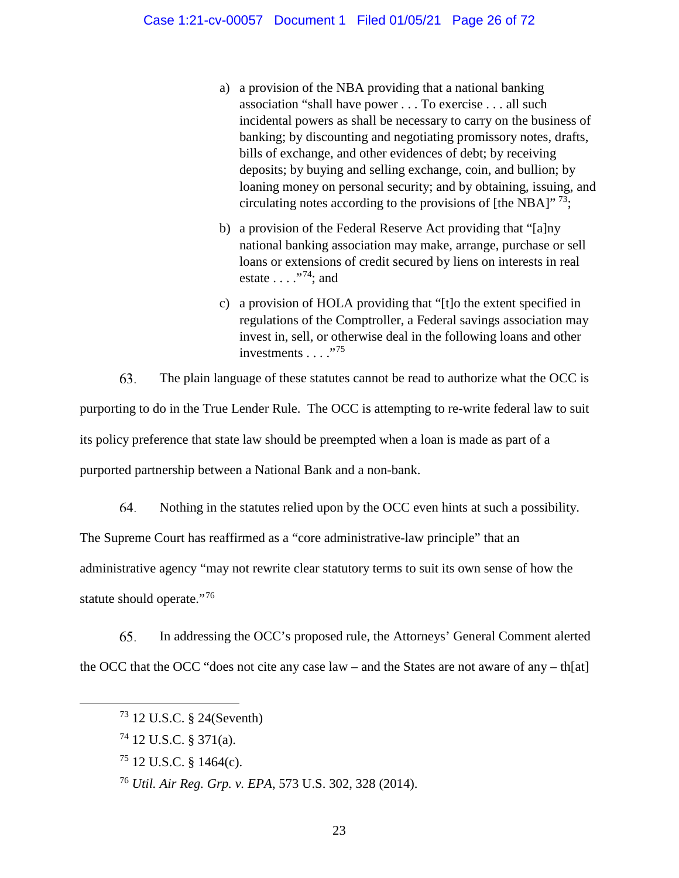a) a provision of the NBA providing that a national banking association "shall have power . . . To exercise . . . all such incidental powers as shall be necessary to carry on the business of banking; by discounting and negotiating promissory notes, drafts, bills of exchange, and other evidences of debt; by receiving deposits; by buying and selling exchange, coin, and bullion; by loaning money on personal security; and by obtaining, issuing, and circulating notes according to the provisions of [the NBA]" [73];

b) a provision of the Federal Reserve Act providing that "[a]ny national banking association may make, arrange, purchase or sell loans or extensions of credit secured by liens on interests in real estate . . . ."[74]; and

c) a provision of HOLA providing that "[t]o the extent specified in regulations of the Comptroller, a Federal savings association may invest in, sell, or otherwise deal in the following loans and other investments . . . ."[75]

63. The plain language of these statutes cannot be read to authorize what the OCC is purporting to do in the True Lender Rule. The OCC is attempting to re-write federal law to suit its policy preference that state law should be preempted when a loan is made as part of a purported partnership between a National Bank and a non-bank.

64. Nothing in the statutes relied upon by the OCC even hints at such a possibility. The Supreme Court has reaffirmed as a "core administrative-law principle" that an administrative agency "may not rewrite clear statutory terms to suit its own sense of how the statute should operate."[76]

65. In addressing the OCC's proposed rule, the Attorneys' General Comment alerted the OCC that the OCC "does not cite any case law – and the States are not aware of any – th[at]

---

[73] 12 U.S.C. § 24(Seventh)

[74] 12 U.S.C. § 371(a).

[75] 12 U.S.C. § 1464(c).

[76] *Util. Air Reg. Grp. v. EPA*, 573 U.S. 302, 328 (2014).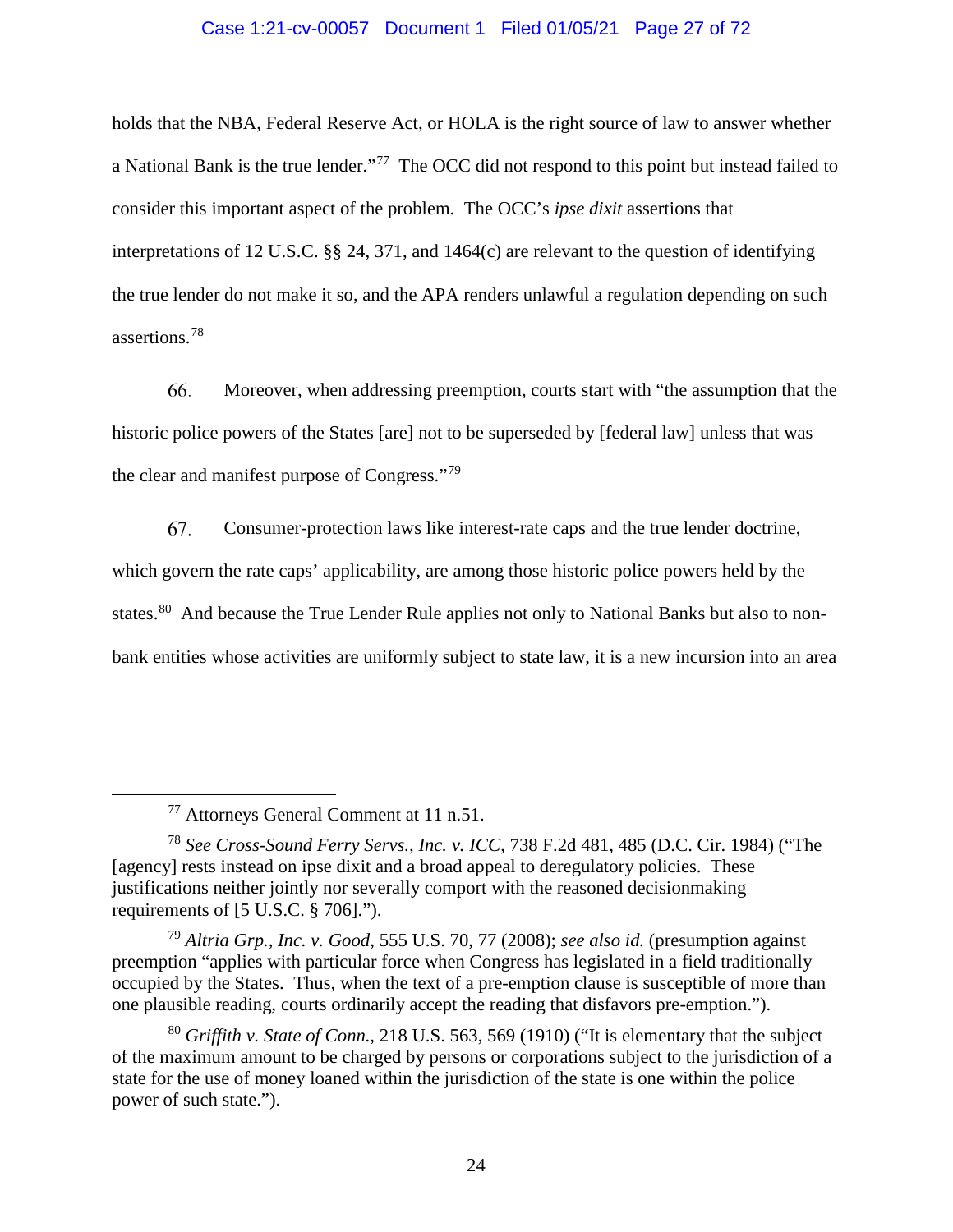holds that the NBA, Federal Reserve Act, or HOLA is the right source of law to answer whether a National Bank is the true lender."[77] The OCC did not respond to this point but instead failed to consider this important aspect of the problem. The OCC's *ipse dixit* assertions that interpretations of 12 U.S.C. §§ 24, 371, and 1464(c) are relevant to the question of identifying the true lender do not make it so, and the APA renders unlawful a regulation depending on such assertions.[78]

66. Moreover, when addressing preemption, courts start with "the assumption that the historic police powers of the States [are] not to be superseded by [federal law] unless that was the clear and manifest purpose of Congress."[79]

67. Consumer-protection laws like interest-rate caps and the true lender doctrine, which govern the rate caps' applicability, are among those historic police powers held by the states.[80] And because the True Lender Rule applies not only to National Banks but also to non-bank entities whose activities are uniformly subject to state law, it is a new incursion into an area

---

[77] Attorneys General Comment at 11 n.51.

[78] *See Cross-Sound Ferry Servs., Inc. v. ICC*, 738 F.2d 481, 485 (D.C. Cir. 1984) ("The [agency] rests instead on ipse dixit and a broad appeal to deregulatory policies. These justifications neither jointly nor severally comport with the reasoned decisionmaking requirements of [5 U.S.C. § 706].").

[79] *Altria Grp., Inc. v. Good*, 555 U.S. 70, 77 (2008); *see also id.* (presumption against preemption "applies with particular force when Congress has legislated in a field traditionally occupied by the States. Thus, when the text of a pre-emption clause is susceptible of more than one plausible reading, courts ordinarily accept the reading that disfavors pre-emption.").

[80] *Griffith v. State of Conn.*, 218 U.S. 563, 569 (1910) ("It is elementary that the subject of the maximum amount to be charged by persons or corporations subject to the jurisdiction of a state for the use of money loaned within the jurisdiction of the state is one within the police power of such state.").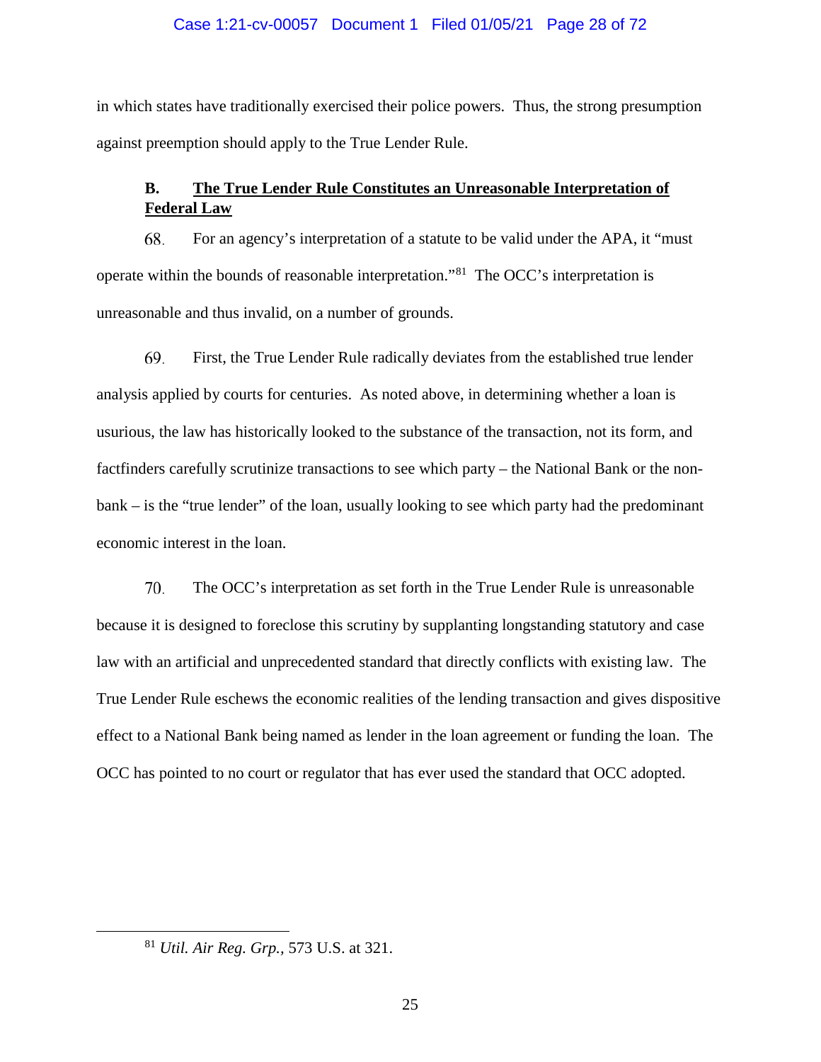in which states have traditionally exercised their police powers. Thus, the strong presumption against preemption should apply to the True Lender Rule.

### B. <u>The True Lender Rule Constitutes an Unreasonable Interpretation of Federal Law</u>

68. For an agency's interpretation of a statute to be valid under the APA, it "must operate within the bounds of reasonable interpretation."[81] The OCC's interpretation is unreasonable and thus invalid, on a number of grounds.

69. First, the True Lender Rule radically deviates from the established true lender analysis applied by courts for centuries. As noted above, in determining whether a loan is usurious, the law has historically looked to the substance of the transaction, not its form, and factfinders carefully scrutinize transactions to see which party – the National Bank or the non-bank – is the "true lender" of the loan, usually looking to see which party had the predominant economic interest in the loan.

70. The OCC's interpretation as set forth in the True Lender Rule is unreasonable because it is designed to foreclose this scrutiny by supplanting longstanding statutory and case law with an artificial and unprecedented standard that directly conflicts with existing law. The True Lender Rule eschews the economic realities of the lending transaction and gives dispositive effect to a National Bank being named as lender in the loan agreement or funding the loan. The OCC has pointed to no court or regulator that has ever used the standard that OCC adopted.

---

[81] *Util. Air Reg. Grp.*, 573 U.S. at 321.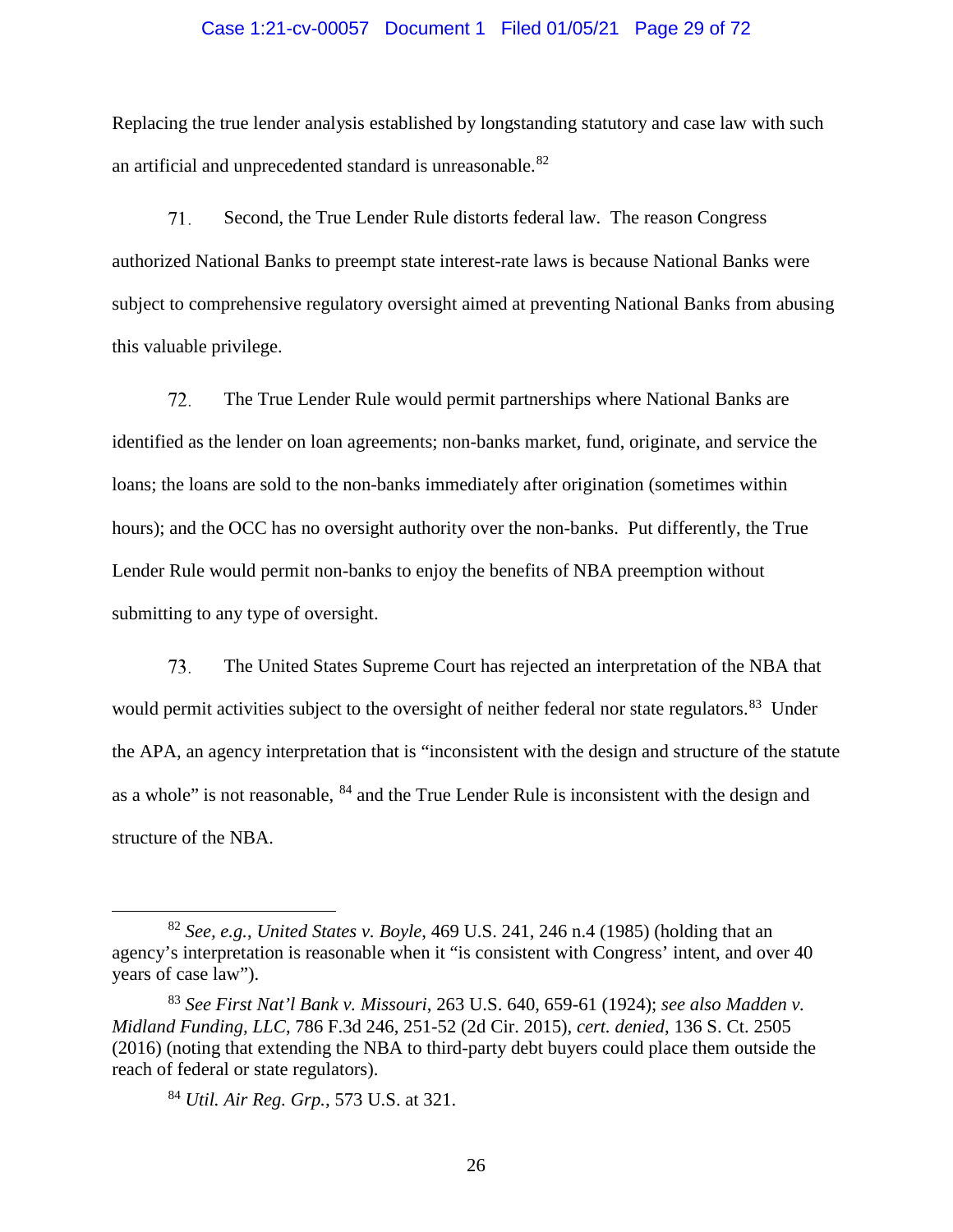Replacing the true lender analysis established by longstanding statutory and case law with such an artificial and unprecedented standard is unreasonable.[82]

71. Second, the True Lender Rule distorts federal law. The reason Congress authorized National Banks to preempt state interest-rate laws is because National Banks were subject to comprehensive regulatory oversight aimed at preventing National Banks from abusing this valuable privilege.

72. The True Lender Rule would permit partnerships where National Banks are identified as the lender on loan agreements; non-banks market, fund, originate, and service the loans; the loans are sold to the non-banks immediately after origination (sometimes within hours); and the OCC has no oversight authority over the non-banks. Put differently, the True Lender Rule would permit non-banks to enjoy the benefits of NBA preemption without submitting to any type of oversight.

73. The United States Supreme Court has rejected an interpretation of the NBA that would permit activities subject to the oversight of neither federal nor state regulators.[83] Under the APA, an agency interpretation that is "inconsistent with the design and structure of the statute as a whole" is not reasonable, [84] and the True Lender Rule is inconsistent with the design and structure of the NBA.

---

[82] *See, e.g.*, *United States v. Boyle*, 469 U.S. 241, 246 n.4 (1985) (holding that an agency's interpretation is reasonable when it "is consistent with Congress' intent, and over 40 years of case law").

[83] *See First Nat'l Bank v. Missouri*, 263 U.S. 640, 659-61 (1924); *see also Madden v. Midland Funding, LLC*, 786 F.3d 246, 251-52 (2d Cir. 2015), *cert. denied*, 136 S. Ct. 2505 (2016) (noting that extending the NBA to third-party debt buyers could place them outside the reach of federal or state regulators).

[84] *Util. Air Reg. Grp.,* 573 U.S. at 321.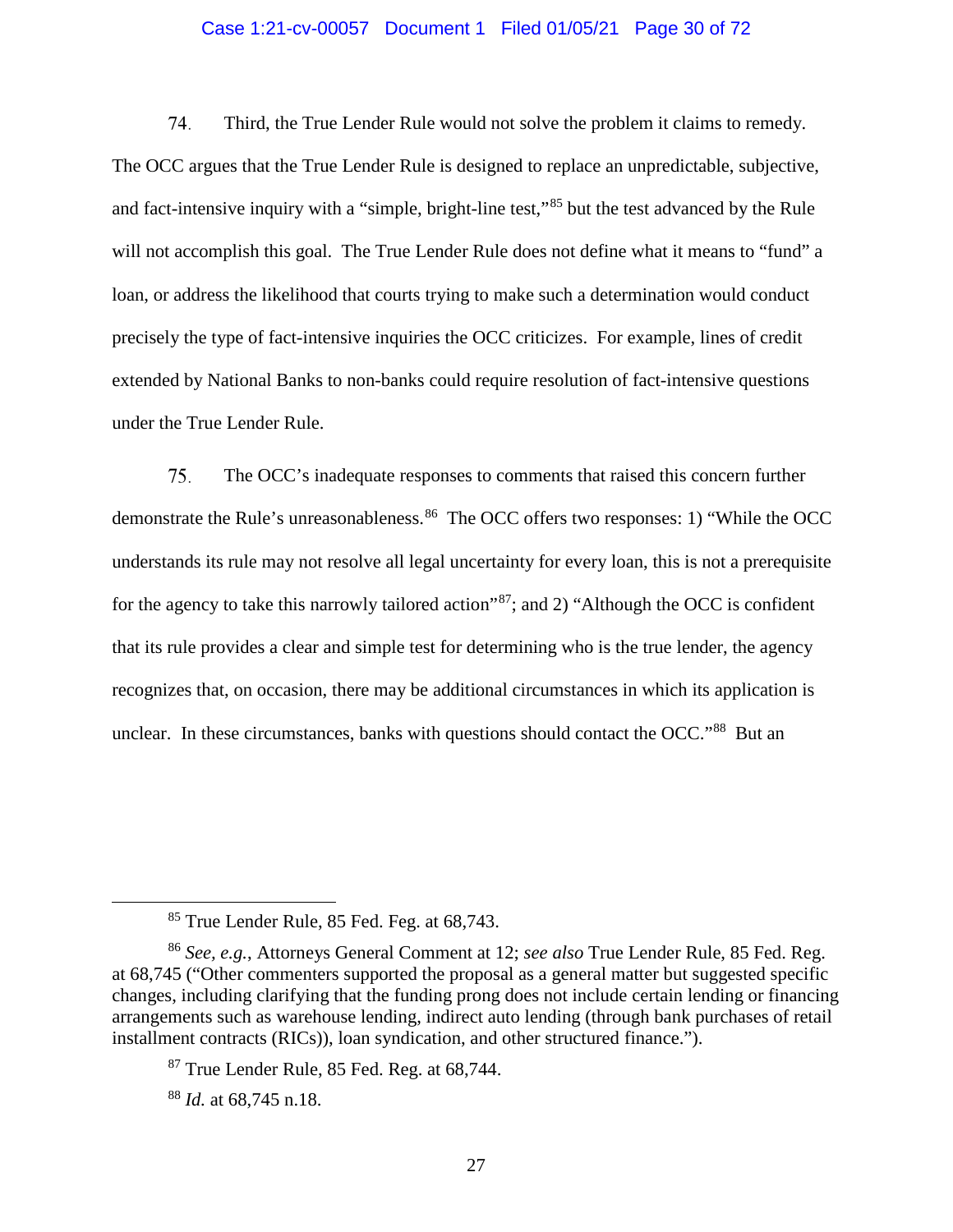74. Third, the True Lender Rule would not solve the problem it claims to remedy. The OCC argues that the True Lender Rule is designed to replace an unpredictable, subjective, and fact-intensive inquiry with a "simple, bright-line test,"[85] but the test advanced by the Rule will not accomplish this goal. The True Lender Rule does not define what it means to "fund" a loan, or address the likelihood that courts trying to make such a determination would conduct precisely the type of fact-intensive inquiries the OCC criticizes. For example, lines of credit extended by National Banks to non-banks could require resolution of fact-intensive questions under the True Lender Rule.

75. The OCC's inadequate responses to comments that raised this concern further demonstrate the Rule's unreasonableness.[86] The OCC offers two responses: 1) "While the OCC understands its rule may not resolve all legal uncertainty for every loan, this is not a prerequisite for the agency to take this narrowly tailored action"[87]; and 2) "Although the OCC is confident that its rule provides a clear and simple test for determining who is the true lender, the agency recognizes that, on occasion, there may be additional circumstances in which its application is unclear. In these circumstances, banks with questions should contact the OCC."[88] But an

---

[85] True Lender Rule, 85 Fed. Feg. at 68,743.

[86] *See, e.g.*, Attorneys General Comment at 12; *see also* True Lender Rule, 85 Fed. Reg. at 68,745 ("Other commenters supported the proposal as a general matter but suggested specific changes, including clarifying that the funding prong does not include certain lending or financing arrangements such as warehouse lending, indirect auto lending (through bank purchases of retail installment contracts (RICs)), loan syndication, and other structured finance.").

[87] True Lender Rule, 85 Fed. Reg. at 68,744.

[88] *Id.* at 68,745 n.18.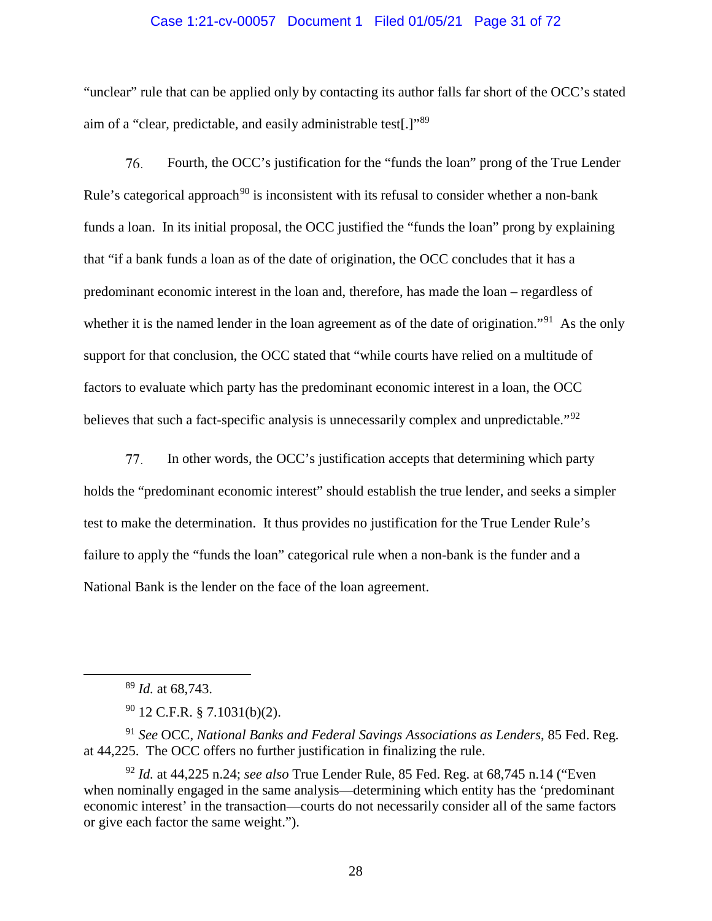"unclear" rule that can be applied only by contacting its author falls far short of the OCC's stated aim of a "clear, predictable, and easily administrable test[.]"[89]

76. Fourth, the OCC's justification for the "funds the loan" prong of the True Lender Rule's categorical approach[90] is inconsistent with its refusal to consider whether a non-bank funds a loan. In its initial proposal, the OCC justified the "funds the loan" prong by explaining that "if a bank funds a loan as of the date of origination, the OCC concludes that it has a predominant economic interest in the loan and, therefore, has made the loan – regardless of whether it is the named lender in the loan agreement as of the date of origination."[91] As the only support for that conclusion, the OCC stated that "while courts have relied on a multitude of factors to evaluate which party has the predominant economic interest in a loan, the OCC believes that such a fact-specific analysis is unnecessarily complex and unpredictable."[92]

77. In other words, the OCC's justification accepts that determining which party holds the "predominant economic interest" should establish the true lender, and seeks a simpler test to make the determination. It thus provides no justification for the True Lender Rule's failure to apply the "funds the loan" categorical rule when a non-bank is the funder and a National Bank is the lender on the face of the loan agreement.

---

[89] *Id.* at 68,743.

[90] 12 C.F.R. § 7.1031(b)(2).

[91] *See* OCC, *National Banks and Federal Savings Associations as Lenders*, 85 Fed. Reg. at 44,225. The OCC offers no further justification in finalizing the rule.

[92] *Id.* at 44,225 n.24; *see also* True Lender Rule, 85 Fed. Reg. at 68,745 n.14 ("Even when nominally engaged in the same analysis—determining which entity has the 'predominant economic interest' in the transaction—courts do not necessarily consider all of the same factors or give each factor the same weight.").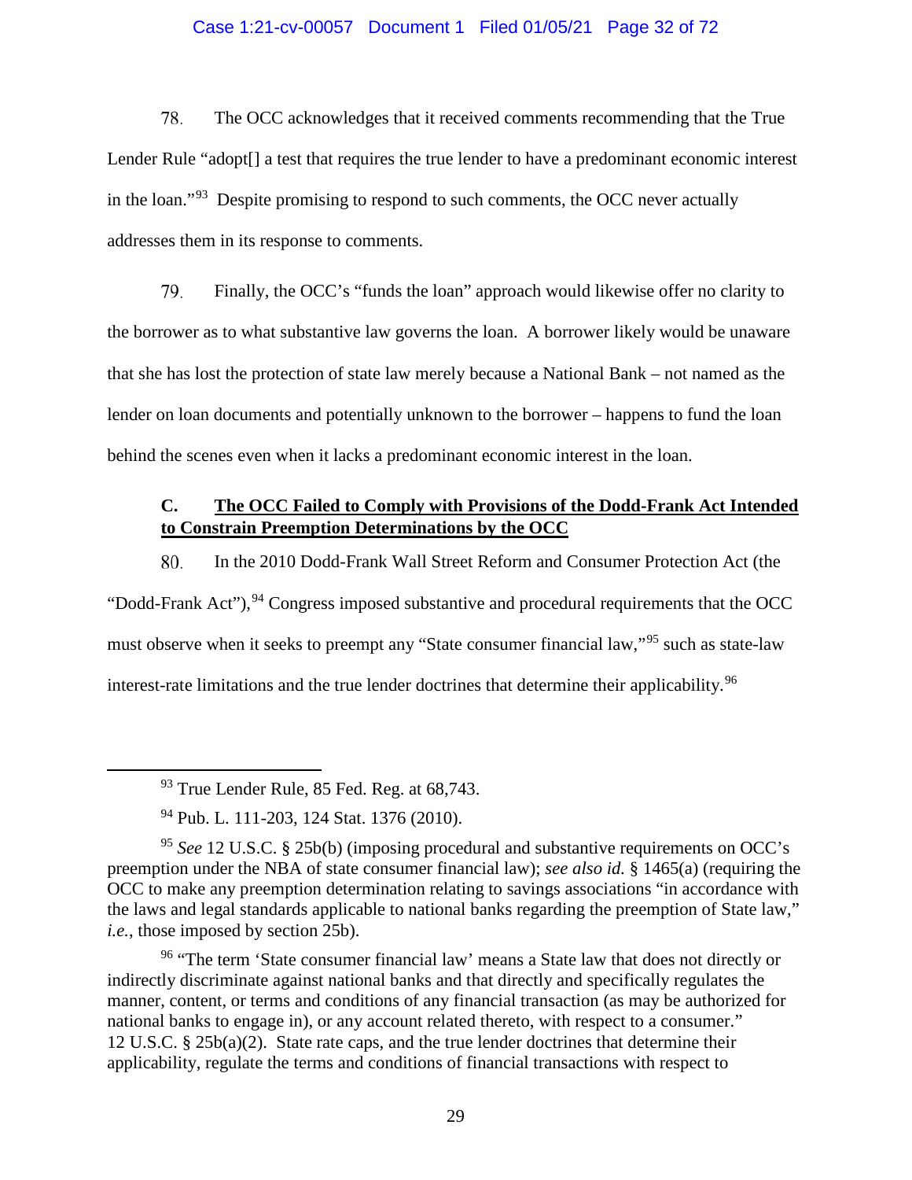78. The OCC acknowledges that it received comments recommending that the True Lender Rule "adopt[] a test that requires the true lender to have a predominant economic interest in the loan."[93] Despite promising to respond to such comments, the OCC never actually addresses them in its response to comments.

79. Finally, the OCC's "funds the loan" approach would likewise offer no clarity to the borrower as to what substantive law governs the loan. A borrower likely would be unaware that she has lost the protection of state law merely because a National Bank – not named as the lender on loan documents and potentially unknown to the borrower – happens to fund the loan behind the scenes even when it lacks a predominant economic interest in the loan.

### C. <u>The OCC Failed to Comply with Provisions of the Dodd-Frank Act Intended to Constrain Preemption Determinations by the OCC</u>

80. In the 2010 Dodd-Frank Wall Street Reform and Consumer Protection Act (the "Dodd-Frank Act"),[94] Congress imposed substantive and procedural requirements that the OCC must observe when it seeks to preempt any "State consumer financial law,"[95] such as state-law interest-rate limitations and the true lender doctrines that determine their applicability.[96]

---

[93] True Lender Rule, 85 Fed. Reg. at 68,743.

[94] Pub. L. 111-203, 124 Stat. 1376 (2010).

[95] *See* 12 U.S.C. § 25b(b) (imposing procedural and substantive requirements on OCC's preemption under the NBA of state consumer financial law); *see also id.* § 1465(a) (requiring the OCC to make any preemption determination relating to savings associations "in accordance with the laws and legal standards applicable to national banks regarding the preemption of State law," *i.e.*, those imposed by section 25b).

[96] "The term 'State consumer financial law' means a State law that does not directly or indirectly discriminate against national banks and that directly and specifically regulates the manner, content, or terms and conditions of any financial transaction (as may be authorized for national banks to engage in), or any account related thereto, with respect to a consumer." 12 U.S.C. § 25b(a)(2). State rate caps, and the true lender doctrines that determine their applicability, regulate the terms and conditions of financial transactions with respect to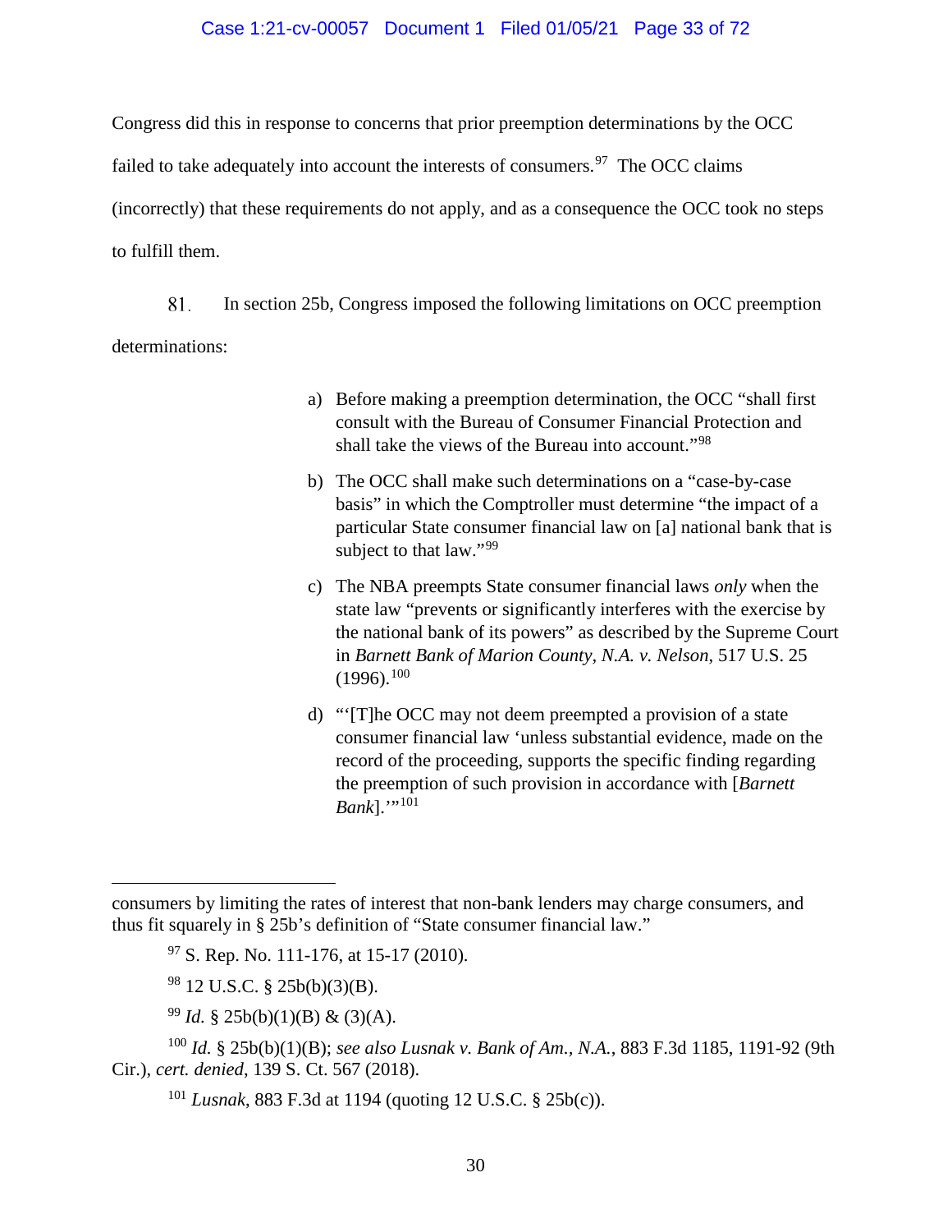Congress did this in response to concerns that prior preemption determinations by the OCC failed to take adequately into account the interests of consumers.[97] The OCC claims (incorrectly) that these requirements do not apply, and as a consequence the OCC took no steps to fulfill them.

81. In section 25b, Congress imposed the following limitations on OCC preemption determinations:

> a) Before making a preemption determination, the OCC "shall first consult with the Bureau of Consumer Financial Protection and shall take the views of the Bureau into account."[98]
>
> b) The OCC shall make such determinations on a "case-by-case basis" in which the Comptroller must determine "the impact of a particular State consumer financial law on [a] national bank that is subject to that law."[99]
>
> c) The NBA preempts State consumer financial laws *only* when the state law "prevents or significantly interferes with the exercise by the national bank of its powers" as described by the Supreme Court in *Barnett Bank of Marion County, N.A. v. Nelson*, 517 U.S. 25 (1996).[100]
>
> d) "'[T]he OCC may not deem preempted a provision of a state consumer financial law 'unless substantial evidence, made on the record of the proceeding, supports the specific finding regarding the preemption of such provision in accordance with [*Barnett Bank*].'"[101]

---

consumers by limiting the rates of interest that non-bank lenders may charge consumers, and thus fit squarely in § 25b's definition of "State consumer financial law."

[97] S. Rep. No. 111-176, at 15-17 (2010).

[98] 12 U.S.C. § 25b(b)(3)(B).

[99] *Id.* § 25b(b)(1)(B) & (3)(A).

[100] *Id.* § 25b(b)(1)(B); *see also Lusnak v. Bank of Am., N.A.*, 883 F.3d 1185, 1191-92 (9th Cir.), *cert. denied*, 139 S. Ct. 567 (2018).

[101] *Lusnak*, 883 F.3d at 1194 (quoting 12 U.S.C. § 25b(c)).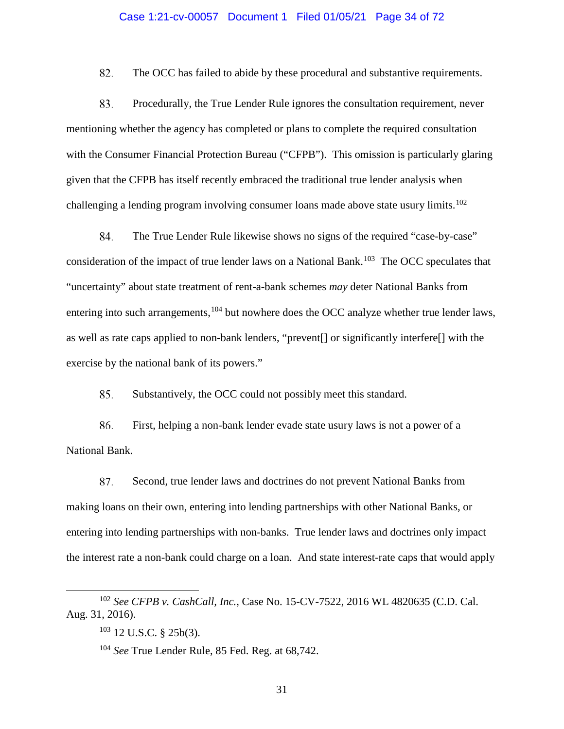82. The OCC has failed to abide by these procedural and substantive requirements.

83. Procedurally, the True Lender Rule ignores the consultation requirement, never mentioning whether the agency has completed or plans to complete the required consultation with the Consumer Financial Protection Bureau ("CFPB"). This omission is particularly glaring given that the CFPB has itself recently embraced the traditional true lender analysis when challenging a lending program involving consumer loans made above state usury limits.[102]

84. The True Lender Rule likewise shows no signs of the required "case-by-case" consideration of the impact of true lender laws on a National Bank.[103] The OCC speculates that "uncertainty" about state treatment of rent-a-bank schemes *may* deter National Banks from entering into such arrangements,[104] but nowhere does the OCC analyze whether true lender laws, as well as rate caps applied to non-bank lenders, "prevent[] or significantly interfere[] with the exercise by the national bank of its powers."

85. Substantively, the OCC could not possibly meet this standard.

86. First, helping a non-bank lender evade state usury laws is not a power of a National Bank.

87. Second, true lender laws and doctrines do not prevent National Banks from making loans on their own, entering into lending partnerships with other National Banks, or entering into lending partnerships with non-banks. True lender laws and doctrines only impact the interest rate a non-bank could charge on a loan. And state interest-rate caps that would apply

---

[102] *See CFPB v. CashCall, Inc.*, Case No. 15-CV-7522, 2016 WL 4820635 (C.D. Cal. Aug. 31, 2016).

[103] 12 U.S.C. § 25b(3).

[104] *See* True Lender Rule, 85 Fed. Reg. at 68,742.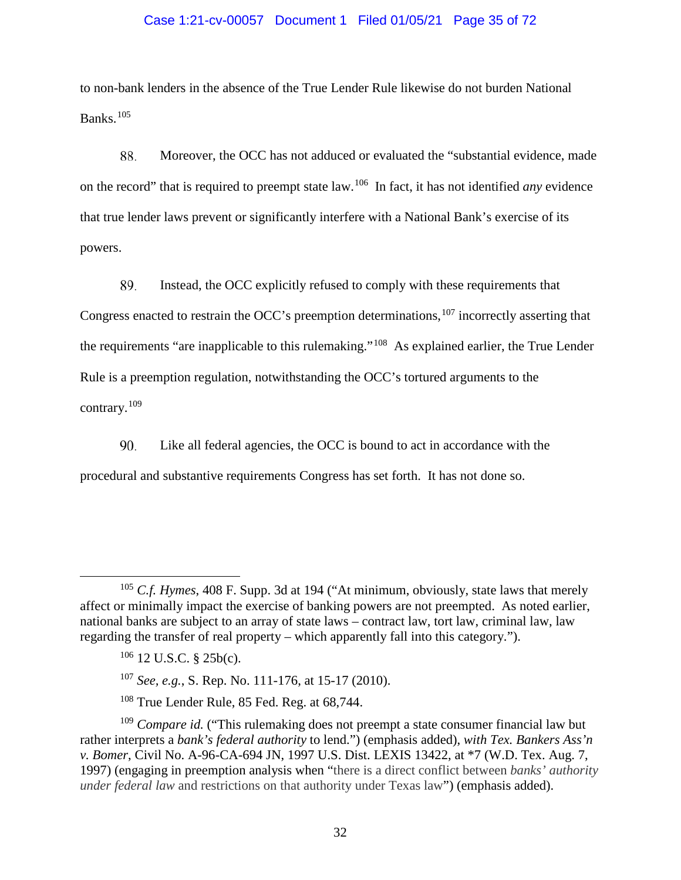to non-bank lenders in the absence of the True Lender Rule likewise do not burden National Banks.[105]

88. Moreover, the OCC has not adduced or evaluated the "substantial evidence, made on the record" that is required to preempt state law.[106] In fact, it has not identified *any* evidence that true lender laws prevent or significantly interfere with a National Bank's exercise of its powers.

89. Instead, the OCC explicitly refused to comply with these requirements that Congress enacted to restrain the OCC's preemption determinations,[107] incorrectly asserting that the requirements "are inapplicable to this rulemaking."[108] As explained earlier, the True Lender Rule is a preemption regulation, notwithstanding the OCC's tortured arguments to the contrary.[109]

90. Like all federal agencies, the OCC is bound to act in accordance with the procedural and substantive requirements Congress has set forth. It has not done so.

---

[105] *C.f. Hymes*, 408 F. Supp. 3d at 194 ("At minimum, obviously, state laws that merely affect or minimally impact the exercise of banking powers are not preempted. As noted earlier, national banks are subject to an array of state laws – contract law, tort law, criminal law, law regarding the transfer of real property – which apparently fall into this category.").

[106] 12 U.S.C. § 25b(c).

[107] *See, e.g.*, S. Rep. No. 111-176, at 15-17 (2010).

[108] True Lender Rule, 85 Fed. Reg. at 68,744.

[109] *Compare id.* ("This rulemaking does not preempt a state consumer financial law but rather interprets a *bank's federal authority* to lend.") (emphasis added), *with Tex. Bankers Ass'n v. Bomer*, Civil No. A-96-CA-694 JN, 1997 U.S. Dist. LEXIS 13422, at *7 (W.D. Tex. Aug. 7, 1997) (engaging in preemption analysis when "there is a direct conflict between *banks' authority under federal law* and restrictions on that authority under Texas law") (emphasis added).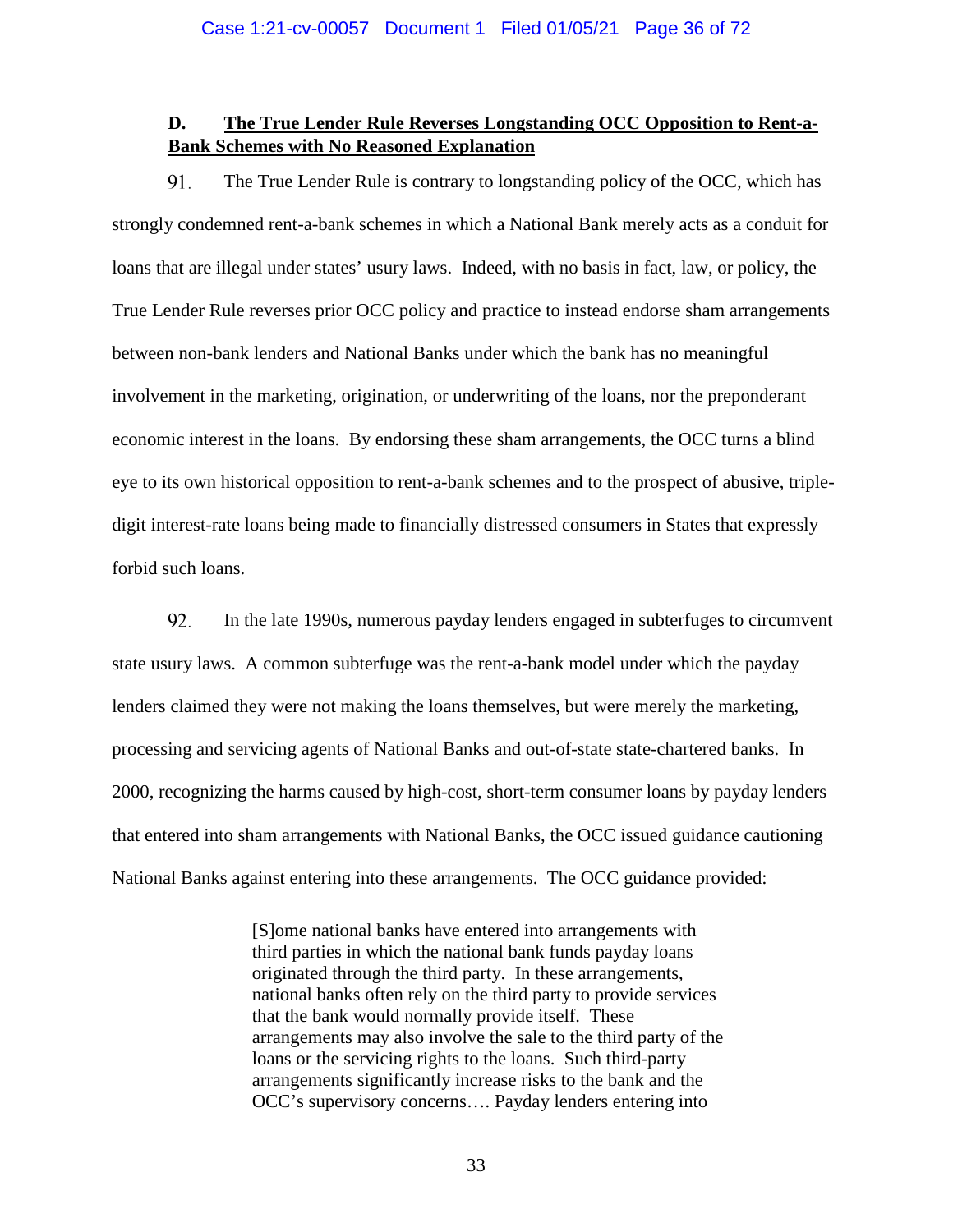### D. **The True Lender Rule Reverses Longstanding OCC Opposition to Rent-a-Bank Schemes with No Reasoned Explanation**

91. The True Lender Rule is contrary to longstanding policy of the OCC, which has strongly condemned rent-a-bank schemes in which a National Bank merely acts as a conduit for loans that are illegal under states' usury laws. Indeed, with no basis in fact, law, or policy, the True Lender Rule reverses prior OCC policy and practice to instead endorse sham arrangements between non-bank lenders and National Banks under which the bank has no meaningful involvement in the marketing, origination, or underwriting of the loans, nor the preponderant economic interest in the loans. By endorsing these sham arrangements, the OCC turns a blind eye to its own historical opposition to rent-a-bank schemes and to the prospect of abusive, triple-digit interest-rate loans being made to financially distressed consumers in States that expressly forbid such loans.

92. In the late 1990s, numerous payday lenders engaged in subterfuges to circumvent state usury laws. A common subterfuge was the rent-a-bank model under which the payday lenders claimed they were not making the loans themselves, but were merely the marketing, processing and servicing agents of National Banks and out-of-state state-chartered banks. In 2000, recognizing the harms caused by high-cost, short-term consumer loans by payday lenders that entered into sham arrangements with National Banks, the OCC issued guidance cautioning National Banks against entering into these arrangements. The OCC guidance provided:

> [S]ome national banks have entered into arrangements with third parties in which the national bank funds payday loans originated through the third party. In these arrangements, national banks often rely on the third party to provide services that the bank would normally provide itself. These arrangements may also involve the sale to the third party of the loans or the servicing rights to the loans. Such third-party arrangements significantly increase risks to the bank and the OCC's supervisory concerns…. Payday lenders entering into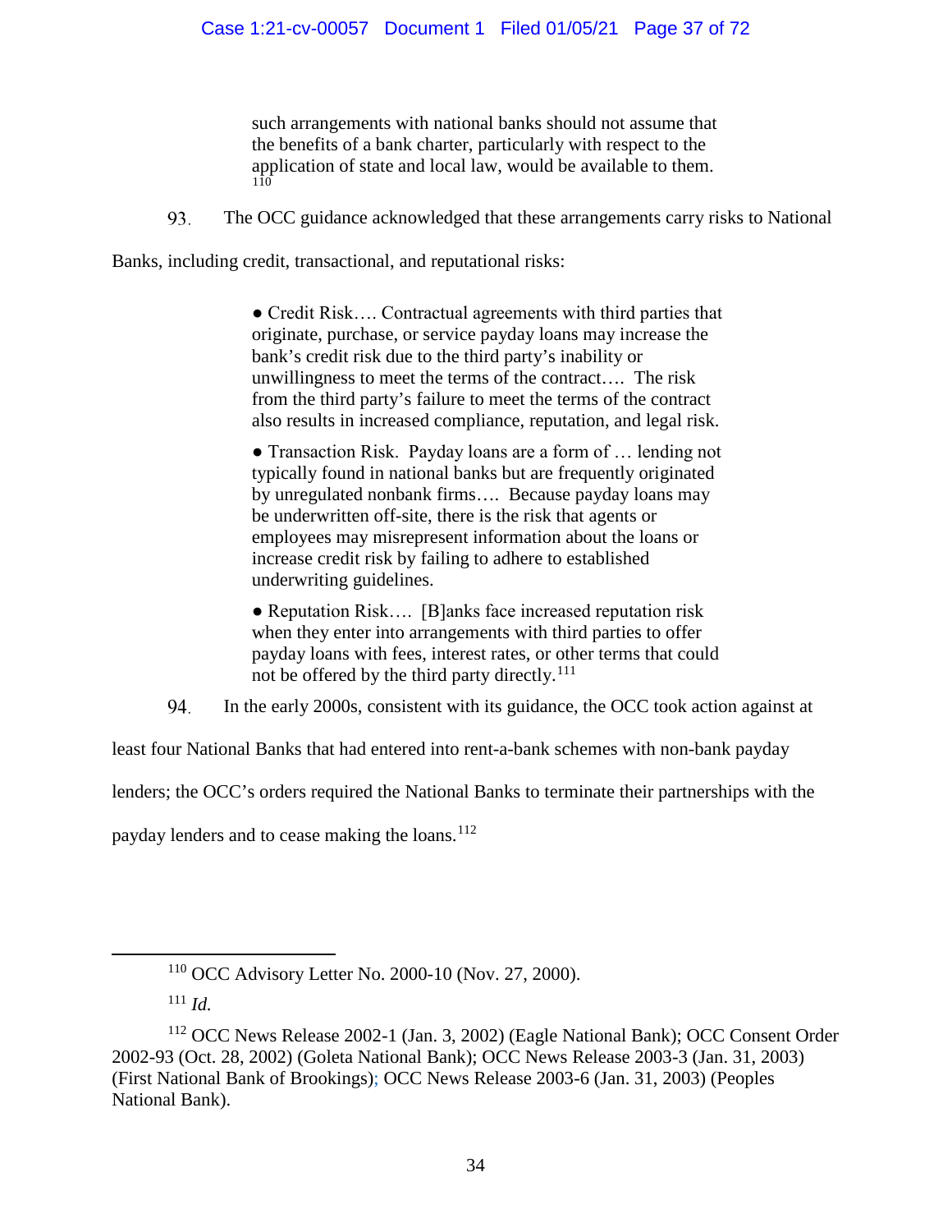> such arrangements with national banks should not assume that the benefits of a bank charter, particularly with respect to the application of state and local law, would be available to them.[110]

93. The OCC guidance acknowledged that these arrangements carry risks to National Banks, including credit, transactional, and reputational risks:

> ● Credit Risk…. Contractual agreements with third parties that originate, purchase, or service payday loans may increase the bank's credit risk due to the third party's inability or unwillingness to meet the terms of the contract…. The risk from the third party's failure to meet the terms of the contract also results in increased compliance, reputation, and legal risk.
>
> ● Transaction Risk. Payday loans are a form of … lending not typically found in national banks but are frequently originated by unregulated nonbank firms…. Because payday loans may be underwritten off-site, there is the risk that agents or employees may misrepresent information about the loans or increase credit risk by failing to adhere to established underwriting guidelines.
>
> ● Reputation Risk…. [B]anks face increased reputation risk when they enter into arrangements with third parties to offer payday loans with fees, interest rates, or other terms that could not be offered by the third party directly.[111]

94. In the early 2000s, consistent with its guidance, the OCC took action against at least four National Banks that had entered into rent-a-bank schemes with non-bank payday lenders; the OCC's orders required the National Banks to terminate their partnerships with the payday lenders and to cease making the loans.[112]

---

[110] OCC Advisory Letter No. 2000-10 (Nov. 27, 2000).

[111] *Id.*

[112] OCC News Release 2002-1 (Jan. 3, 2002) (Eagle National Bank); OCC Consent Order 2002-93 (Oct. 28, 2002) (Goleta National Bank); OCC News Release 2003-3 (Jan. 31, 2003) (First National Bank of Brookings); OCC News Release 2003-6 (Jan. 31, 2003) (Peoples National Bank).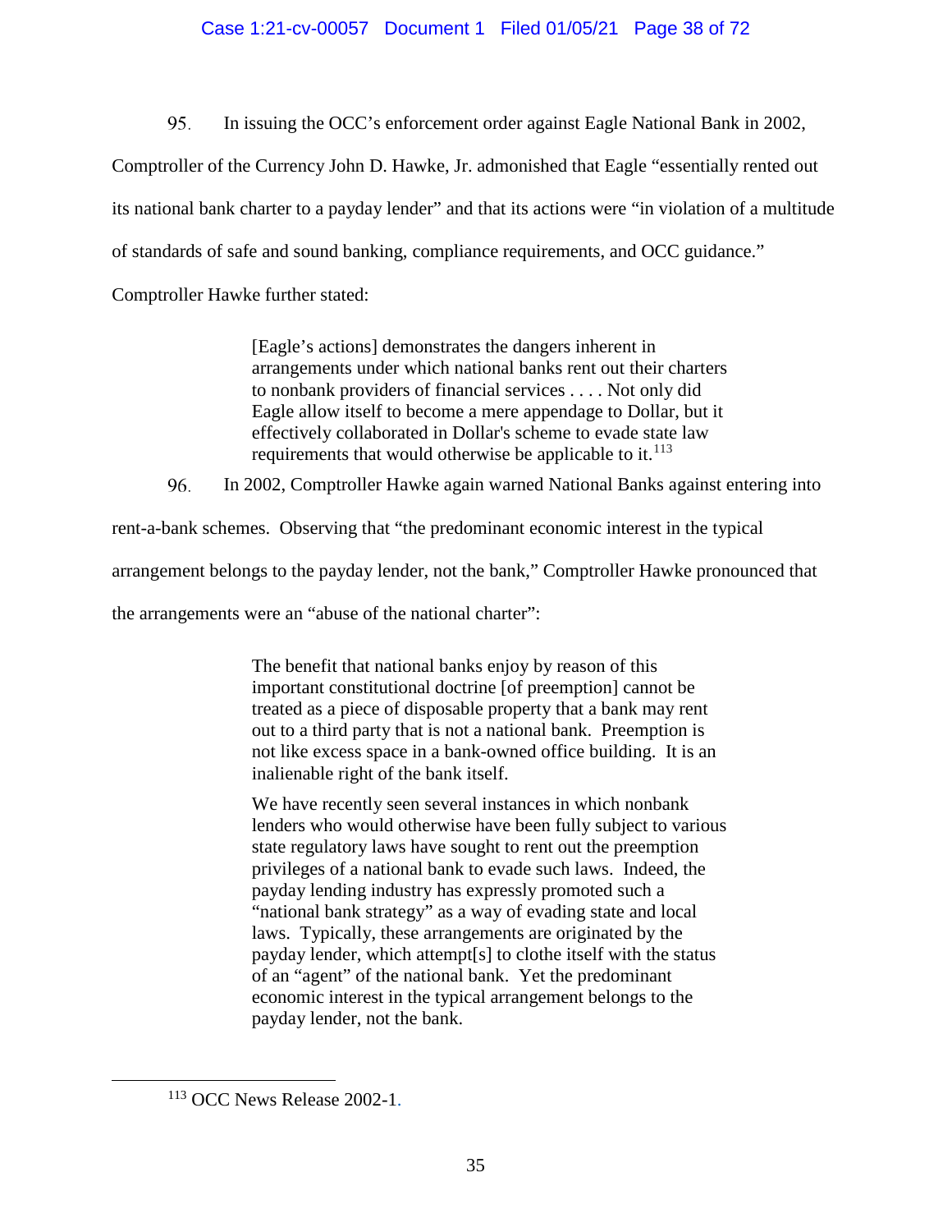95. In issuing the OCC's enforcement order against Eagle National Bank in 2002, Comptroller of the Currency John D. Hawke, Jr. admonished that Eagle "essentially rented out its national bank charter to a payday lender" and that its actions were "in violation of a multitude of standards of safe and sound banking, compliance requirements, and OCC guidance." Comptroller Hawke further stated:

> [Eagle's actions] demonstrates the dangers inherent in arrangements under which national banks rent out their charters to nonbank providers of financial services . . . . Not only did Eagle allow itself to become a mere appendage to Dollar, but it effectively collaborated in Dollar's scheme to evade state law requirements that would otherwise be applicable to it.[113]

96. In 2002, Comptroller Hawke again warned National Banks against entering into rent-a-bank schemes. Observing that "the predominant economic interest in the typical arrangement belongs to the payday lender, not the bank," Comptroller Hawke pronounced that the arrangements were an "abuse of the national charter":

> The benefit that national banks enjoy by reason of this important constitutional doctrine [of preemption] cannot be treated as a piece of disposable property that a bank may rent out to a third party that is not a national bank. Preemption is not like excess space in a bank-owned office building. It is an inalienable right of the bank itself.
>
> We have recently seen several instances in which nonbank lenders who would otherwise have been fully subject to various state regulatory laws have sought to rent out the preemption privileges of a national bank to evade such laws. Indeed, the payday lending industry has expressly promoted such a "national bank strategy" as a way of evading state and local laws. Typically, these arrangements are originated by the payday lender, which attempt[s] to clothe itself with the status of an "agent" of the national bank. Yet the predominant economic interest in the typical arrangement belongs to the payday lender, not the bank.

---

[113] OCC News Release 2002-1.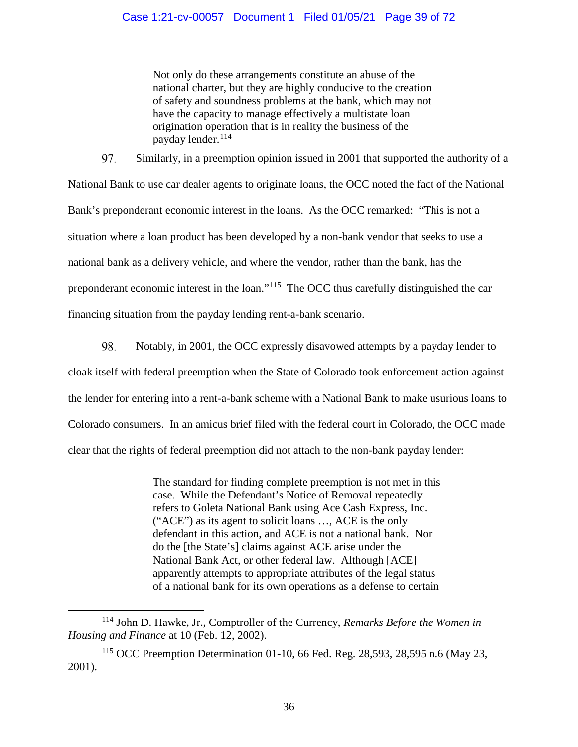> Not only do these arrangements constitute an abuse of the national charter, but they are highly conducive to the creation of safety and soundness problems at the bank, which may not have the capacity to manage effectively a multistate loan origination operation that is in reality the business of the payday lender.[114]

97. Similarly, in a preemption opinion issued in 2001 that supported the authority of a National Bank to use car dealer agents to originate loans, the OCC noted the fact of the National Bank's preponderant economic interest in the loans. As the OCC remarked: "This is not a situation where a loan product has been developed by a non-bank vendor that seeks to use a national bank as a delivery vehicle, and where the vendor, rather than the bank, has the preponderant economic interest in the loan."[115] The OCC thus carefully distinguished the car financing situation from the payday lending rent-a-bank scenario.

98. Notably, in 2001, the OCC expressly disavowed attempts by a payday lender to cloak itself with federal preemption when the State of Colorado took enforcement action against the lender for entering into a rent-a-bank scheme with a National Bank to make usurious loans to Colorado consumers. In an amicus brief filed with the federal court in Colorado, the OCC made clear that the rights of federal preemption did not attach to the non-bank payday lender:

> The standard for finding complete preemption is not met in this case. While the Defendant's Notice of Removal repeatedly refers to Goleta National Bank using Ace Cash Express, Inc. ("ACE") as its agent to solicit loans …, ACE is the only defendant in this action, and ACE is not a national bank. Nor do the [the State's] claims against ACE arise under the National Bank Act, or other federal law. Although [ACE] apparently attempts to appropriate attributes of the legal status of a national bank for its own operations as a defense to certain

---

[114] John D. Hawke, Jr., Comptroller of the Currency, *Remarks Before the Women in Housing and Finance* at 10 (Feb. 12, 2002).

[115] OCC Preemption Determination 01-10, 66 Fed. Reg. 28,593, 28,595 n.6 (May 23, 2001).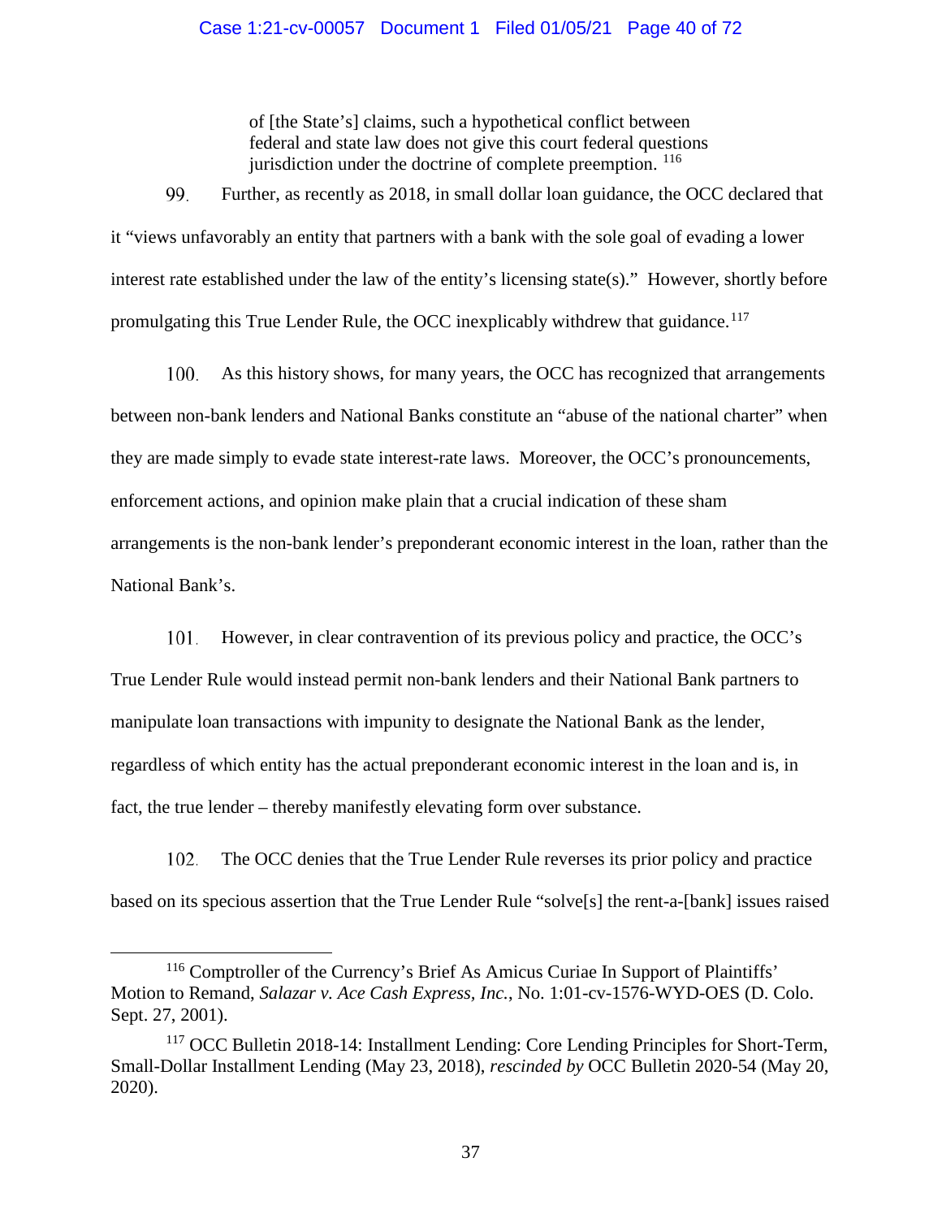> of [the State's] claims, such a hypothetical conflict between federal and state law does not give this court federal questions jurisdiction under the doctrine of complete preemption. [116]

99. Further, as recently as 2018, in small dollar loan guidance, the OCC declared that it "views unfavorably an entity that partners with a bank with the sole goal of evading a lower interest rate established under the law of the entity's licensing state(s)." However, shortly before promulgating this True Lender Rule, the OCC inexplicably withdrew that guidance.[117]

100. As this history shows, for many years, the OCC has recognized that arrangements between non-bank lenders and National Banks constitute an "abuse of the national charter" when they are made simply to evade state interest-rate laws. Moreover, the OCC's pronouncements, enforcement actions, and opinion make plain that a crucial indication of these sham arrangements is the non-bank lender's preponderant economic interest in the loan, rather than the National Bank's.

101. However, in clear contravention of its previous policy and practice, the OCC's True Lender Rule would instead permit non-bank lenders and their National Bank partners to manipulate loan transactions with impunity to designate the National Bank as the lender, regardless of which entity has the actual preponderant economic interest in the loan and is, in fact, the true lender – thereby manifestly elevating form over substance.

102. The OCC denies that the True Lender Rule reverses its prior policy and practice based on its specious assertion that the True Lender Rule "solve[s] the rent-a-[bank] issues raised

---

[116] Comptroller of the Currency's Brief As Amicus Curiae In Support of Plaintiffs' Motion to Remand, *Salazar v. Ace Cash Express, Inc.*, No. 1:01-cv-1576-WYD-OES (D. Colo. Sept. 27, 2001).

[117] OCC Bulletin 2018-14: Installment Lending: Core Lending Principles for Short-Term, Small-Dollar Installment Lending (May 23, 2018), *rescinded by* OCC Bulletin 2020-54 (May 20, 2020).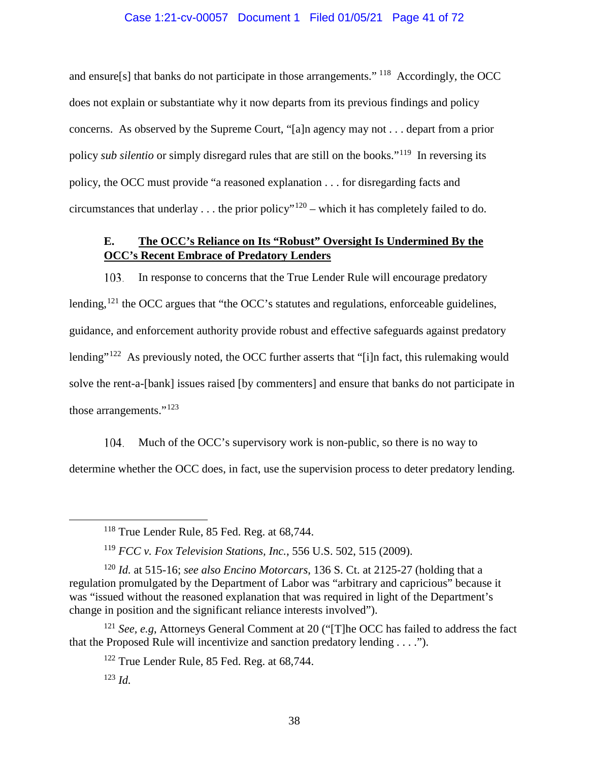and ensure[s] that banks do not participate in those arrangements." [118] Accordingly, the OCC does not explain or substantiate why it now departs from its previous findings and policy concerns. As observed by the Supreme Court, "[a]n agency may not . . . depart from a prior policy *sub silentio* or simply disregard rules that are still on the books."[119] In reversing its policy, the OCC must provide "a reasoned explanation . . . for disregarding facts and circumstances that underlay . . . the prior policy"[120] – which it has completely failed to do.

### E. The OCC's Reliance on Its "Robust" Oversight Is Undermined By the OCC's Recent Embrace of Predatory Lenders

103. In response to concerns that the True Lender Rule will encourage predatory lending,[121] the OCC argues that "the OCC's statutes and regulations, enforceable guidelines, guidance, and enforcement authority provide robust and effective safeguards against predatory lending"[122] As previously noted, the OCC further asserts that "[i]n fact, this rulemaking would solve the rent-a-[bank] issues raised [by commenters] and ensure that banks do not participate in those arrangements."[123]

104. Much of the OCC's supervisory work is non-public, so there is no way to determine whether the OCC does, in fact, use the supervision process to deter predatory lending.

---

[118] True Lender Rule, 85 Fed. Reg. at 68,744.

[119] *FCC v. Fox Television Stations, Inc.*, 556 U.S. 502, 515 (2009).

[120] *Id.* at 515-16; *see also Encino Motorcars*, 136 S. Ct. at 2125-27 (holding that a regulation promulgated by the Department of Labor was "arbitrary and capricious" because it was "issued without the reasoned explanation that was required in light of the Department's change in position and the significant reliance interests involved").

[121] *See, e.g*, Attorneys General Comment at 20 ("[T]he OCC has failed to address the fact that the Proposed Rule will incentivize and sanction predatory lending . . . .").

[122] True Lender Rule, 85 Fed. Reg. at 68,744.

[123] *Id.*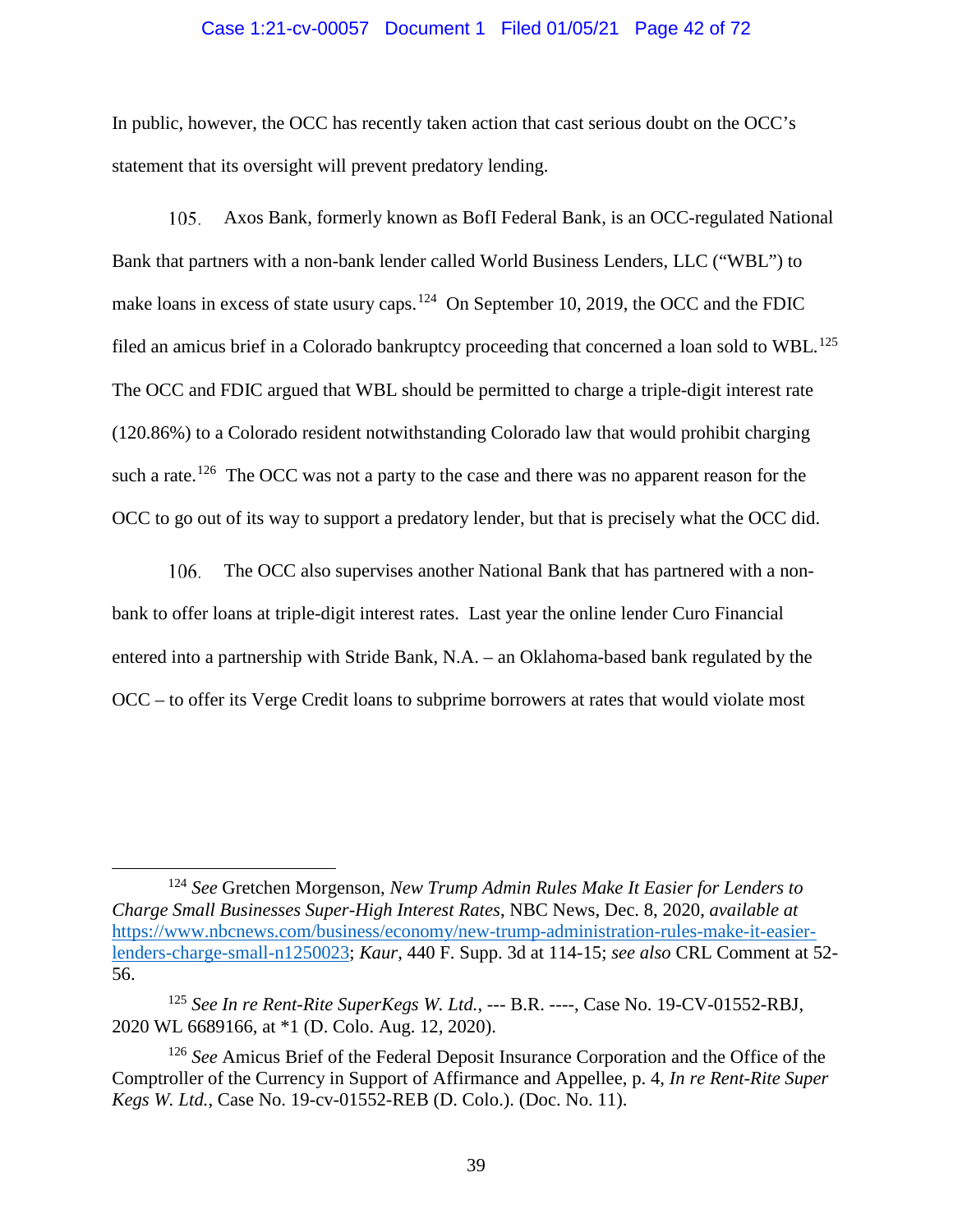In public, however, the OCC has recently taken action that cast serious doubt on the OCC's statement that its oversight will prevent predatory lending.

105. Axos Bank, formerly known as BofI Federal Bank, is an OCC-regulated National Bank that partners with a non-bank lender called World Business Lenders, LLC ("WBL") to make loans in excess of state usury caps.[124] On September 10, 2019, the OCC and the FDIC filed an amicus brief in a Colorado bankruptcy proceeding that concerned a loan sold to WBL.[125] The OCC and FDIC argued that WBL should be permitted to charge a triple-digit interest rate (120.86%) to a Colorado resident notwithstanding Colorado law that would prohibit charging such a rate.[126] The OCC was not a party to the case and there was no apparent reason for the OCC to go out of its way to support a predatory lender, but that is precisely what the OCC did.

106. The OCC also supervises another National Bank that has partnered with a non-bank to offer loans at triple-digit interest rates. Last year the online lender Curo Financial entered into a partnership with Stride Bank, N.A. – an Oklahoma-based bank regulated by the OCC – to offer its Verge Credit loans to subprime borrowers at rates that would violate most

---

[124] *See* Gretchen Morgenson, *New Trump Admin Rules Make It Easier for Lenders to Charge Small Businesses Super-High Interest Rates*, NBC News, Dec. 8, 2020, *available at* https://www.nbcnews.com/business/economy/new-trump-administration-rules-make-it-easier-lenders-charge-small-n1250023; *Kaur*, 440 F. Supp. 3d at 114-15; *see also* CRL Comment at 52-56.

[125] *See In re Rent-Rite SuperKegs W. Ltd.*, --- B.R. ----, Case No. 19-CV-01552-RBJ, 2020 WL 6689166, at *1 (D. Colo. Aug. 12, 2020).

[126] *See* Amicus Brief of the Federal Deposit Insurance Corporation and the Office of the Comptroller of the Currency in Support of Affirmance and Appellee, p. 4, *In re Rent-Rite Super Kegs W. Ltd.*, Case No. 19-cv-01552-REB (D. Colo.). (Doc. No. 11).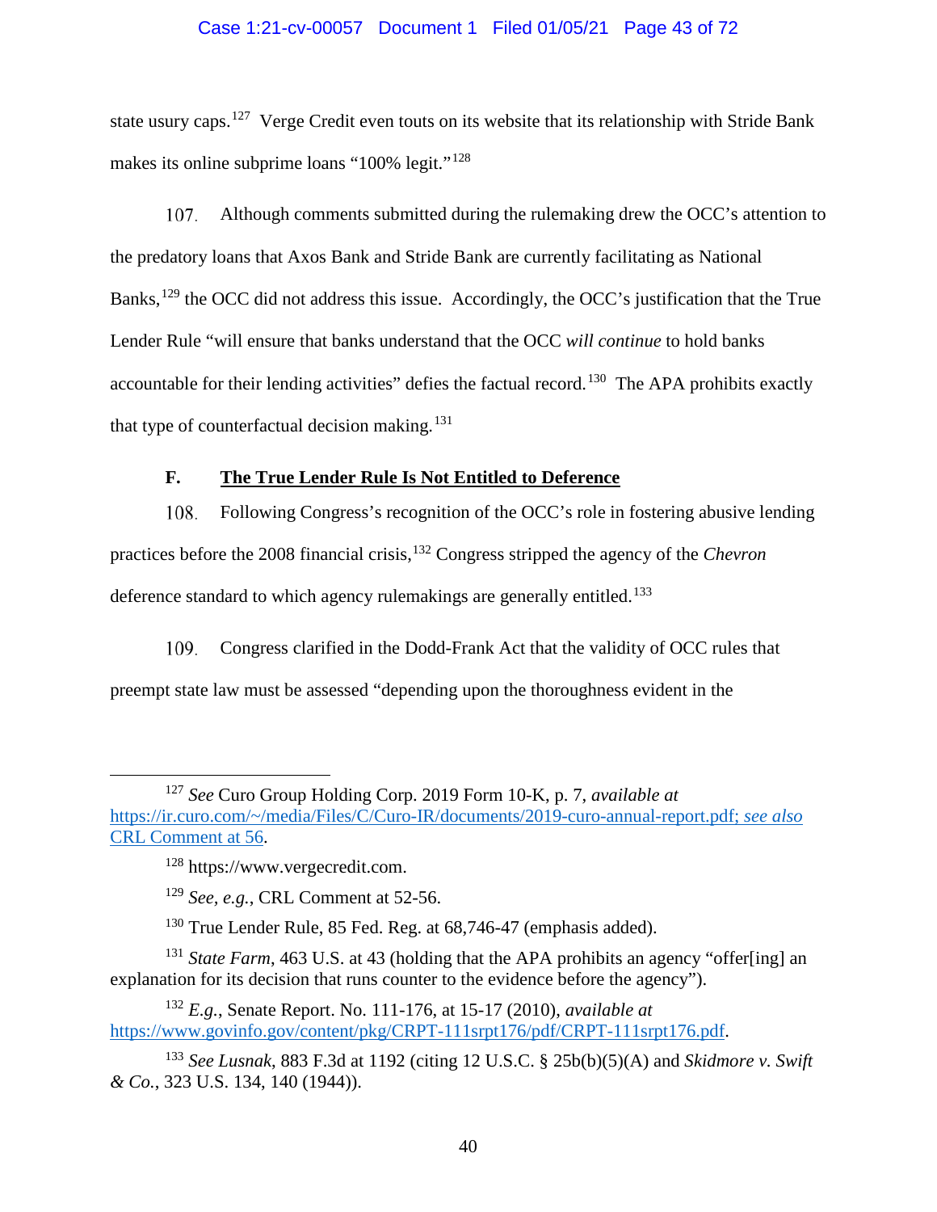state usury caps.[127] Verge Credit even touts on its website that its relationship with Stride Bank makes its online subprime loans "100% legit."[128]

107. Although comments submitted during the rulemaking drew the OCC's attention to the predatory loans that Axos Bank and Stride Bank are currently facilitating as National Banks,[129] the OCC did not address this issue. Accordingly, the OCC's justification that the True Lender Rule "will ensure that banks understand that the OCC *will continue* to hold banks accountable for their lending activities" defies the factual record.[130] The APA prohibits exactly that type of counterfactual decision making.[131]

### F. <u>The True Lender Rule Is Not Entitled to Deference</u>

108. Following Congress's recognition of the OCC's role in fostering abusive lending practices before the 2008 financial crisis,[132] Congress stripped the agency of the *Chevron* deference standard to which agency rulemakings are generally entitled.[133]

109. Congress clarified in the Dodd-Frank Act that the validity of OCC rules that preempt state law must be assessed "depending upon the thoroughness evident in the

---

[127] *See* Curo Group Holding Corp. 2019 Form 10-K, p. 7, *available at* https://ir.curo.com/~/media/Files/C/Curo-IR/documents/2019-curo-annual-report.pdf; *see also* CRL Comment at 56.

[128] https://www.vergecredit.com.

[129] *See*, *e.g.*, CRL Comment at 52-56.

[130] True Lender Rule, 85 Fed. Reg. at 68,746-47 (emphasis added).

[131] *State Farm*, 463 U.S. at 43 (holding that the APA prohibits an agency "offer[ing] an explanation for its decision that runs counter to the evidence before the agency").

[132] *E.g.*, Senate Report. No. 111-176, at 15-17 (2010), *available at* https://www.govinfo.gov/content/pkg/CRPT-111srpt176/pdf/CRPT-111srpt176.pdf.

[133] *See Lusnak*, 883 F.3d at 1192 (citing 12 U.S.C. § 25b(b)(5)(A) and *Skidmore v. Swift & Co.*, 323 U.S. 134, 140 (1944)).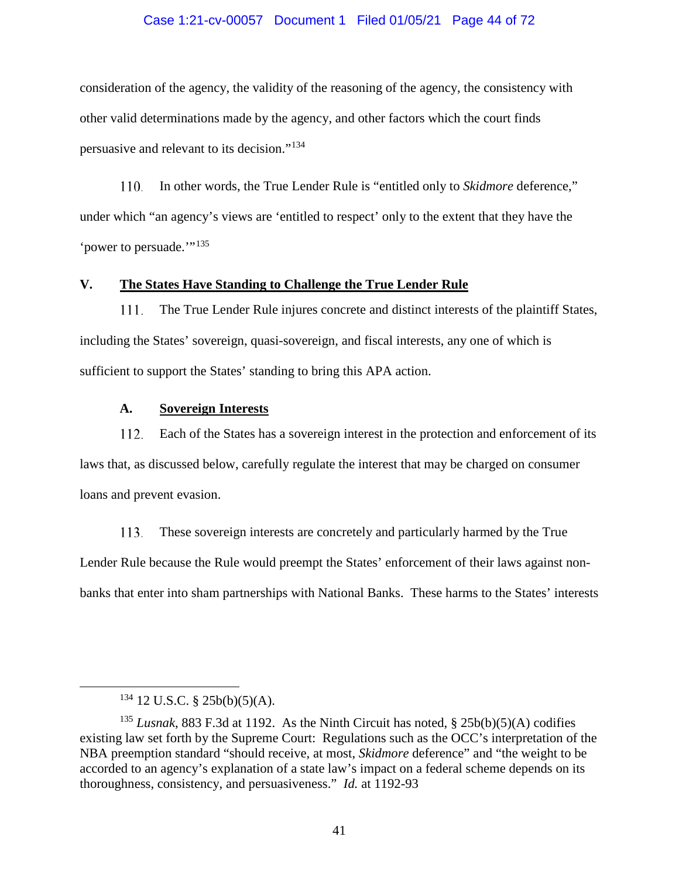consideration of the agency, the validity of the reasoning of the agency, the consistency with other valid determinations made by the agency, and other factors which the court finds persuasive and relevant to its decision."[134]

110. In other words, the True Lender Rule is "entitled only to *Skidmore* deference," under which "an agency's views are 'entitled to respect' only to the extent that they have the 'power to persuade.'"[135]

## V. <u>The States Have Standing to Challenge the True Lender Rule</u>

111. The True Lender Rule injures concrete and distinct interests of the plaintiff States, including the States' sovereign, quasi-sovereign, and fiscal interests, any one of which is sufficient to support the States' standing to bring this APA action.

### A. <u>Sovereign Interests</u>

112. Each of the States has a sovereign interest in the protection and enforcement of its laws that, as discussed below, carefully regulate the interest that may be charged on consumer loans and prevent evasion.

113. These sovereign interests are concretely and particularly harmed by the True Lender Rule because the Rule would preempt the States' enforcement of their laws against non-banks that enter into sham partnerships with National Banks. These harms to the States' interests

---

[134] 12 U.S.C. § 25b(b)(5)(A).

[135] *Lusnak*, 883 F.3d at 1192. As the Ninth Circuit has noted, § 25b(b)(5)(A) codifies existing law set forth by the Supreme Court: Regulations such as the OCC's interpretation of the NBA preemption standard "should receive, at most, *Skidmore* deference" and "the weight to be accorded to an agency's explanation of a state law's impact on a federal scheme depends on its thoroughness, consistency, and persuasiveness." *Id.* at 1192-93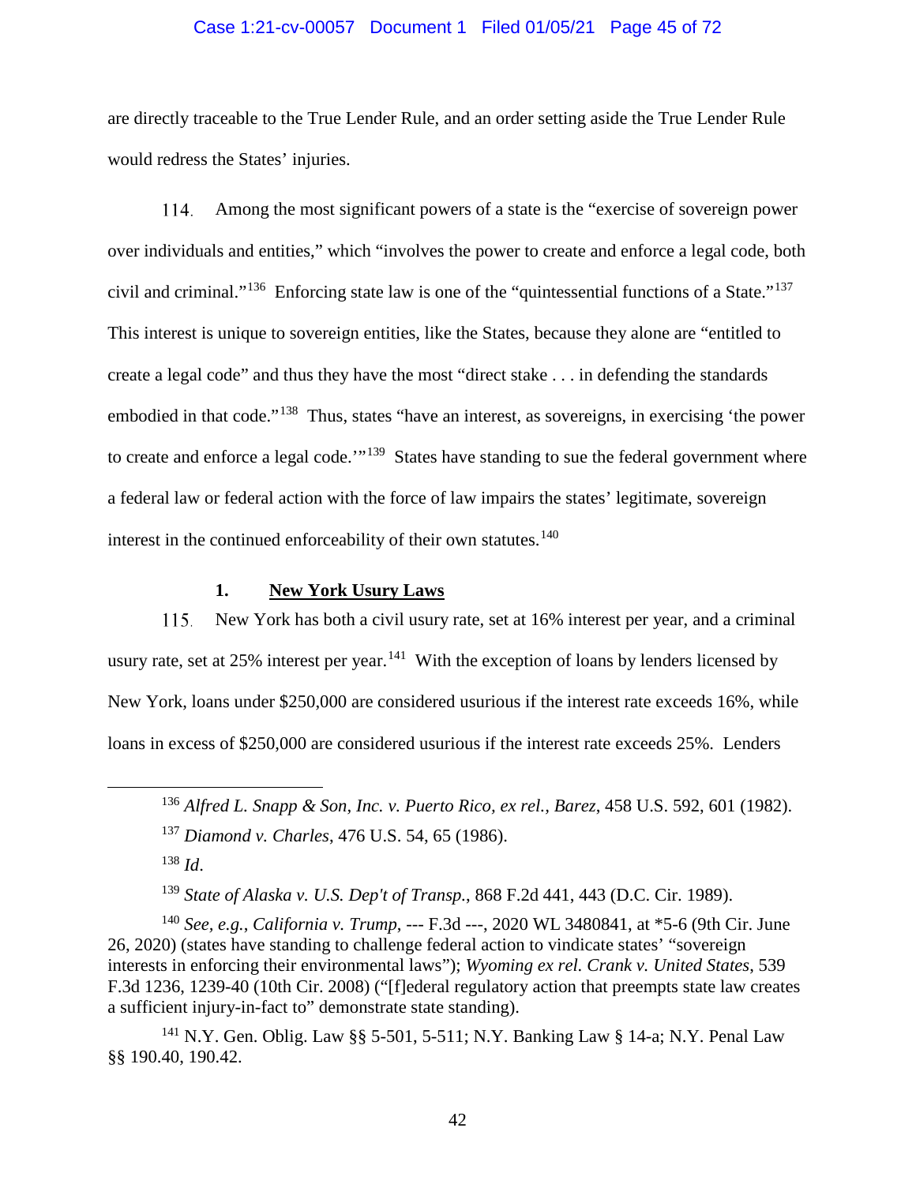are directly traceable to the True Lender Rule, and an order setting aside the True Lender Rule would redress the States' injuries.

114. Among the most significant powers of a state is the "exercise of sovereign power over individuals and entities," which "involves the power to create and enforce a legal code, both civil and criminal."[136] Enforcing state law is one of the "quintessential functions of a State."[137] This interest is unique to sovereign entities, like the States, because they alone are "entitled to create a legal code" and thus they have the most "direct stake . . . in defending the standards embodied in that code."[138] Thus, states "have an interest, as sovereigns, in exercising 'the power to create and enforce a legal code.'"[139] States have standing to sue the federal government where a federal law or federal action with the force of law impairs the states' legitimate, sovereign interest in the continued enforceability of their own statutes.[140]

### 1. New York Usury Laws

115. New York has both a civil usury rate, set at 16% interest per year, and a criminal usury rate, set at 25% interest per year.[141] With the exception of loans by lenders licensed by New York, loans under $250,000 are considered usurious if the interest rate exceeds 16%, while loans in excess of $250,000 are considered usurious if the interest rate exceeds 25%. Lenders

---

[136] *Alfred L. Snapp & Son, Inc. v. Puerto Rico, ex rel., Barez*, 458 U.S. 592, 601 (1982).

[137] *Diamond v. Charles*, 476 U.S. 54, 65 (1986).

[138] *Id*.

[139] *State of Alaska v. U.S. Dep't of Transp.*, 868 F.2d 441, 443 (D.C. Cir. 1989).

[140] *See, e.g.*, *California v. Trump*, --- F.3d ---, 2020 WL 3480841, at *5-6 (9th Cir. June 26, 2020) (states have standing to challenge federal action to vindicate states' "sovereign interests in enforcing their environmental laws"); *Wyoming ex rel. Crank v. United States*, 539 F.3d 1236, 1239-40 (10th Cir. 2008) ("[f]ederal regulatory action that preempts state law creates a sufficient injury-in-fact to" demonstrate state standing).

[141] N.Y. Gen. Oblig. Law §§ 5-501, 5-511; N.Y. Banking Law § 14-a; N.Y. Penal Law §§ 190.40, 190.42.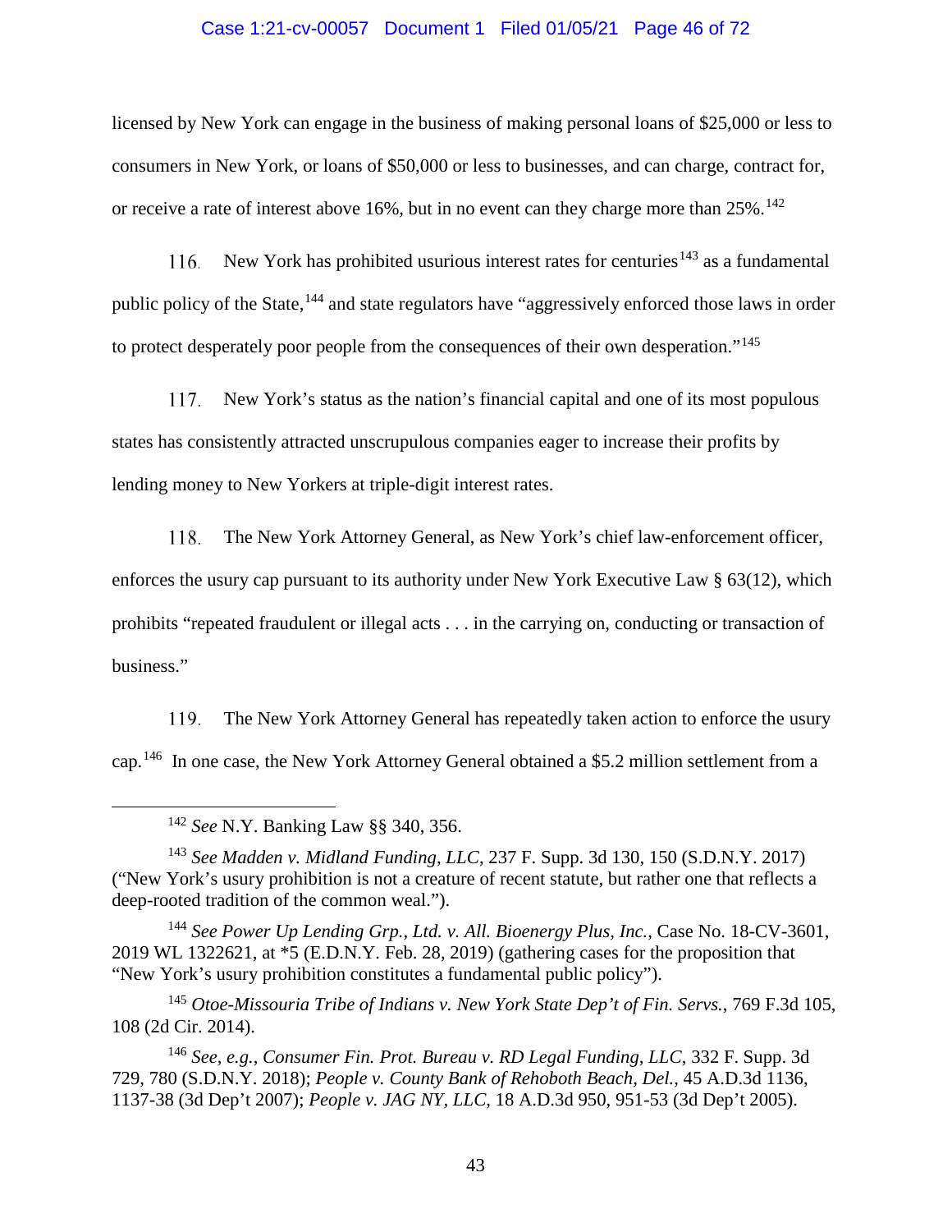licensed by New York can engage in the business of making personal loans of $25,000 or less to consumers in New York, or loans of $50,000 or less to businesses, and can charge, contract for, or receive a rate of interest above 16%, but in no event can they charge more than 25%.[142]

116. New York has prohibited usurious interest rates for centuries[143] as a fundamental public policy of the State,[144] and state regulators have "aggressively enforced those laws in order to protect desperately poor people from the consequences of their own desperation."[145]

117. New York's status as the nation's financial capital and one of its most populous states has consistently attracted unscrupulous companies eager to increase their profits by lending money to New Yorkers at triple-digit interest rates.

118. The New York Attorney General, as New York's chief law-enforcement officer, enforces the usury cap pursuant to its authority under New York Executive Law § 63(12), which prohibits "repeated fraudulent or illegal acts . . . in the carrying on, conducting or transaction of business."

119. The New York Attorney General has repeatedly taken action to enforce the usury cap.[146] In one case, the New York Attorney General obtained a $5.2 million settlement from a

---

[142] *See* N.Y. Banking Law §§ 340, 356.

[143] *See Madden v. Midland Funding, LLC*, 237 F. Supp. 3d 130, 150 (S.D.N.Y. 2017) ("New York's usury prohibition is not a creature of recent statute, but rather one that reflects a deep-rooted tradition of the common weal.").

[144] *See Power Up Lending Grp., Ltd. v. All. Bioenergy Plus, Inc.*, Case No. 18-CV-3601, 2019 WL 1322621, at *5 (E.D.N.Y. Feb. 28, 2019) (gathering cases for the proposition that "New York's usury prohibition constitutes a fundamental public policy").

[145] *Otoe-Missouria Tribe of Indians v. New York State Dep't of Fin. Servs.*, 769 F.3d 105, 108 (2d Cir. 2014).

[146] *See, e.g.*, *Consumer Fin. Prot. Bureau v. RD Legal Funding, LLC*, 332 F. Supp. 3d 729, 780 (S.D.N.Y. 2018); *People v. County Bank of Rehoboth Beach, Del.*, 45 A.D.3d 1136, 1137-38 (3d Dep't 2007); *People v. JAG NY, LLC*, 18 A.D.3d 950, 951-53 (3d Dep't 2005).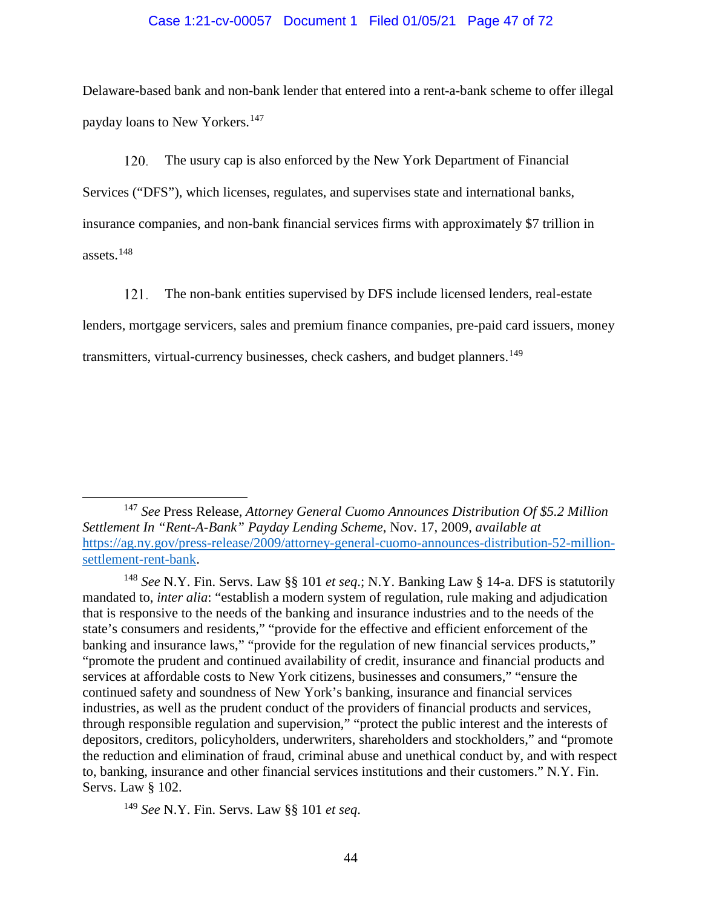Delaware-based bank and non-bank lender that entered into a rent-a-bank scheme to offer illegal payday loans to New Yorkers.[147]

120. The usury cap is also enforced by the New York Department of Financial Services ("DFS"), which licenses, regulates, and supervises state and international banks, insurance companies, and non-bank financial services firms with approximately $7 trillion in assets.[148]

121. The non-bank entities supervised by DFS include licensed lenders, real-estate lenders, mortgage servicers, sales and premium finance companies, pre-paid card issuers, money transmitters, virtual-currency businesses, check cashers, and budget planners.[149]

---

[147] *See* Press Release, *Attorney General Cuomo Announces Distribution Of $5.2 Million Settlement In "Rent-A-Bank" Payday Lending Scheme*, Nov. 17, 2009, *available at* https://ag.ny.gov/press-release/2009/attorney-general-cuomo-announces-distribution-52-million-settlement-rent-bank.

[148] *See* N.Y. Fin. Servs. Law §§ 101 *et seq.*; N.Y. Banking Law § 14-a. DFS is statutorily mandated to, *inter alia*: "establish a modern system of regulation, rule making and adjudication that is responsive to the needs of the banking and insurance industries and to the needs of the state's consumers and residents," "provide for the effective and efficient enforcement of the banking and insurance laws," "provide for the regulation of new financial services products," "promote the prudent and continued availability of credit, insurance and financial products and services at affordable costs to New York citizens, businesses and consumers," "ensure the continued safety and soundness of New York's banking, insurance and financial services industries, as well as the prudent conduct of the providers of financial products and services, through responsible regulation and supervision," "protect the public interest and the interests of depositors, creditors, policyholders, underwriters, shareholders and stockholders," and "promote the reduction and elimination of fraud, criminal abuse and unethical conduct by, and with respect to, banking, insurance and other financial services institutions and their customers." N.Y. Fin. Servs. Law § 102.

[149] *See* N.Y. Fin. Servs. Law §§ 101 *et seq.*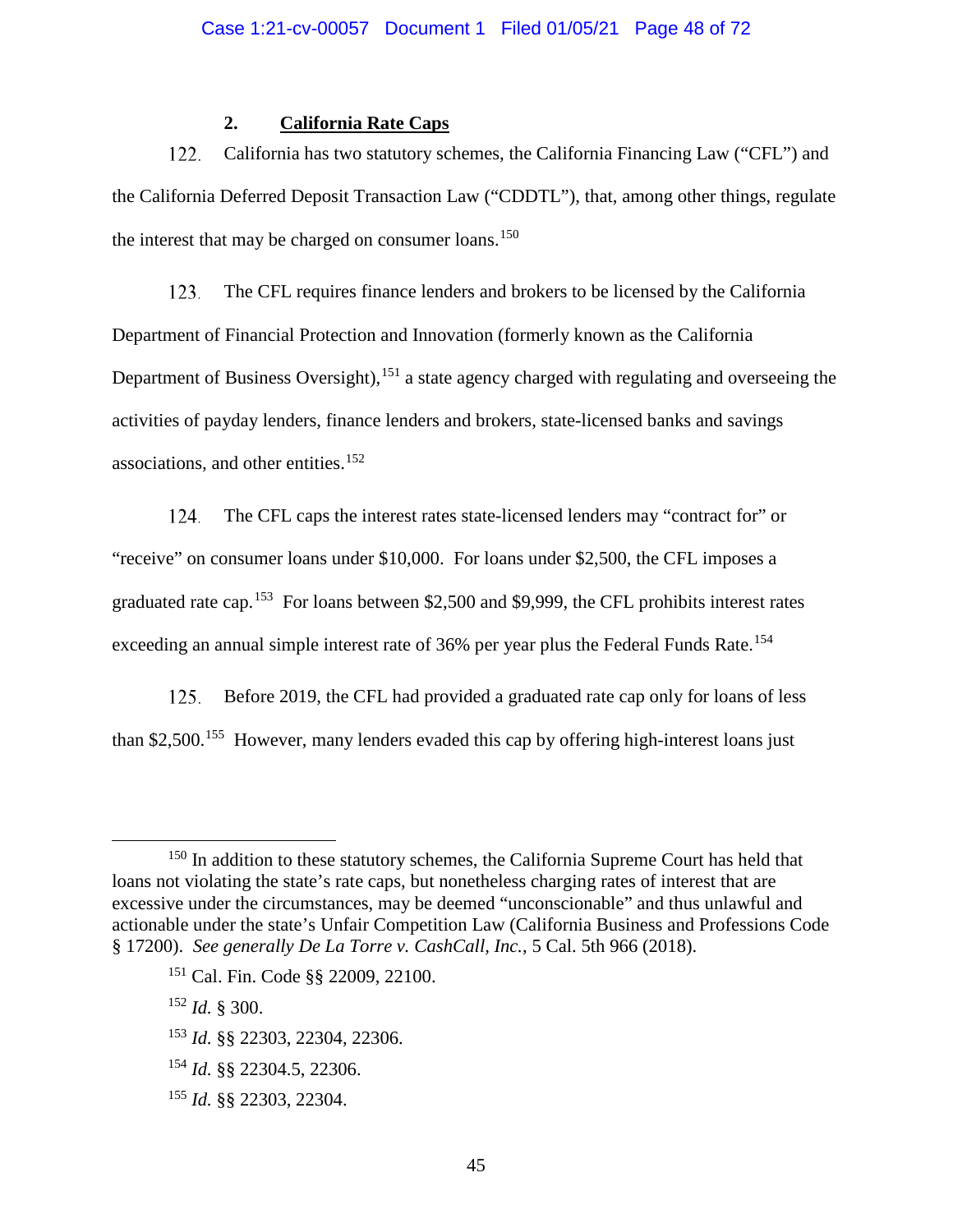### 2. **California Rate Caps**

122. California has two statutory schemes, the California Financing Law ("CFL") and the California Deferred Deposit Transaction Law ("CDDTL"), that, among other things, regulate the interest that may be charged on consumer loans.[150]

123. The CFL requires finance lenders and brokers to be licensed by the California Department of Financial Protection and Innovation (formerly known as the California Department of Business Oversight),[151] a state agency charged with regulating and overseeing the activities of payday lenders, finance lenders and brokers, state-licensed banks and savings associations, and other entities.[152]

124. The CFL caps the interest rates state-licensed lenders may "contract for" or "receive" on consumer loans under $10,000. For loans under $2,500, the CFL imposes a graduated rate cap.[153] For loans between $2,500 and $9,999, the CFL prohibits interest rates exceeding an annual simple interest rate of 36% per year plus the Federal Funds Rate.[154]

125. Before 2019, the CFL had provided a graduated rate cap only for loans of less than $2,500.[155] However, many lenders evaded this cap by offering high-interest loans just

---

[150] In addition to these statutory schemes, the California Supreme Court has held that loans not violating the state's rate caps, but nonetheless charging rates of interest that are excessive under the circumstances, may be deemed "unconscionable" and thus unlawful and actionable under the state's Unfair Competition Law (California Business and Professions Code § 17200). *See generally De La Torre v. CashCall, Inc.*, 5 Cal. 5th 966 (2018).

[151] Cal. Fin. Code §§ 22009, 22100.

[152] *Id.* § 300.

[153] *Id.* §§ 22303, 22304, 22306.

[154] *Id.* §§ 22304.5, 22306.

[155] *Id.* §§ 22303, 22304.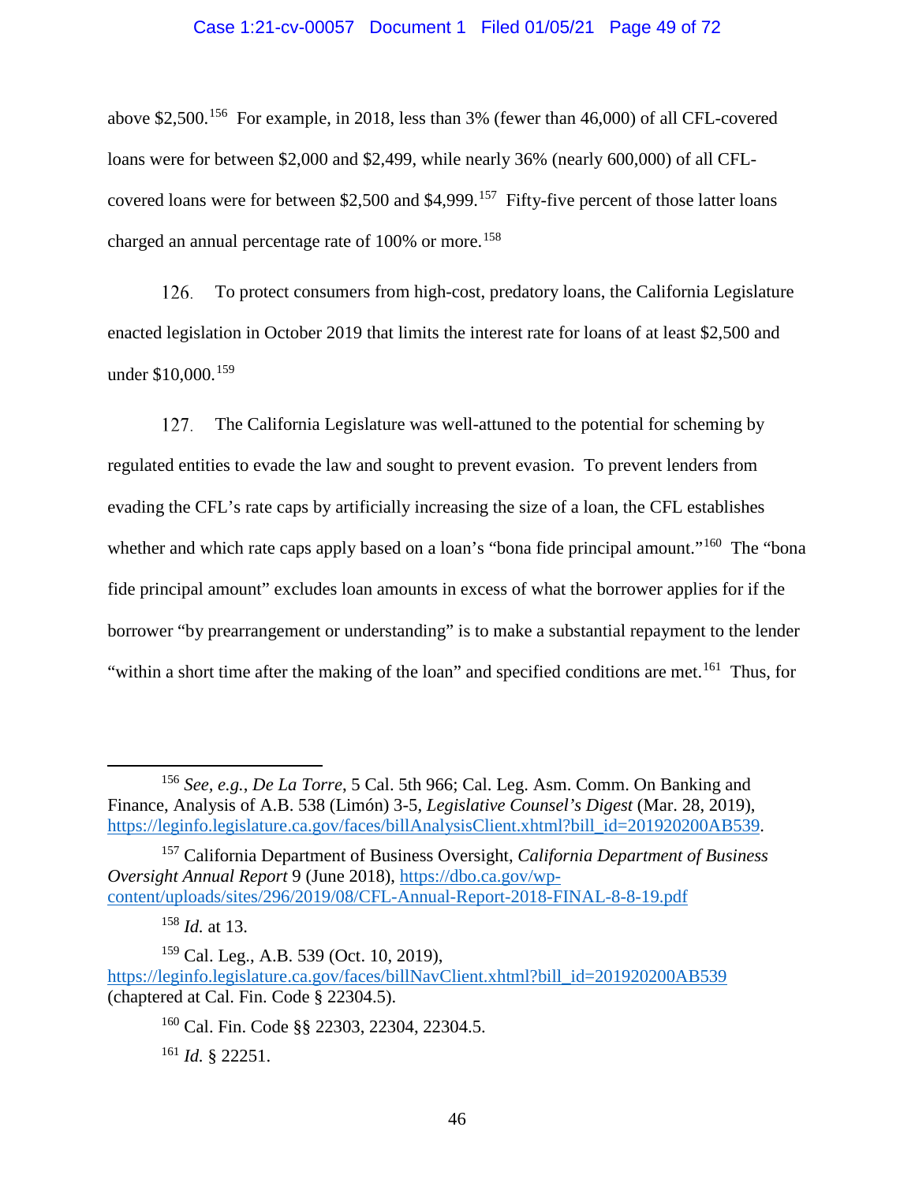above $2,500.[156] For example, in 2018, less than 3% (fewer than 46,000) of all CFL-covered loans were for between $2,000 and $2,499, while nearly 36% (nearly 600,000) of all CFL-covered loans were for between $2,500 and $4,999.[157] Fifty-five percent of those latter loans charged an annual percentage rate of 100% or more.[158]

126. To protect consumers from high-cost, predatory loans, the California Legislature enacted legislation in October 2019 that limits the interest rate for loans of at least $2,500 and under $10,000.[159]

127. The California Legislature was well-attuned to the potential for scheming by regulated entities to evade the law and sought to prevent evasion. To prevent lenders from evading the CFL's rate caps by artificially increasing the size of a loan, the CFL establishes whether and which rate caps apply based on a loan's "bona fide principal amount."[160] The "bona fide principal amount" excludes loan amounts in excess of what the borrower applies for if the borrower "by prearrangement or understanding" is to make a substantial repayment to the lender "within a short time after the making of the loan" and specified conditions are met.[161] Thus, for

---

[156] *See, e.g.*, *De La Torre*, 5 Cal. 5th 966; Cal. Leg. Asm. Comm. On Banking and Finance, Analysis of A.B. 538 (Limón) 3-5, *Legislative Counsel's Digest* (Mar. 28, 2019), https://leginfo.legislature.ca.gov/faces/billAnalysisClient.xhtml?bill_id=201920200AB539.

[157] California Department of Business Oversight, *California Department of Business Oversight Annual Report* 9 (June 2018), https://dbo.ca.gov/wp-content/uploads/sites/296/2019/08/CFL-Annual-Report-2018-FINAL-8-8-19.pdf

[158] *Id.* at 13.

[159] Cal. Leg., A.B. 539 (Oct. 10, 2019), https://leginfo.legislature.ca.gov/faces/billNavClient.xhtml?bill_id=201920200AB539 (chaptered at Cal. Fin. Code § 22304.5).

[160] Cal. Fin. Code §§ 22303, 22304, 22304.5.

[161] *Id.* § 22251.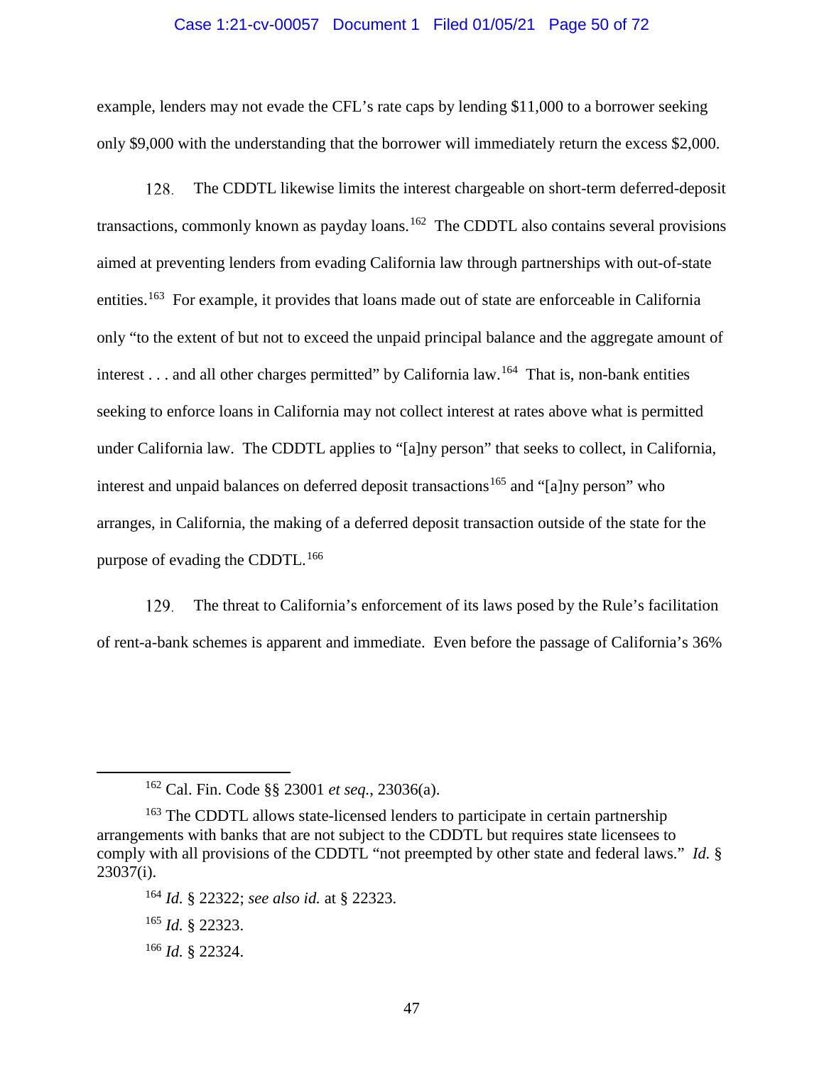example, lenders may not evade the CFL's rate caps by lending $11,000 to a borrower seeking only $9,000 with the understanding that the borrower will immediately return the excess $2,000.

128. The CDDTL likewise limits the interest chargeable on short-term deferred-deposit transactions, commonly known as payday loans.[162] The CDDTL also contains several provisions aimed at preventing lenders from evading California law through partnerships with out-of-state entities.[163] For example, it provides that loans made out of state are enforceable in California only "to the extent of but not to exceed the unpaid principal balance and the aggregate amount of interest . . . and all other charges permitted" by California law.[164] That is, non-bank entities seeking to enforce loans in California may not collect interest at rates above what is permitted under California law. The CDDTL applies to "[a]ny person" that seeks to collect, in California, interest and unpaid balances on deferred deposit transactions[165] and "[a]ny person" who arranges, in California, the making of a deferred deposit transaction outside of the state for the purpose of evading the CDDTL.[166]

129. The threat to California's enforcement of its laws posed by the Rule's facilitation of rent-a-bank schemes is apparent and immediate. Even before the passage of California's 36%

---

[162] Cal. Fin. Code §§ 23001 *et seq.*, 23036(a).

[163] The CDDTL allows state-licensed lenders to participate in certain partnership arrangements with banks that are not subject to the CDDTL but requires state licensees to comply with all provisions of the CDDTL "not preempted by other state and federal laws." *Id.* § 23037(i).

[164] *Id.* § 22322; *see also id.* at § 22323.

[165] *Id.* § 22323.

[166] *Id.* § 22324.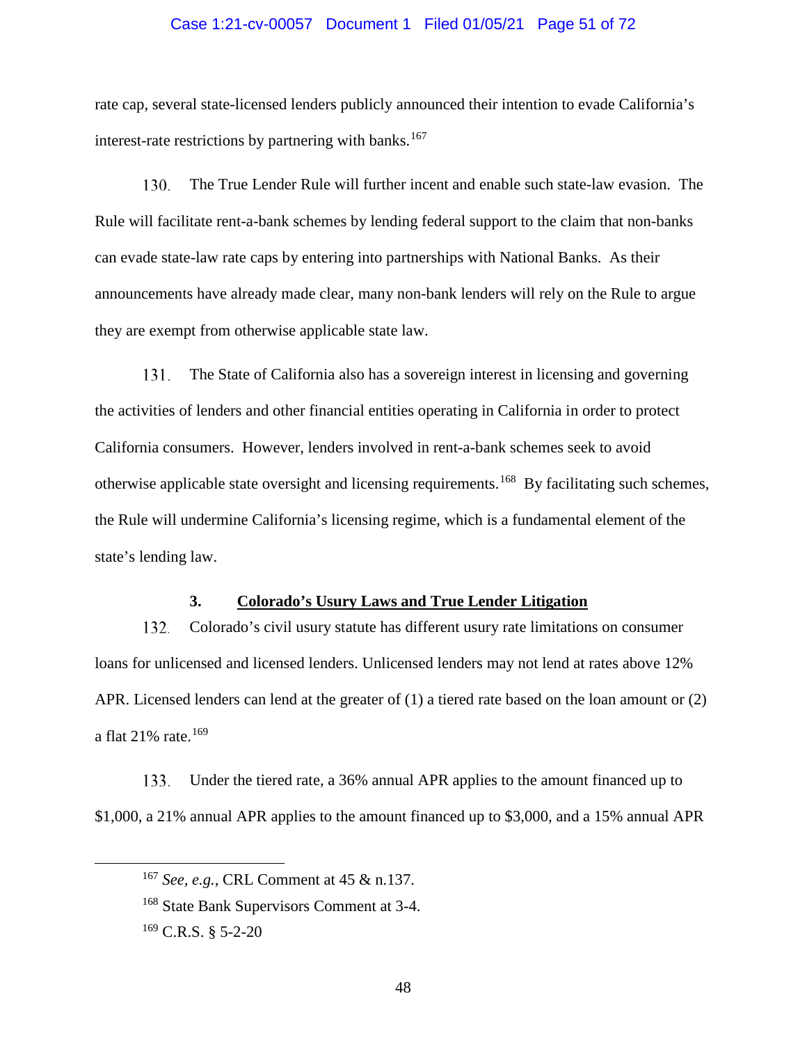rate cap, several state-licensed lenders publicly announced their intention to evade California's interest-rate restrictions by partnering with banks.[167]

130. The True Lender Rule will further incent and enable such state-law evasion. The Rule will facilitate rent-a-bank schemes by lending federal support to the claim that non-banks can evade state-law rate caps by entering into partnerships with National Banks. As their announcements have already made clear, many non-bank lenders will rely on the Rule to argue they are exempt from otherwise applicable state law.

131. The State of California also has a sovereign interest in licensing and governing the activities of lenders and other financial entities operating in California in order to protect California consumers. However, lenders involved in rent-a-bank schemes seek to avoid otherwise applicable state oversight and licensing requirements.[168] By facilitating such schemes, the Rule will undermine California's licensing regime, which is a fundamental element of the state's lending law.

### 3. Colorado's Usury Laws and True Lender Litigation

132. Colorado's civil usury statute has different usury rate limitations on consumer loans for unlicensed and licensed lenders. Unlicensed lenders may not lend at rates above 12% APR. Licensed lenders can lend at the greater of (1) a tiered rate based on the loan amount or (2) a flat 21% rate.[169]

133. Under the tiered rate, a 36% annual APR applies to the amount financed up to $1,000, a 21% annual APR applies to the amount financed up to $3,000, and a 15% annual APR

---

[167] *See, e.g.*, CRL Comment at 45 & n.137.

[168] State Bank Supervisors Comment at 3-4.

[169] C.R.S. § 5-2-20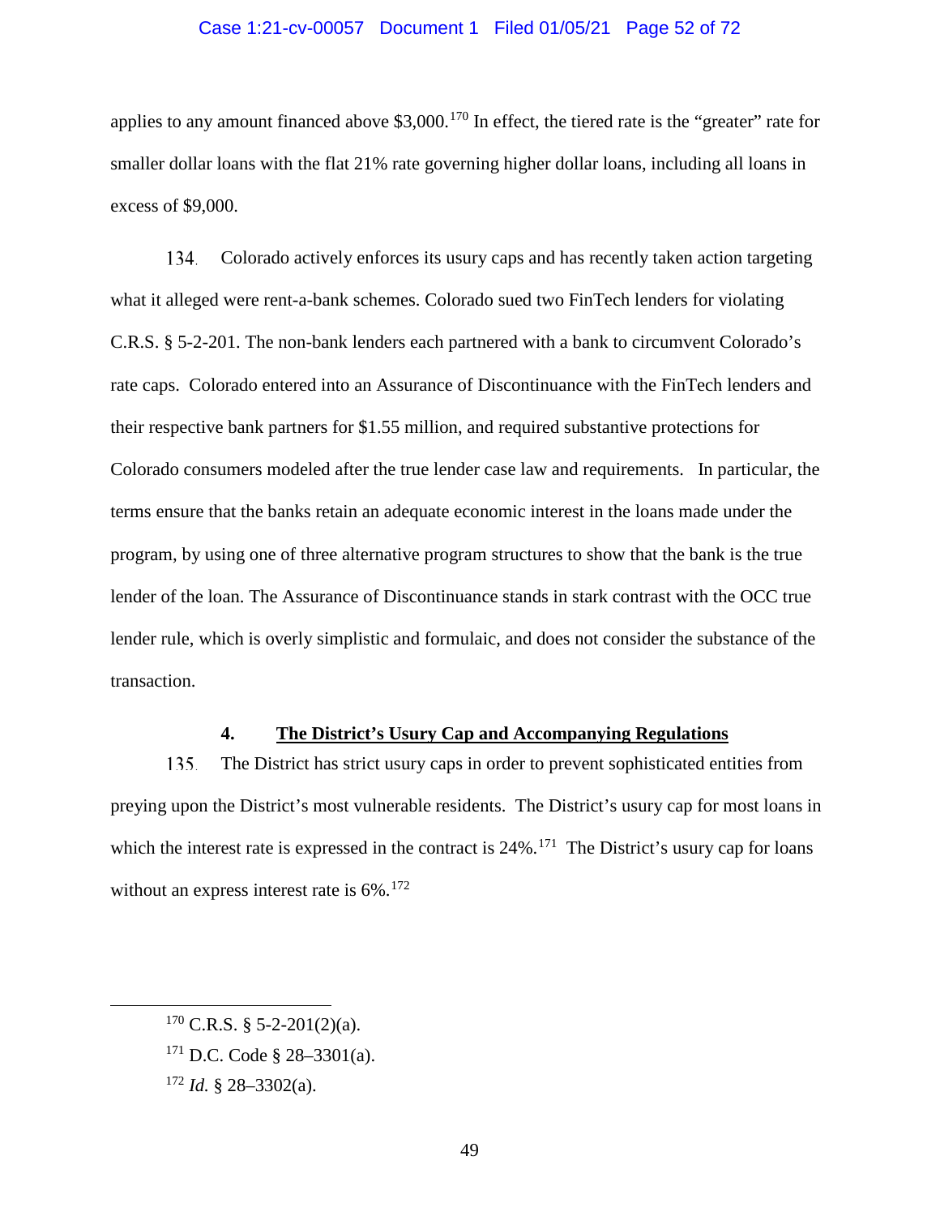applies to any amount financed above $3,000.[170] In effect, the tiered rate is the "greater" rate for smaller dollar loans with the flat 21% rate governing higher dollar loans, including all loans in excess of $9,000.

134. Colorado actively enforces its usury caps and has recently taken action targeting what it alleged were rent-a-bank schemes. Colorado sued two FinTech lenders for violating C.R.S. § 5-2-201. The non-bank lenders each partnered with a bank to circumvent Colorado's rate caps. Colorado entered into an Assurance of Discontinuance with the FinTech lenders and their respective bank partners for $1.55 million, and required substantive protections for Colorado consumers modeled after the true lender case law and requirements. In particular, the terms ensure that the banks retain an adequate economic interest in the loans made under the program, by using one of three alternative program structures to show that the bank is the true lender of the loan. The Assurance of Discontinuance stands in stark contrast with the OCC true lender rule, which is overly simplistic and formulaic, and does not consider the substance of the transaction.

#### 4. <u>The District's Usury Cap and Accompanying Regulations</u>

135. The District has strict usury caps in order to prevent sophisticated entities from preying upon the District's most vulnerable residents. The District's usury cap for most loans in which the interest rate is expressed in the contract is 24%.[171] The District's usury cap for loans without an express interest rate is 6%.[172]

---

[170] C.R.S. § 5-2-201(2)(a).

[171] D.C. Code § 28–3301(a).

[172] *Id.* § 28–3302(a).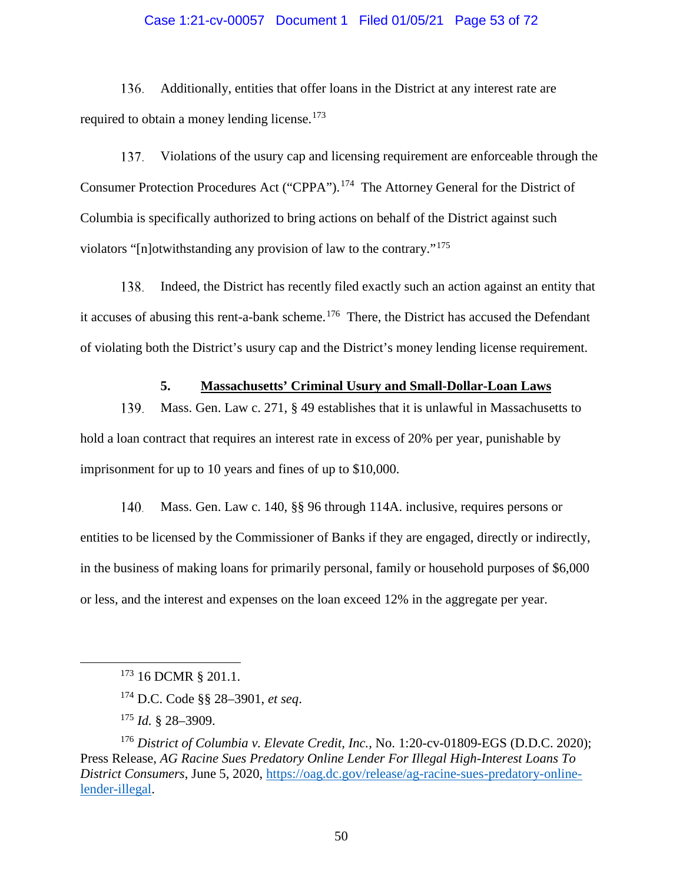136. Additionally, entities that offer loans in the District at any interest rate are required to obtain a money lending license.[173]

137. Violations of the usury cap and licensing requirement are enforceable through the Consumer Protection Procedures Act ("CPPA").[174] The Attorney General for the District of Columbia is specifically authorized to bring actions on behalf of the District against such violators "[n]otwithstanding any provision of law to the contrary."[175]

138. Indeed, the District has recently filed exactly such an action against an entity that it accuses of abusing this rent-a-bank scheme.[176] There, the District has accused the Defendant of violating both the District's usury cap and the District's money lending license requirement.

#### 5. <u>Massachusetts' Criminal Usury and Small-Dollar-Loan Laws</u>

139. Mass. Gen. Law c. 271, § 49 establishes that it is unlawful in Massachusetts to hold a loan contract that requires an interest rate in excess of 20% per year, punishable by imprisonment for up to 10 years and fines of up to $10,000.

140. Mass. Gen. Law c. 140, §§ 96 through 114A. inclusive, requires persons or entities to be licensed by the Commissioner of Banks if they are engaged, directly or indirectly, in the business of making loans for primarily personal, family or household purposes of $6,000 or less, and the interest and expenses on the loan exceed 12% in the aggregate per year.

---

[173] 16 DCMR § 201.1.

[174] D.C. Code §§ 28–3901, *et seq*.

[175] *Id.* § 28–3909.

[176] *District of Columbia v. Elevate Credit, Inc.*, No. 1:20-cv-01809-EGS (D.D.C. 2020); Press Release, *AG Racine Sues Predatory Online Lender For Illegal High-Interest Loans To District Consumers*, June 5, 2020, https://oag.dc.gov/release/ag-racine-sues-predatory-online-lender-illegal.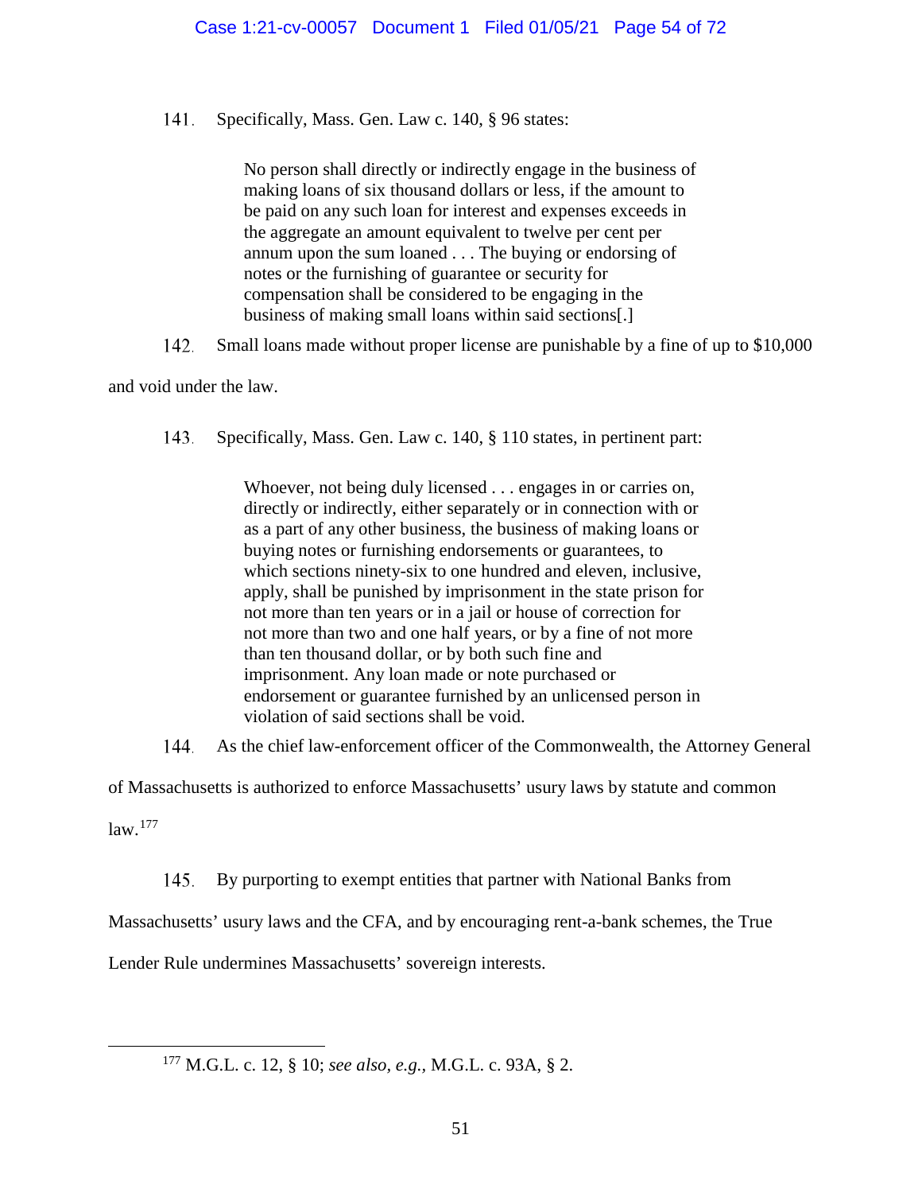141. Specifically, Mass. Gen. Law c. 140, § 96 states:

> No person shall directly or indirectly engage in the business of making loans of six thousand dollars or less, if the amount to be paid on any such loan for interest and expenses exceeds in the aggregate an amount equivalent to twelve per cent per annum upon the sum loaned . . . The buying or endorsing of notes or the furnishing of guarantee or security for compensation shall be considered to be engaging in the business of making small loans within said sections[.]

142. Small loans made without proper license are punishable by a fine of up to $10,000 and void under the law.

143. Specifically, Mass. Gen. Law c. 140, § 110 states, in pertinent part:

> Whoever, not being duly licensed . . . engages in or carries on, directly or indirectly, either separately or in connection with or as a part of any other business, the business of making loans or buying notes or furnishing endorsements or guarantees, to which sections ninety-six to one hundred and eleven, inclusive, apply, shall be punished by imprisonment in the state prison for not more than ten years or in a jail or house of correction for not more than two and one half years, or by a fine of not more than ten thousand dollar, or by both such fine and imprisonment. Any loan made or note purchased or endorsement or guarantee furnished by an unlicensed person in violation of said sections shall be void.

144. As the chief law-enforcement officer of the Commonwealth, the Attorney General of Massachusetts is authorized to enforce Massachusetts' usury laws by statute and common law.[177]

145. By purporting to exempt entities that partner with National Banks from Massachusetts' usury laws and the CFA, and by encouraging rent-a-bank schemes, the True Lender Rule undermines Massachusetts' sovereign interests.

---

[177] M.G.L. c. 12, § 10; *see also, e.g.*, M.G.L. c. 93A, § 2.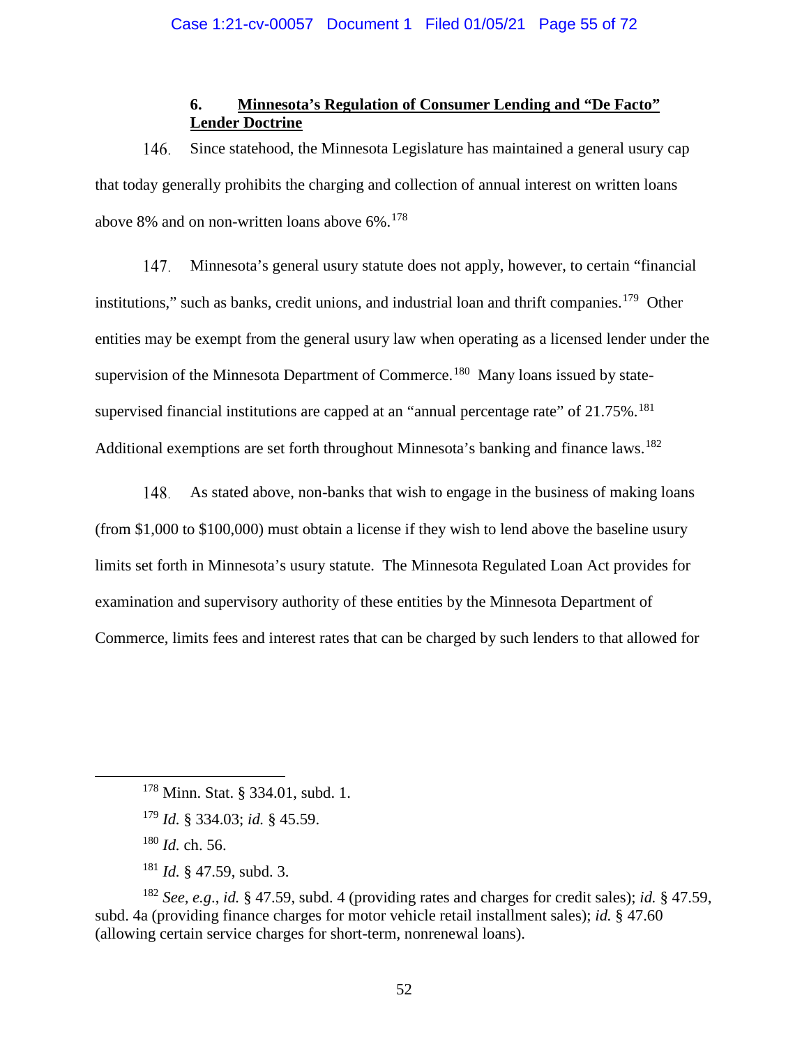### 6. **Minnesota's Regulation of Consumer Lending and "De Facto" Lender Doctrine**

146. Since statehood, the Minnesota Legislature has maintained a general usury cap that today generally prohibits the charging and collection of annual interest on written loans above 8% and on non-written loans above 6%.[178]

147. Minnesota's general usury statute does not apply, however, to certain "financial institutions," such as banks, credit unions, and industrial loan and thrift companies.[179] Other entities may be exempt from the general usury law when operating as a licensed lender under the supervision of the Minnesota Department of Commerce.[180] Many loans issued by state-supervised financial institutions are capped at an "annual percentage rate" of 21.75%.[181] Additional exemptions are set forth throughout Minnesota's banking and finance laws.[182]

148. As stated above, non-banks that wish to engage in the business of making loans (from $1,000 to $100,000) must obtain a license if they wish to lend above the baseline usury limits set forth in Minnesota's usury statute. The Minnesota Regulated Loan Act provides for examination and supervisory authority of these entities by the Minnesota Department of Commerce, limits fees and interest rates that can be charged by such lenders to that allowed for

---

[178] Minn. Stat. § 334.01, subd. 1.

[179] *Id.* § 334.03; *id.* § 45.59.

[180] *Id.* ch. 56.

[181] *Id.* § 47.59, subd. 3.

[182] *See, e.g.*, *id.* § 47.59, subd. 4 (providing rates and charges for credit sales); *id.* § 47.59, subd. 4a (providing finance charges for motor vehicle retail installment sales); *id.* § 47.60 (allowing certain service charges for short-term, nonrenewal loans).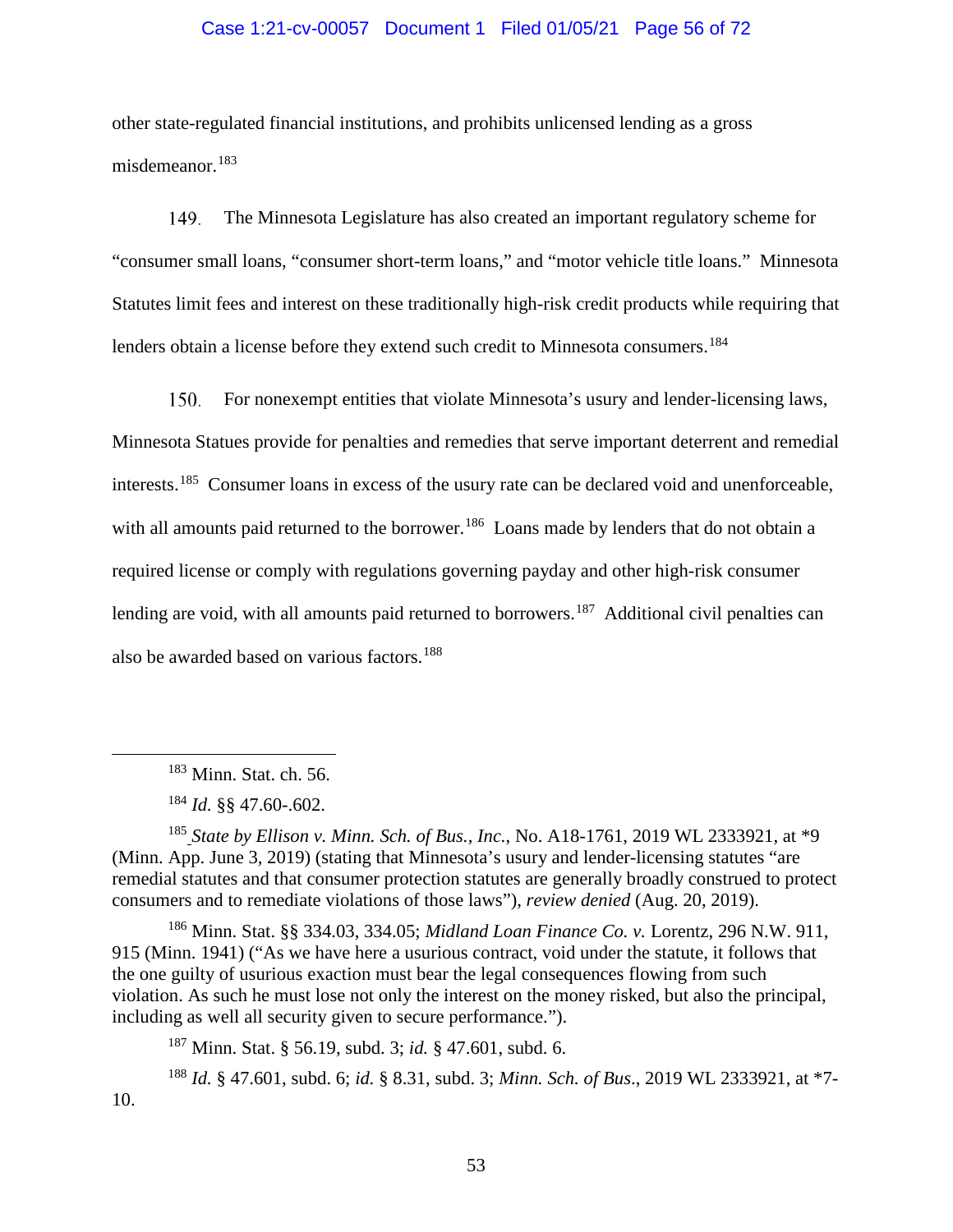other state-regulated financial institutions, and prohibits unlicensed lending as a gross misdemeanor.[183]

149. The Minnesota Legislature has also created an important regulatory scheme for "consumer small loans, "consumer short-term loans," and "motor vehicle title loans." Minnesota Statutes limit fees and interest on these traditionally high-risk credit products while requiring that lenders obtain a license before they extend such credit to Minnesota consumers.[184]

150. For nonexempt entities that violate Minnesota's usury and lender-licensing laws, Minnesota Statues provide for penalties and remedies that serve important deterrent and remedial interests.[185] Consumer loans in excess of the usury rate can be declared void and unenforceable, with all amounts paid returned to the borrower.[186] Loans made by lenders that do not obtain a required license or comply with regulations governing payday and other high-risk consumer lending are void, with all amounts paid returned to borrowers.[187] Additional civil penalties can also be awarded based on various factors.[188]

---

[183] Minn. Stat. ch. 56.

[184] *Id.* §§ 47.60-.602.

[185] *State by Ellison v. Minn. Sch. of Bus., Inc.*, No. A18-1761, 2019 WL 2333921, at *9 (Minn. App. June 3, 2019) (stating that Minnesota's usury and lender-licensing statutes "are remedial statutes and that consumer protection statutes are generally broadly construed to protect consumers and to remediate violations of those laws"), *review denied* (Aug. 20, 2019).

[186] Minn. Stat. §§ 334.03, 334.05; *Midland Loan Finance Co. v.* Lorentz, 296 N.W. 911, 915 (Minn. 1941) ("As we have here a usurious contract, void under the statute, it follows that the one guilty of usurious exaction must bear the legal consequences flowing from such violation. As such he must lose not only the interest on the money risked, but also the principal, including as well all security given to secure performance.").

[187] Minn. Stat. § 56.19, subd. 3; *id.* § 47.601, subd. 6.

[188] *Id.* § 47.601, subd. 6; *id.* § 8.31, subd. 3; *Minn. Sch. of Bus*., 2019 WL 2333921, at *7-10.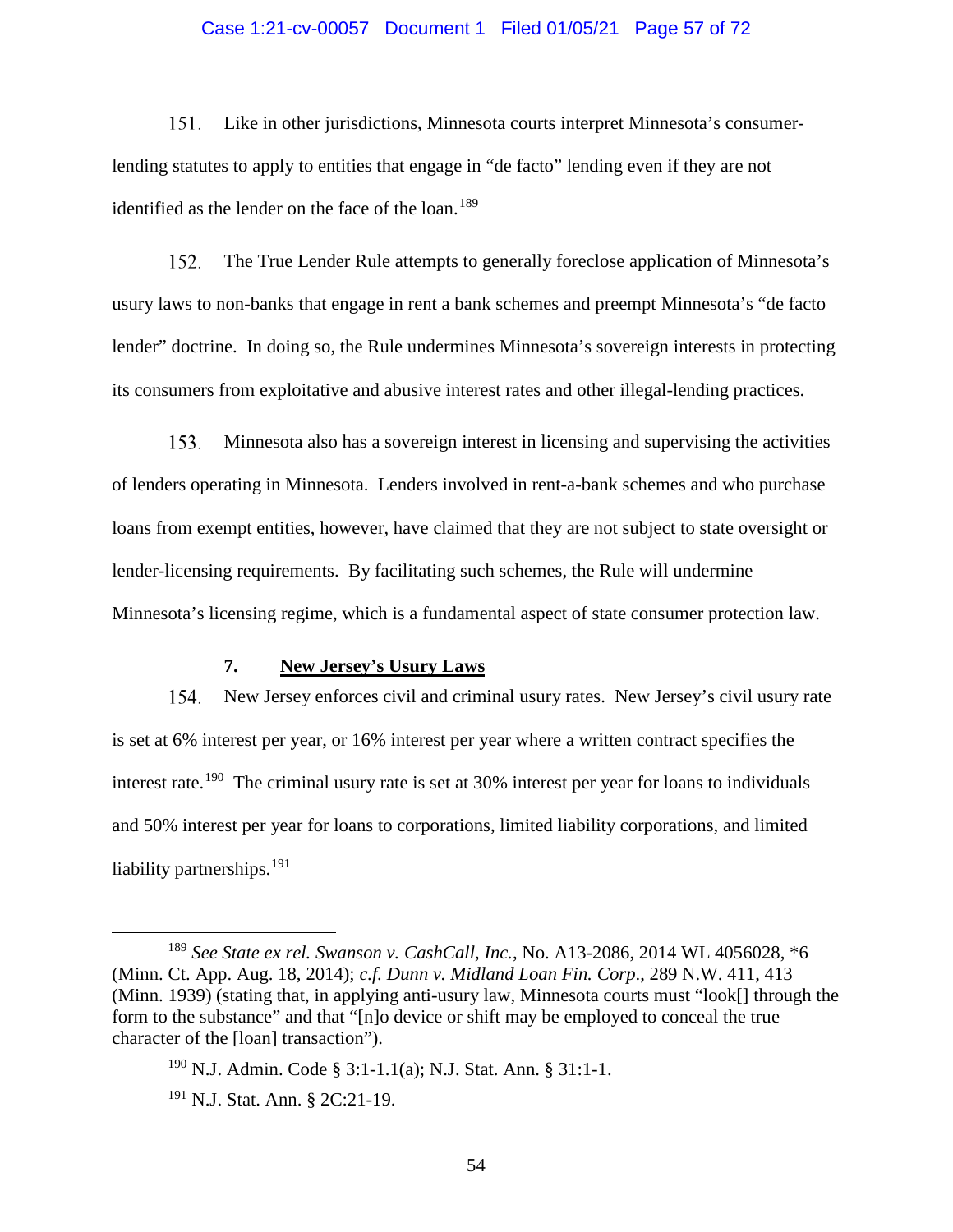151. Like in other jurisdictions, Minnesota courts interpret Minnesota's consumer-lending statutes to apply to entities that engage in "de facto" lending even if they are not identified as the lender on the face of the loan.[189]

152. The True Lender Rule attempts to generally foreclose application of Minnesota's usury laws to non-banks that engage in rent a bank schemes and preempt Minnesota's "de facto lender" doctrine. In doing so, the Rule undermines Minnesota's sovereign interests in protecting its consumers from exploitative and abusive interest rates and other illegal-lending practices.

153. Minnesota also has a sovereign interest in licensing and supervising the activities of lenders operating in Minnesota. Lenders involved in rent-a-bank schemes and who purchase loans from exempt entities, however, have claimed that they are not subject to state oversight or lender-licensing requirements. By facilitating such schemes, the Rule will undermine Minnesota's licensing regime, which is a fundamental aspect of state consumer protection law.

### 7. **New Jersey's Usury Laws**

154. New Jersey enforces civil and criminal usury rates. New Jersey's civil usury rate is set at 6% interest per year, or 16% interest per year where a written contract specifies the interest rate.[190] The criminal usury rate is set at 30% interest per year for loans to individuals and 50% interest per year for loans to corporations, limited liability corporations, and limited liability partnerships.[191]

---

[189] *See State ex rel. Swanson v. CashCall, Inc.*, No. A13-2086, 2014 WL 4056028, *6 (Minn. Ct. App. Aug. 18, 2014); *c.f. Dunn v. Midland Loan Fin. Corp*., 289 N.W. 411, 413 (Minn. 1939) (stating that, in applying anti-usury law, Minnesota courts must "look[] through the form to the substance" and that "[n]o device or shift may be employed to conceal the true character of the [loan] transaction").

[190] N.J. Admin. Code § 3:1-1.1(a); N.J. Stat. Ann. § 31:1-1.

[191] N.J. Stat. Ann. § 2C:21-19.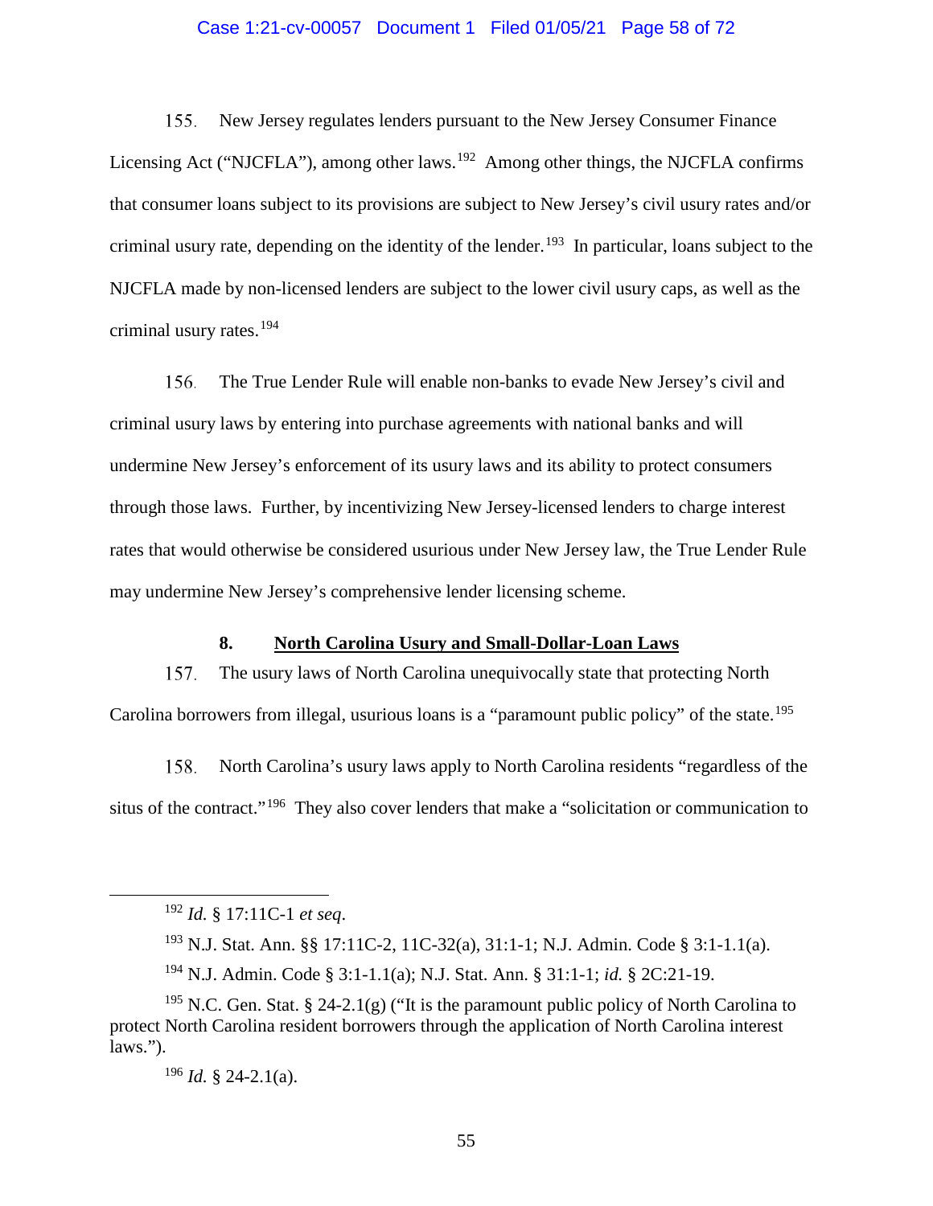155. New Jersey regulates lenders pursuant to the New Jersey Consumer Finance Licensing Act ("NJCFLA"), among other laws.[192] Among other things, the NJCFLA confirms that consumer loans subject to its provisions are subject to New Jersey's civil usury rates and/or criminal usury rate, depending on the identity of the lender.[193] In particular, loans subject to the NJCFLA made by non-licensed lenders are subject to the lower civil usury caps, as well as the criminal usury rates.[194]

156. The True Lender Rule will enable non-banks to evade New Jersey's civil and criminal usury laws by entering into purchase agreements with national banks and will undermine New Jersey's enforcement of its usury laws and its ability to protect consumers through those laws. Further, by incentivizing New Jersey-licensed lenders to charge interest rates that would otherwise be considered usurious under New Jersey law, the True Lender Rule may undermine New Jersey's comprehensive lender licensing scheme.

### 8. North Carolina Usury and Small-Dollar-Loan Laws

157. The usury laws of North Carolina unequivocally state that protecting North Carolina borrowers from illegal, usurious loans is a "paramount public policy" of the state.[195]

158. North Carolina's usury laws apply to North Carolina residents "regardless of the situs of the contract."[196] They also cover lenders that make a "solicitation or communication to

---

[192] *Id.* § 17:11C-1 *et seq*.

[193] N.J. Stat. Ann. §§ 17:11C-2, 11C-32(a), 31:1-1; N.J. Admin. Code § 3:1-1.1(a).

[194] N.J. Admin. Code § 3:1-1.1(a); N.J. Stat. Ann. § 31:1-1; *id.* § 2C:21-19.

[195] N.C. Gen. Stat. § 24-2.1(g) ("It is the paramount public policy of North Carolina to protect North Carolina resident borrowers through the application of North Carolina interest laws.").

[196] *Id.* § 24-2.1(a).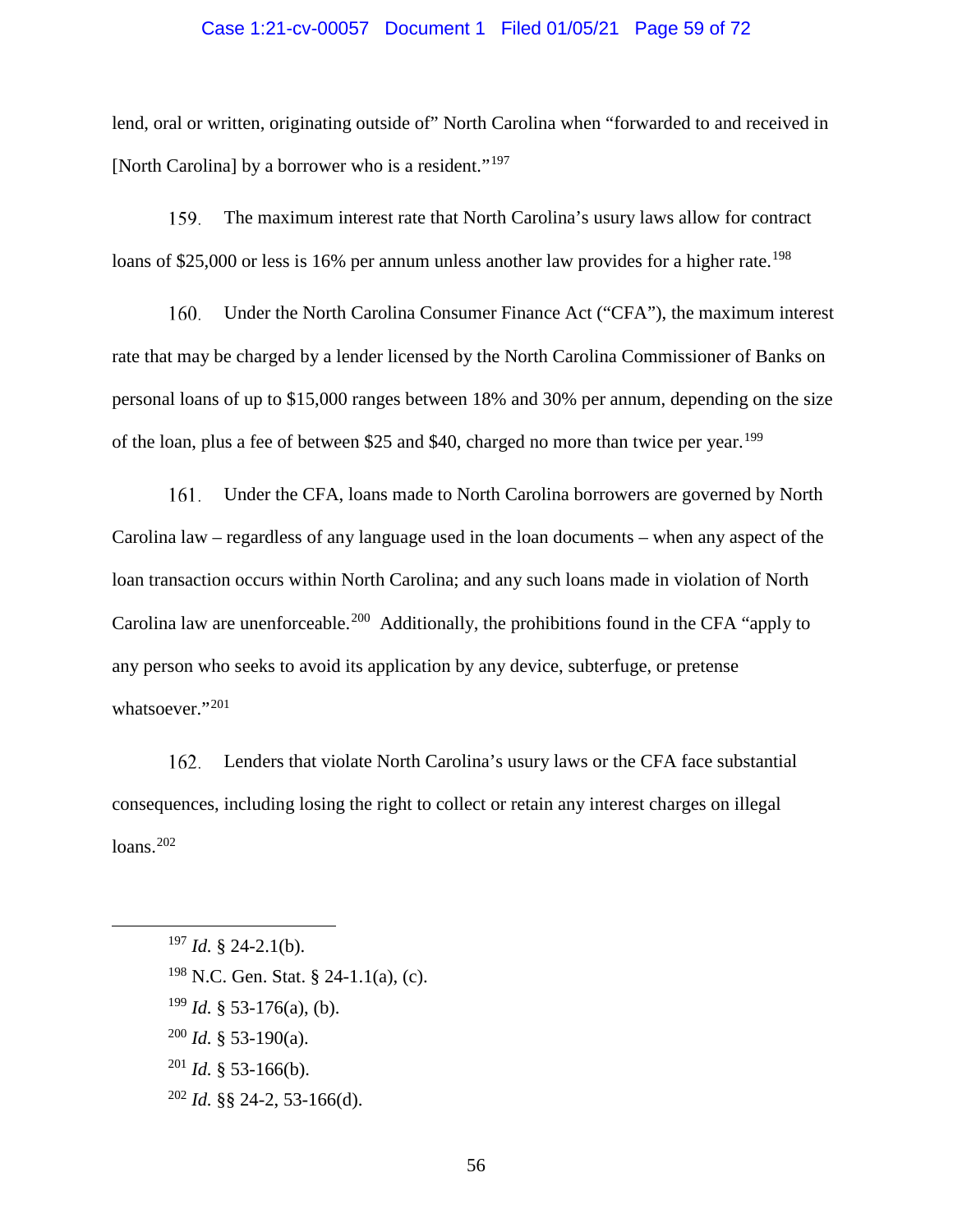lend, oral or written, originating outside of" North Carolina when "forwarded to and received in [North Carolina] by a borrower who is a resident."[197]

159. The maximum interest rate that North Carolina's usury laws allow for contract loans of $25,000 or less is 16% per annum unless another law provides for a higher rate.[198]

160. Under the North Carolina Consumer Finance Act ("CFA"), the maximum interest rate that may be charged by a lender licensed by the North Carolina Commissioner of Banks on personal loans of up to $15,000 ranges between 18% and 30% per annum, depending on the size of the loan, plus a fee of between $25 and $40, charged no more than twice per year.[199]

161. Under the CFA, loans made to North Carolina borrowers are governed by North Carolina law – regardless of any language used in the loan documents – when any aspect of the loan transaction occurs within North Carolina; and any such loans made in violation of North Carolina law are unenforceable.[200] Additionally, the prohibitions found in the CFA "apply to any person who seeks to avoid its application by any device, subterfuge, or pretense whatsoever."[201]

162. Lenders that violate North Carolina's usury laws or the CFA face substantial consequences, including losing the right to collect or retain any interest charges on illegal loans.[202]

---

[197] *Id.* § 24-2.1(b).

[198] N.C. Gen. Stat. § 24-1.1(a), (c).

[199] *Id.* § 53-176(a), (b).

[200] *Id.* § 53-190(a).

[201] *Id.* § 53-166(b).

[202] *Id.* §§ 24-2, 53-166(d).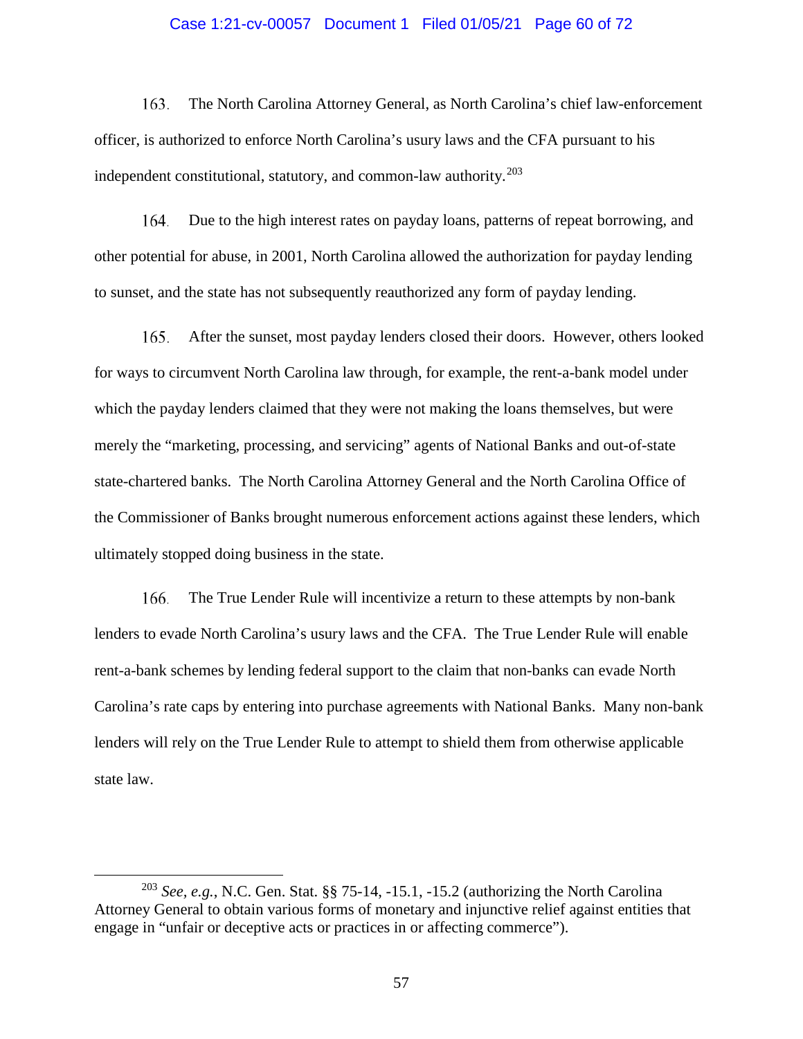163. The North Carolina Attorney General, as North Carolina's chief law-enforcement officer, is authorized to enforce North Carolina's usury laws and the CFA pursuant to his independent constitutional, statutory, and common-law authority.[203]

164. Due to the high interest rates on payday loans, patterns of repeat borrowing, and other potential for abuse, in 2001, North Carolina allowed the authorization for payday lending to sunset, and the state has not subsequently reauthorized any form of payday lending.

165. After the sunset, most payday lenders closed their doors. However, others looked for ways to circumvent North Carolina law through, for example, the rent-a-bank model under which the payday lenders claimed that they were not making the loans themselves, but were merely the "marketing, processing, and servicing" agents of National Banks and out-of-state state-chartered banks. The North Carolina Attorney General and the North Carolina Office of the Commissioner of Banks brought numerous enforcement actions against these lenders, which ultimately stopped doing business in the state.

166. The True Lender Rule will incentivize a return to these attempts by non-bank lenders to evade North Carolina's usury laws and the CFA. The True Lender Rule will enable rent-a-bank schemes by lending federal support to the claim that non-banks can evade North Carolina's rate caps by entering into purchase agreements with National Banks. Many non-bank lenders will rely on the True Lender Rule to attempt to shield them from otherwise applicable state law.

---

[203] *See, e.g.*, N.C. Gen. Stat. §§ 75-14, -15.1, -15.2 (authorizing the North Carolina Attorney General to obtain various forms of monetary and injunctive relief against entities that engage in "unfair or deceptive acts or practices in or affecting commerce").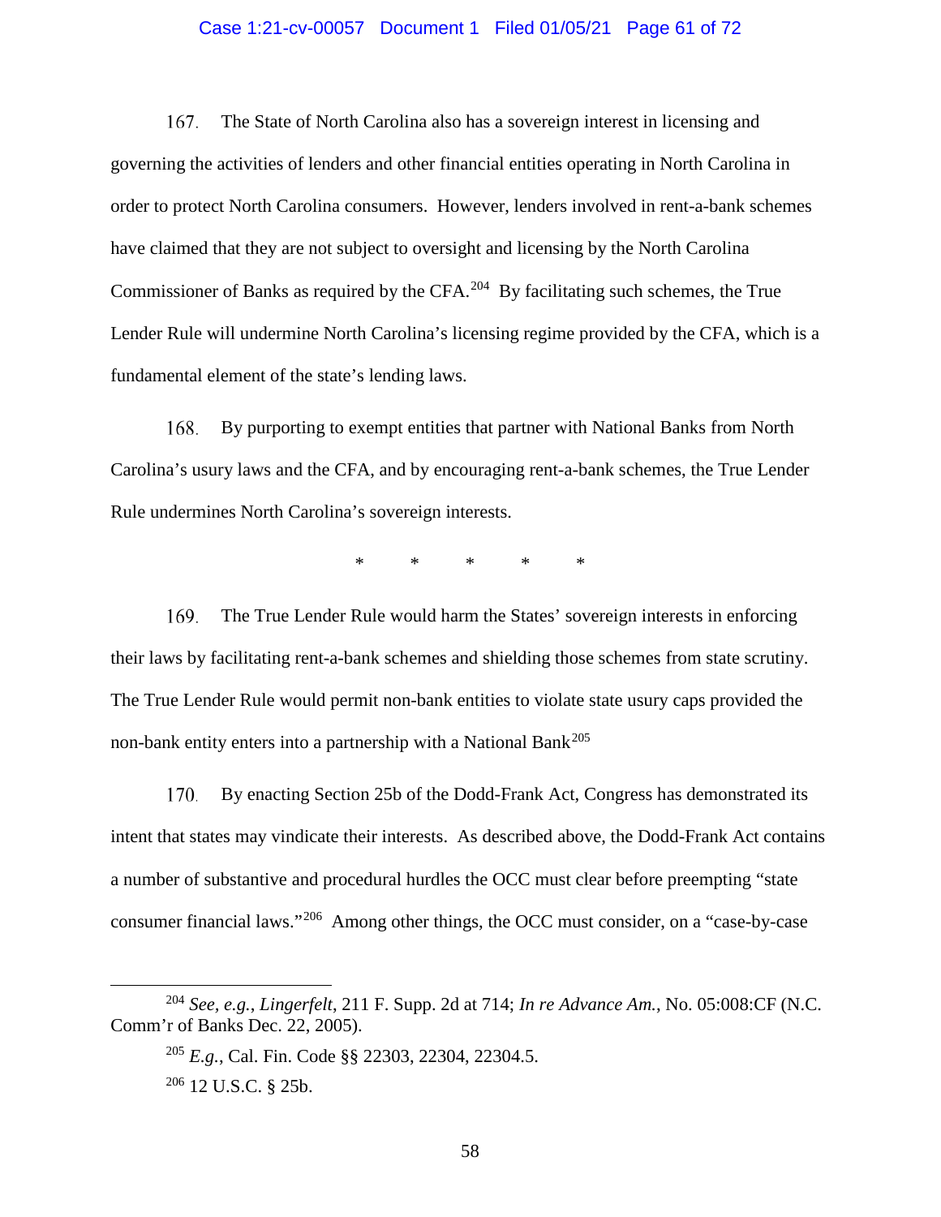167. The State of North Carolina also has a sovereign interest in licensing and governing the activities of lenders and other financial entities operating in North Carolina in order to protect North Carolina consumers. However, lenders involved in rent-a-bank schemes have claimed that they are not subject to oversight and licensing by the North Carolina Commissioner of Banks as required by the CFA.[204] By facilitating such schemes, the True Lender Rule will undermine North Carolina's licensing regime provided by the CFA, which is a fundamental element of the state's lending laws.

168. By purporting to exempt entities that partner with National Banks from North Carolina's usury laws and the CFA, and by encouraging rent-a-bank schemes, the True Lender Rule undermines North Carolina's sovereign interests.

\* \* \* \* \*

169. The True Lender Rule would harm the States' sovereign interests in enforcing their laws by facilitating rent-a-bank schemes and shielding those schemes from state scrutiny. The True Lender Rule would permit non-bank entities to violate state usury caps provided the non-bank entity enters into a partnership with a National Bank[205]

170. By enacting Section 25b of the Dodd-Frank Act, Congress has demonstrated its intent that states may vindicate their interests. As described above, the Dodd-Frank Act contains a number of substantive and procedural hurdles the OCC must clear before preempting "state consumer financial laws."[206] Among other things, the OCC must consider, on a "case-by-case

---

[204] *See, e.g.*, *Lingerfelt*, 211 F. Supp. 2d at 714; *In re Advance Am.*, No. 05:008:CF (N.C. Comm'r of Banks Dec. 22, 2005).

[205] *E.g.*, Cal. Fin. Code §§ 22303, 22304, 22304.5.

[206] 12 U.S.C. § 25b.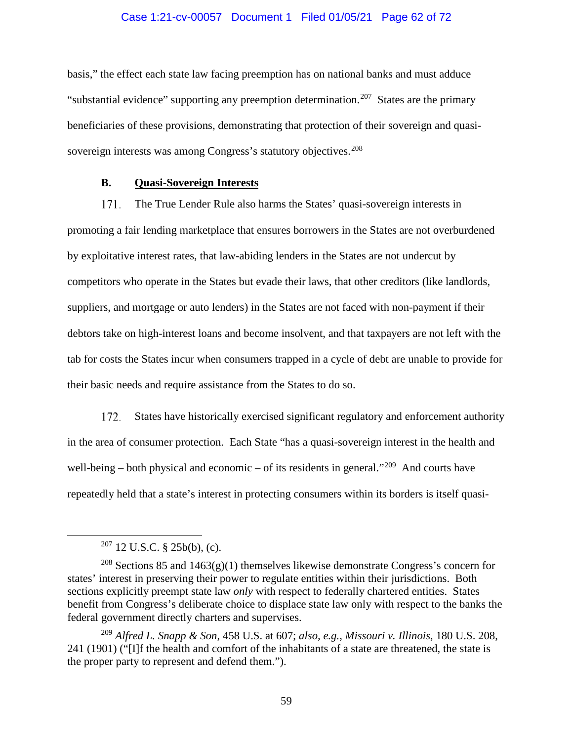basis," the effect each state law facing preemption has on national banks and must adduce "substantial evidence" supporting any preemption determination.[207] States are the primary beneficiaries of these provisions, demonstrating that protection of their sovereign and quasi-sovereign interests was among Congress's statutory objectives.[208]

### B. Quasi-Sovereign Interests

171. The True Lender Rule also harms the States' quasi-sovereign interests in promoting a fair lending marketplace that ensures borrowers in the States are not overburdened by exploitative interest rates, that law-abiding lenders in the States are not undercut by competitors who operate in the States but evade their laws, that other creditors (like landlords, suppliers, and mortgage or auto lenders) in the States are not faced with non-payment if their debtors take on high-interest loans and become insolvent, and that taxpayers are not left with the tab for costs the States incur when consumers trapped in a cycle of debt are unable to provide for their basic needs and require assistance from the States to do so.

172. States have historically exercised significant regulatory and enforcement authority in the area of consumer protection. Each State "has a quasi-sovereign interest in the health and well-being – both physical and economic – of its residents in general."[209] And courts have repeatedly held that a state's interest in protecting consumers within its borders is itself quasi-

---

[207] 12 U.S.C. § 25b(b), (c).

[208] Sections 85 and 1463(g)(1) themselves likewise demonstrate Congress's concern for states' interest in preserving their power to regulate entities within their jurisdictions. Both sections explicitly preempt state law *only* with respect to federally chartered entities. States benefit from Congress's deliberate choice to displace state law only with respect to the banks the federal government directly charters and supervises.

[209] *Alfred L. Snapp & Son*, 458 U.S. at 607; *also, e.g.*, *Missouri v. Illinois*, 180 U.S. 208, 241 (1901) ("[I]f the health and comfort of the inhabitants of a state are threatened, the state is the proper party to represent and defend them.").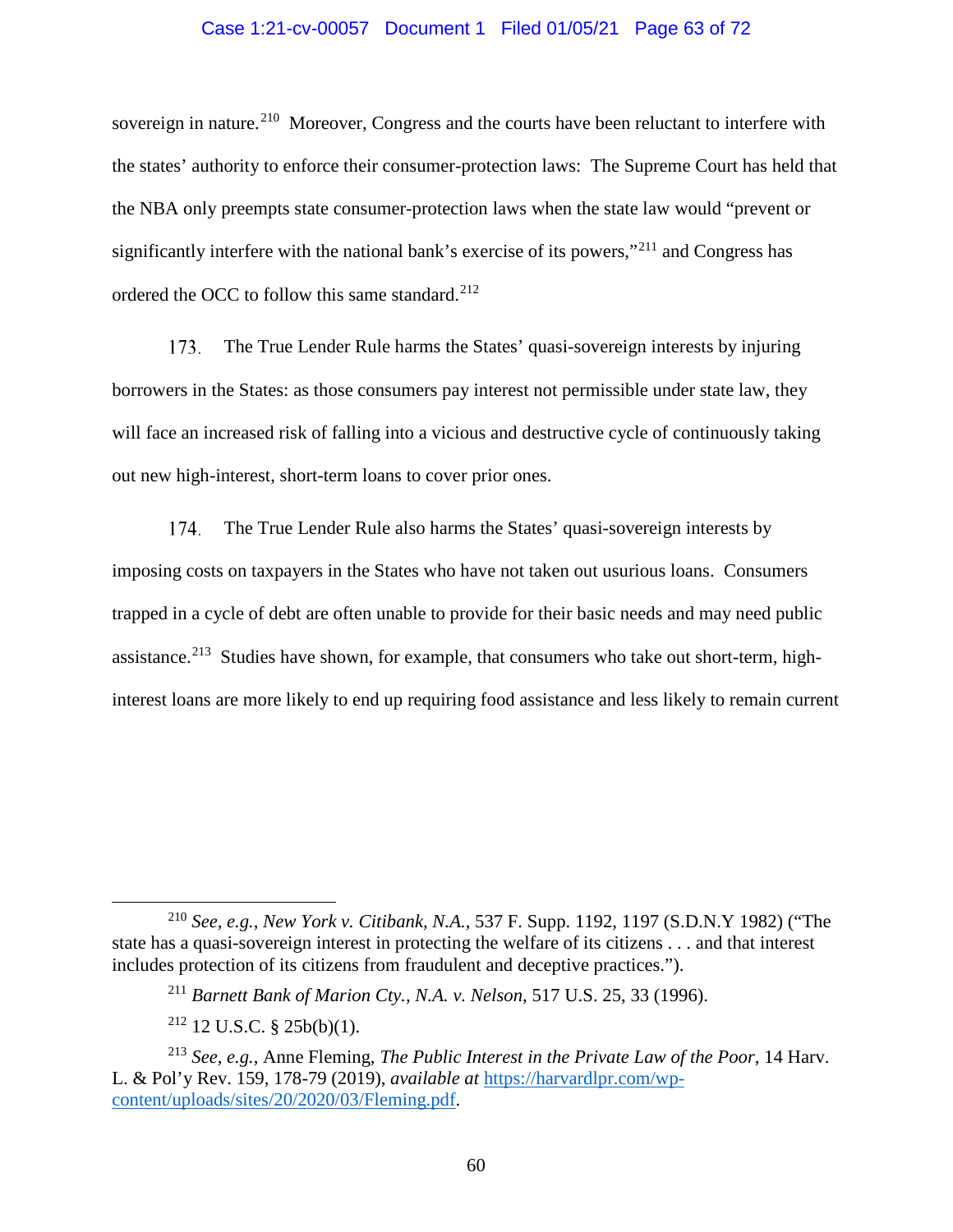sovereign in nature.[210] Moreover, Congress and the courts have been reluctant to interfere with the states' authority to enforce their consumer-protection laws: The Supreme Court has held that the NBA only preempts state consumer-protection laws when the state law would "prevent or significantly interfere with the national bank's exercise of its powers,"[211] and Congress has ordered the OCC to follow this same standard.[212]

173. The True Lender Rule harms the States' quasi-sovereign interests by injuring borrowers in the States: as those consumers pay interest not permissible under state law, they will face an increased risk of falling into a vicious and destructive cycle of continuously taking out new high-interest, short-term loans to cover prior ones.

174. The True Lender Rule also harms the States' quasi-sovereign interests by imposing costs on taxpayers in the States who have not taken out usurious loans. Consumers trapped in a cycle of debt are often unable to provide for their basic needs and may need public assistance.[213] Studies have shown, for example, that consumers who take out short-term, high-interest loans are more likely to end up requiring food assistance and less likely to remain current

---

[210] *See, e.g.*, *New York v. Citibank, N.A.*, 537 F. Supp. 1192, 1197 (S.D.N.Y 1982) ("The state has a quasi-sovereign interest in protecting the welfare of its citizens . . . and that interest includes protection of its citizens from fraudulent and deceptive practices.").

[211] *Barnett Bank of Marion Cty., N.A. v. Nelson*, 517 U.S. 25, 33 (1996).

[212] 12 U.S.C. § 25b(b)(1).

[213] *See, e.g.*, Anne Fleming, *The Public Interest in the Private Law of the Poor*, 14 Harv. L. & Pol'y Rev. 159, 178-79 (2019), ***available at*** https://harvardlpr.com/wp-content/uploads/sites/20/2020/03/Fleming.pdf.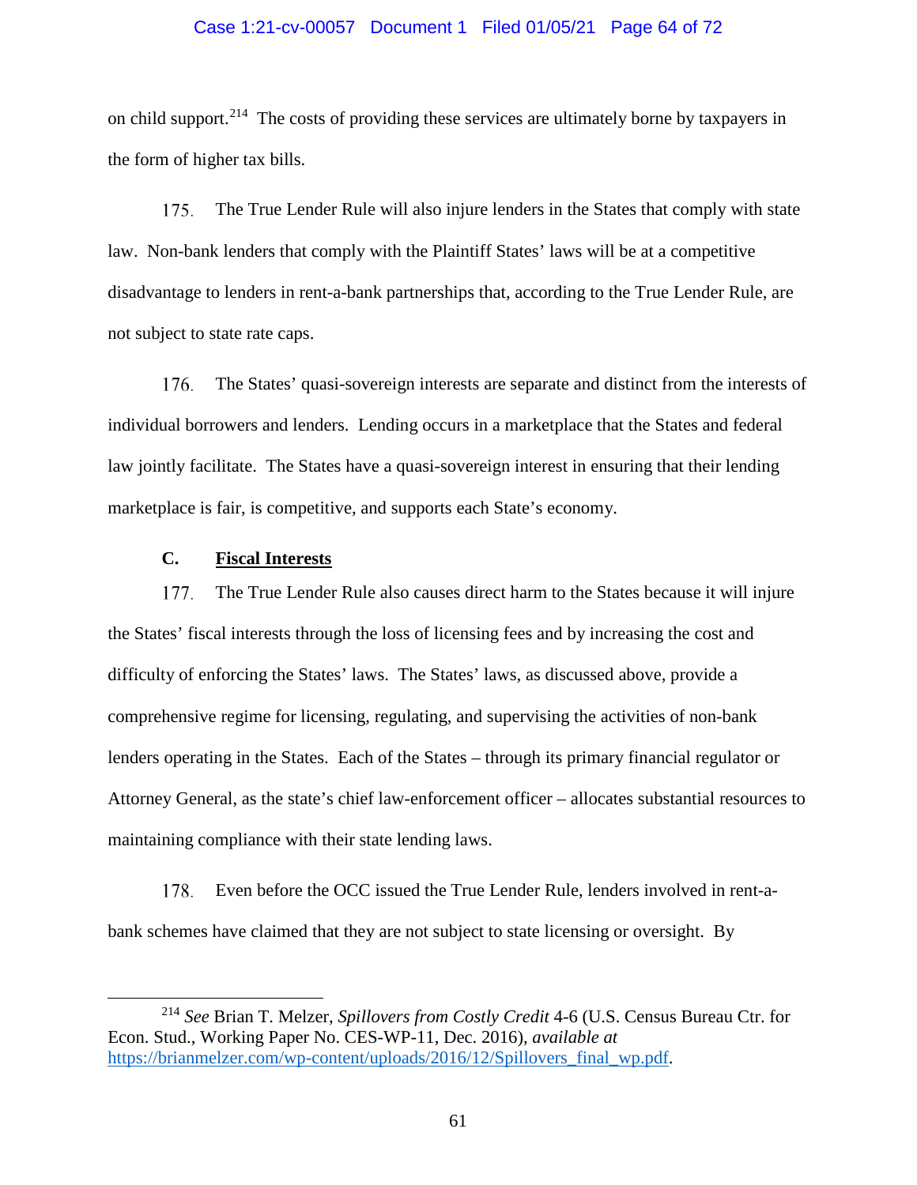on child support.[214] The costs of providing these services are ultimately borne by taxpayers in the form of higher tax bills.

175. The True Lender Rule will also injure lenders in the States that comply with state law. Non-bank lenders that comply with the Plaintiff States' laws will be at a competitive disadvantage to lenders in rent-a-bank partnerships that, according to the True Lender Rule, are not subject to state rate caps.

176. The States' quasi-sovereign interests are separate and distinct from the interests of individual borrowers and lenders. Lending occurs in a marketplace that the States and federal law jointly facilitate. The States have a quasi-sovereign interest in ensuring that their lending marketplace is fair, is competitive, and supports each State's economy.

### C. **Fiscal Interests**

177. The True Lender Rule also causes direct harm to the States because it will injure the States' fiscal interests through the loss of licensing fees and by increasing the cost and difficulty of enforcing the States' laws. The States' laws, as discussed above, provide a comprehensive regime for licensing, regulating, and supervising the activities of non-bank lenders operating in the States. Each of the States – through its primary financial regulator or Attorney General, as the state's chief law-enforcement officer – allocates substantial resources to maintaining compliance with their state lending laws.

178. Even before the OCC issued the True Lender Rule, lenders involved in rent-a-bank schemes have claimed that they are not subject to state licensing or oversight. By

---

[214] *See* Brian T. Melzer, *Spillovers from Costly Credit* 4-6 (U.S. Census Bureau Ctr. for Econ. Stud., Working Paper No. CES-WP-11, Dec. 2016), *available at* https://brianmelzer.com/wp-content/uploads/2016/12/Spillovers_final_wp.pdf.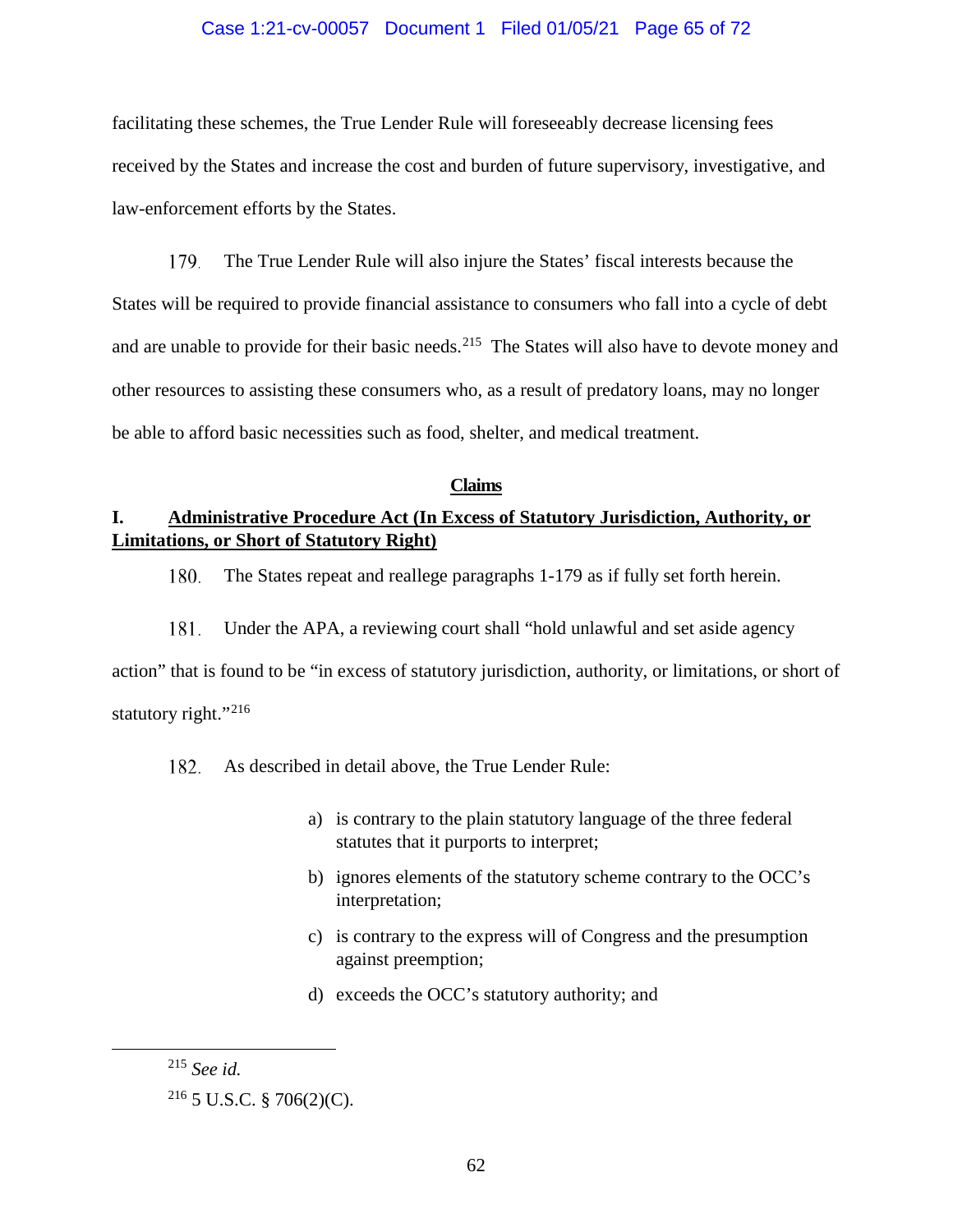facilitating these schemes, the True Lender Rule will foreseeably decrease licensing fees received by the States and increase the cost and burden of future supervisory, investigative, and law-enforcement efforts by the States.

179. The True Lender Rule will also injure the States' fiscal interests because the States will be required to provide financial assistance to consumers who fall into a cycle of debt and are unable to provide for their basic needs.[215] The States will also have to devote money and other resources to assisting these consumers who, as a result of predatory loans, may no longer be able to afford basic necessities such as food, shelter, and medical treatment.

## **Claims**

### I. Administrative Procedure Act (In Excess of Statutory Jurisdiction, Authority, or Limitations, or Short of Statutory Right)

180. The States repeat and reallege paragraphs 1-179 as if fully set forth herein.

181. Under the APA, a reviewing court shall "hold unlawful and set aside agency action" that is found to be "in excess of statutory jurisdiction, authority, or limitations, or short of statutory right."[216]

182. As described in detail above, the True Lender Rule:

a) is contrary to the plain statutory language of the three federal statutes that it purports to interpret;

b) ignores elements of the statutory scheme contrary to the OCC's interpretation;

c) is contrary to the express will of Congress and the presumption against preemption;

d) exceeds the OCC's statutory authority; and

---

[215] *See id.*

[216] 5 U.S.C. § 706(2)(C).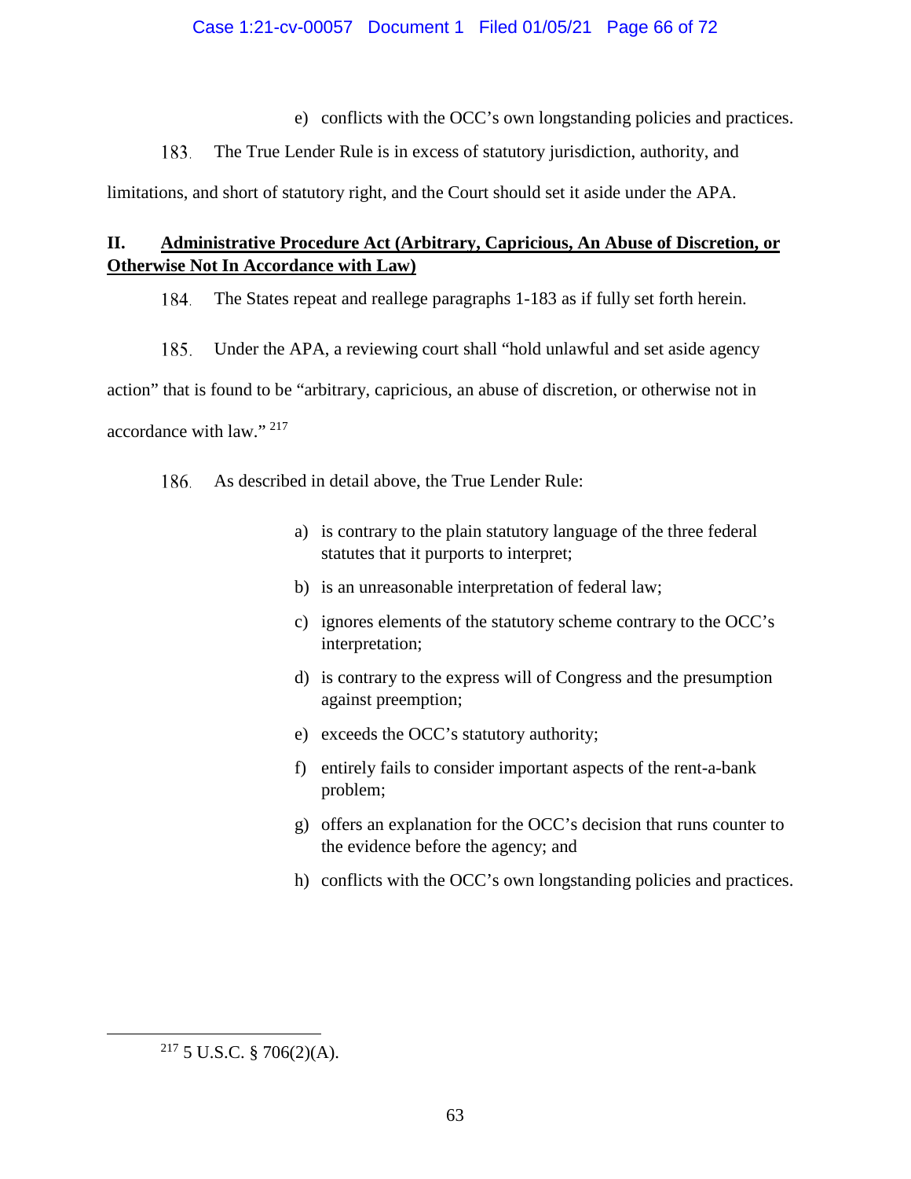e) conflicts with the OCC's own longstanding policies and practices.

183. The True Lender Rule is in excess of statutory jurisdiction, authority, and limitations, and short of statutory right, and the Court should set it aside under the APA.

## II. Administrative Procedure Act (Arbitrary, Capricious, An Abuse of Discretion, or Otherwise Not In Accordance with Law)

184. The States repeat and reallege paragraphs 1-183 as if fully set forth herein.

185. Under the APA, a reviewing court shall "hold unlawful and set aside agency action" that is found to be "arbitrary, capricious, an abuse of discretion, or otherwise not in accordance with law." [217]

186. As described in detail above, the True Lender Rule:

a) is contrary to the plain statutory language of the three federal statutes that it purports to interpret;

b) is an unreasonable interpretation of federal law;

c) ignores elements of the statutory scheme contrary to the OCC's interpretation;

d) is contrary to the express will of Congress and the presumption against preemption;

e) exceeds the OCC's statutory authority;

f) entirely fails to consider important aspects of the rent-a-bank problem;

g) offers an explanation for the OCC's decision that runs counter to the evidence before the agency; and

h) conflicts with the OCC's own longstanding policies and practices.

---

[217] 5 U.S.C. § 706(2)(A).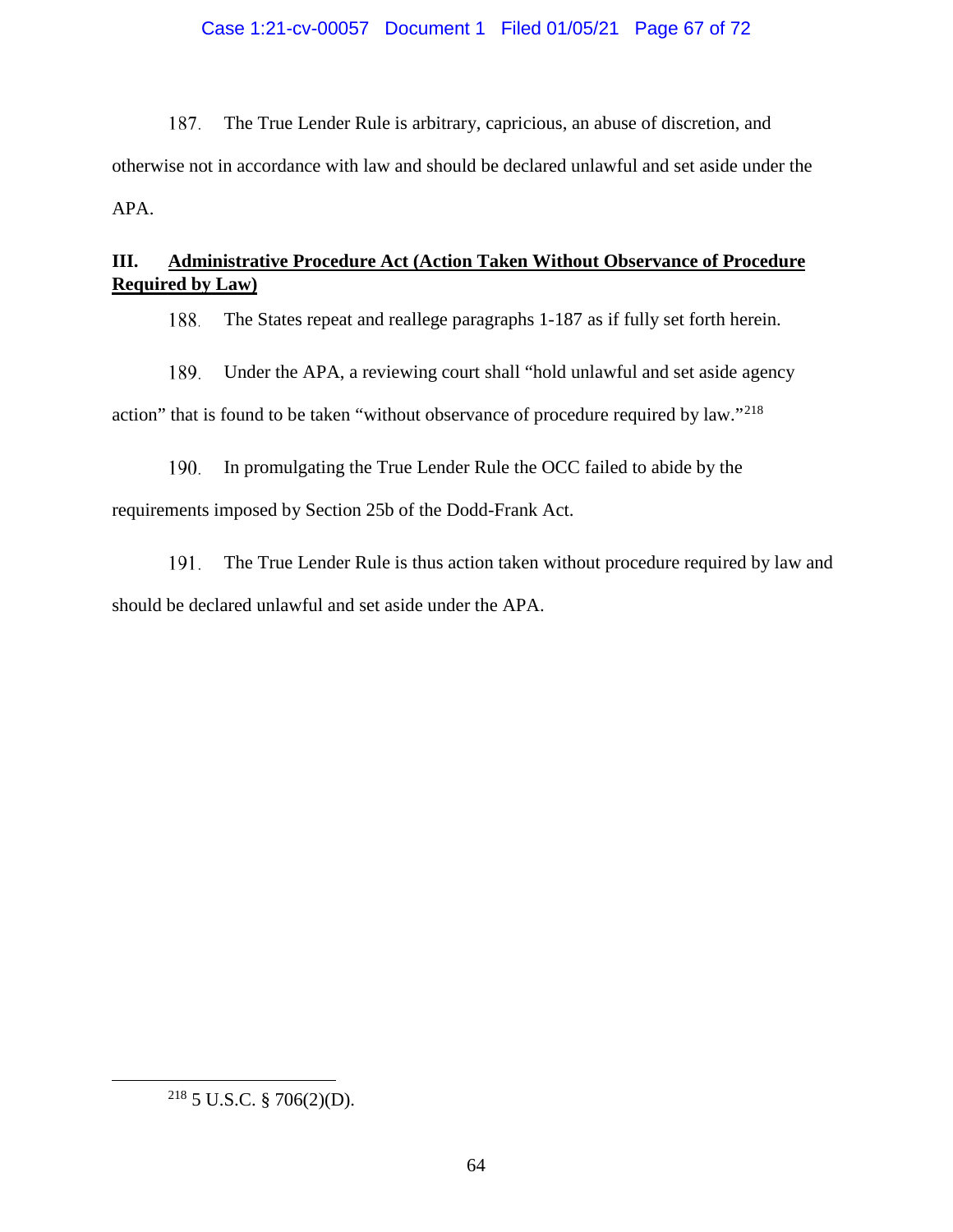187. The True Lender Rule is arbitrary, capricious, an abuse of discretion, and otherwise not in accordance with law and should be declared unlawful and set aside under the APA.

### III. <u>Administrative Procedure Act (Action Taken Without Observance of Procedure Required by Law)</u>

188. The States repeat and reallege paragraphs 1-187 as if fully set forth herein.

189. Under the APA, a reviewing court shall "hold unlawful and set aside agency action" that is found to be taken "without observance of procedure required by law."[218]

190. In promulgating the True Lender Rule the OCC failed to abide by the requirements imposed by Section 25b of the Dodd-Frank Act.

191. The True Lender Rule is thus action taken without procedure required by law and should be declared unlawful and set aside under the APA.

---

[218] 5 U.S.C. § 706(2)(D).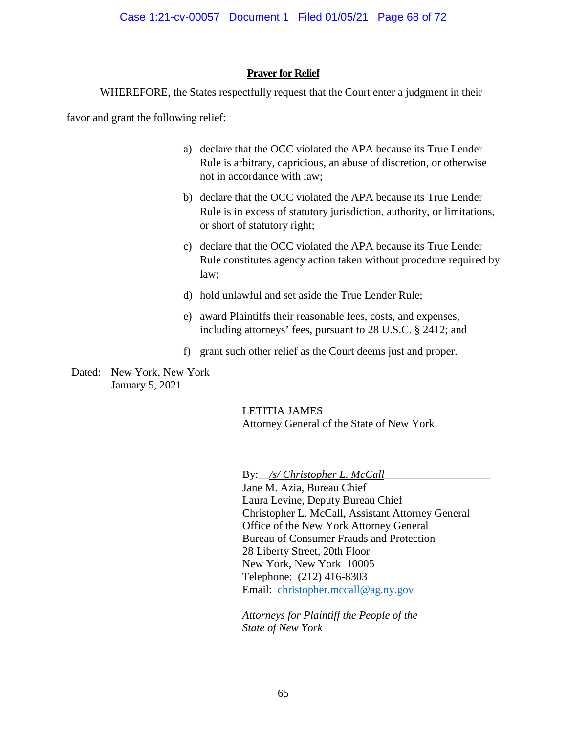**Prayer for Relief**

WHEREFORE, the States respectfully request that the Court enter a judgment in their favor and grant the following relief:

a) declare that the OCC violated the APA because its True Lender Rule is arbitrary, capricious, an abuse of discretion, or otherwise not in accordance with law;

b) declare that the OCC violated the APA because its True Lender Rule is in excess of statutory jurisdiction, authority, or limitations, or short of statutory right;

c) declare that the OCC violated the APA because its True Lender Rule constitutes agency action taken without procedure required by law;

d) hold unlawful and set aside the True Lender Rule;

e) award Plaintiffs their reasonable fees, costs, and expenses, including attorneys' fees, pursuant to 28 U.S.C. § 2412; and

f) grant such other relief as the Court deems just and proper.

Dated: New York, New York
January 5, 2021

LETITIA JAMES
Attorney General of the State of New York

By: */s/ Christopher L. McCall*
Jane M. Azia, Bureau Chief
Laura Levine, Deputy Bureau Chief
Christopher L. McCall, Assistant Attorney General
Office of the New York Attorney General
Bureau of Consumer Frauds and Protection
28 Liberty Street, 20th Floor
New York, New York 10005
Telephone: (212) 416-8303
Email: christopher.mccall@ag.ny.gov

*Attorneys for Plaintiff the People of the State of New York*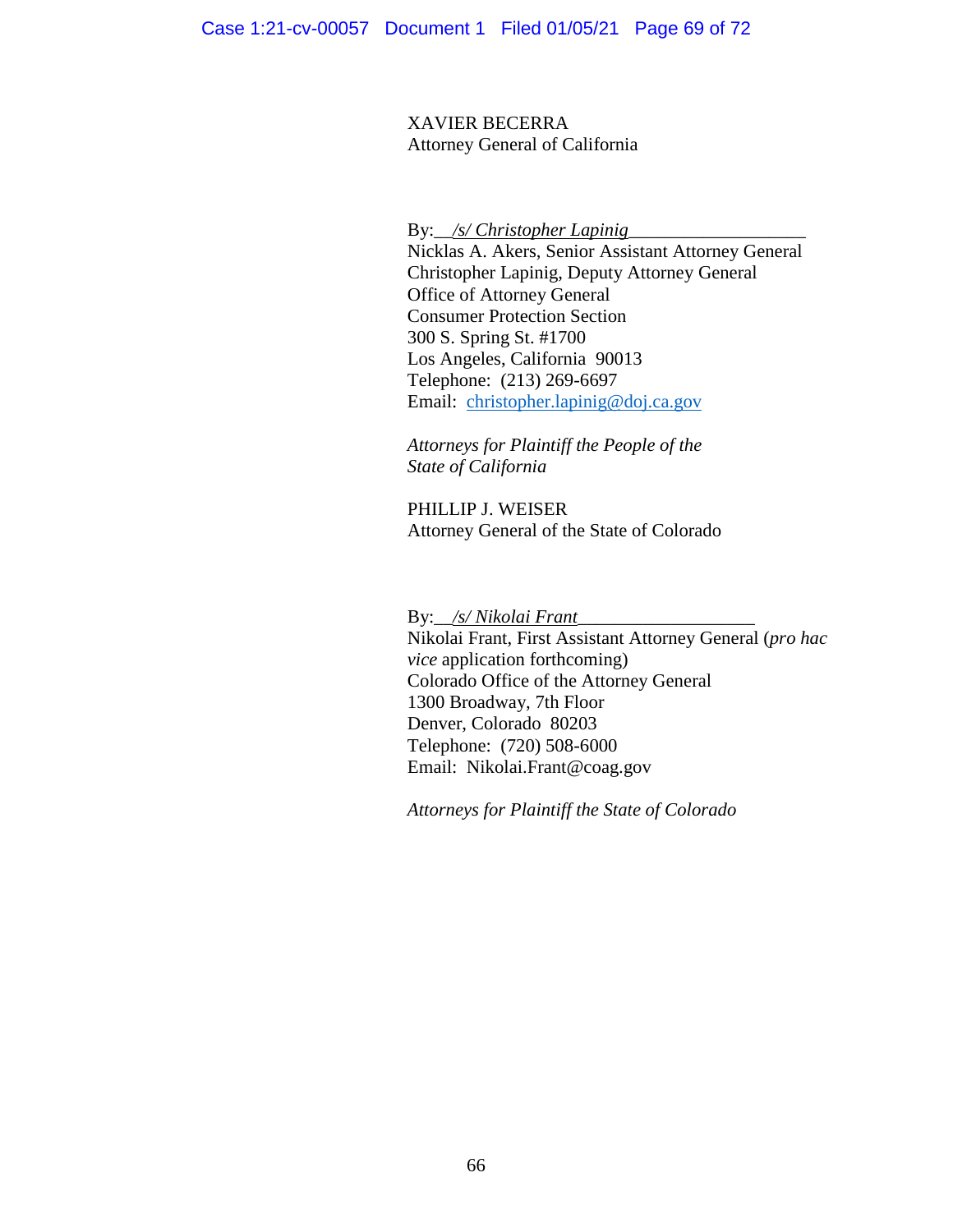XAVIER BECERRA
Attorney General of California

By: */s/ Christopher Lapinig*
Nicklas A. Akers, Senior Assistant Attorney General
Christopher Lapinig, Deputy Attorney General
Office of Attorney General
Consumer Protection Section
300 S. Spring St. #1700
Los Angeles, California 90013
Telephone: (213) 269-6697
Email: christopher.lapinig@doj.ca.gov

*Attorneys for Plaintiff the People of the State of California*

PHILLIP J. WEISER
Attorney General of the State of Colorado

By: */s/ Nikolai Frant*
Nikolai Frant, First Assistant Attorney General (*pro hac vice* application forthcoming)
Colorado Office of the Attorney General
1300 Broadway, 7th Floor
Denver, Colorado 80203
Telephone: (720) 508-6000
Email: Nikolai.Frant@coag.gov

*Attorneys for Plaintiff the State of Colorado*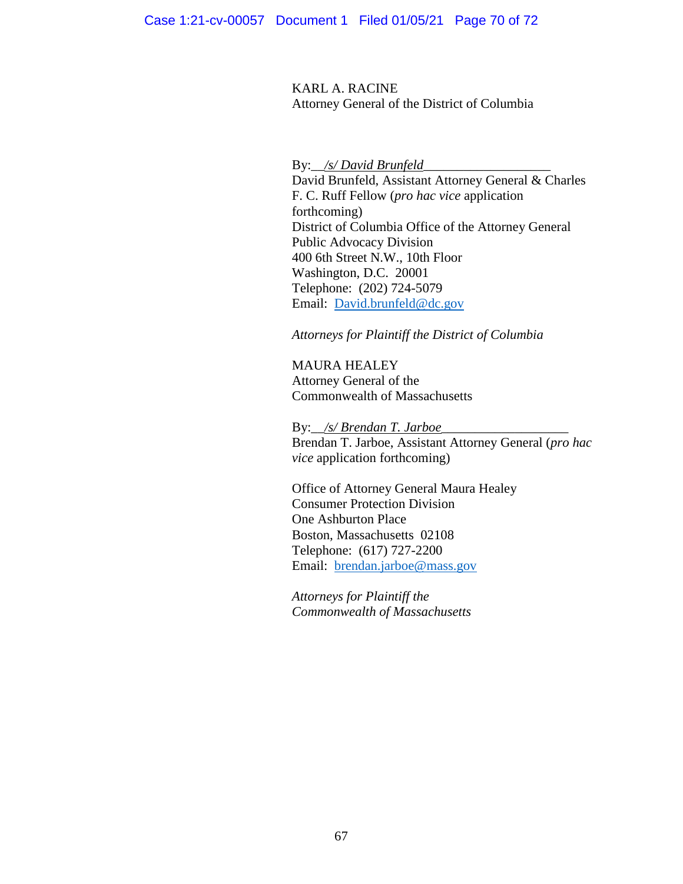KARL A. RACINE
Attorney General of the District of Columbia

By: */s/ David Brunfeld*___________________
David Brunfeld, Assistant Attorney General & Charles F. C. Ruff Fellow (*pro hac vice* application forthcoming)
District of Columbia Office of the Attorney General
Public Advocacy Division
400 6th Street N.W., 10th Floor
Washington, D.C. 20001
Telephone: (202) 724-5079
Email: David.brunfeld@dc.gov

*Attorneys for Plaintiff the District of Columbia*

MAURA HEALEY
Attorney General of the
Commonwealth of Massachusetts

By: */s/ Brendan T. Jarboe*___________________
Brendan T. Jarboe, Assistant Attorney General (*pro hac vice* application forthcoming)

Office of Attorney General Maura Healey
Consumer Protection Division
One Ashburton Place
Boston, Massachusetts 02108
Telephone: (617) 727-2200
Email: brendan.jarboe@mass.gov

*Attorneys for Plaintiff the Commonwealth of Massachusetts*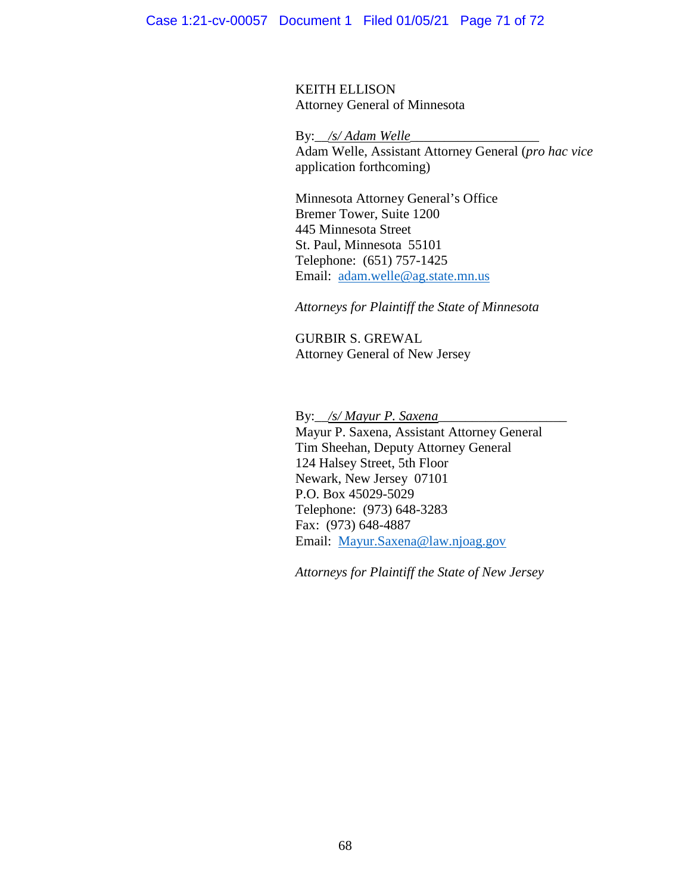KEITH ELLISON
Attorney General of Minnesota

By: */s/ Adam Welle*
Adam Welle, Assistant Attorney General (*pro hac vice* application forthcoming)

Minnesota Attorney General's Office
Bremer Tower, Suite 1200
445 Minnesota Street
St. Paul, Minnesota 55101
Telephone: (651) 757-1425
Email: adam.welle@ag.state.mn.us

*Attorneys for Plaintiff the State of Minnesota*

GURBIR S. GREWAL
Attorney General of New Jersey

By: */s/ Mayur P. Saxena*
Mayur P. Saxena, Assistant Attorney General
Tim Sheehan, Deputy Attorney General
124 Halsey Street, 5th Floor
Newark, New Jersey 07101
P.O. Box 45029-5029
Telephone: (973) 648-3283
Fax: (973) 648-4887
Email: Mayur.Saxena@law.njoag.gov

*Attorneys for Plaintiff the State of New Jersey*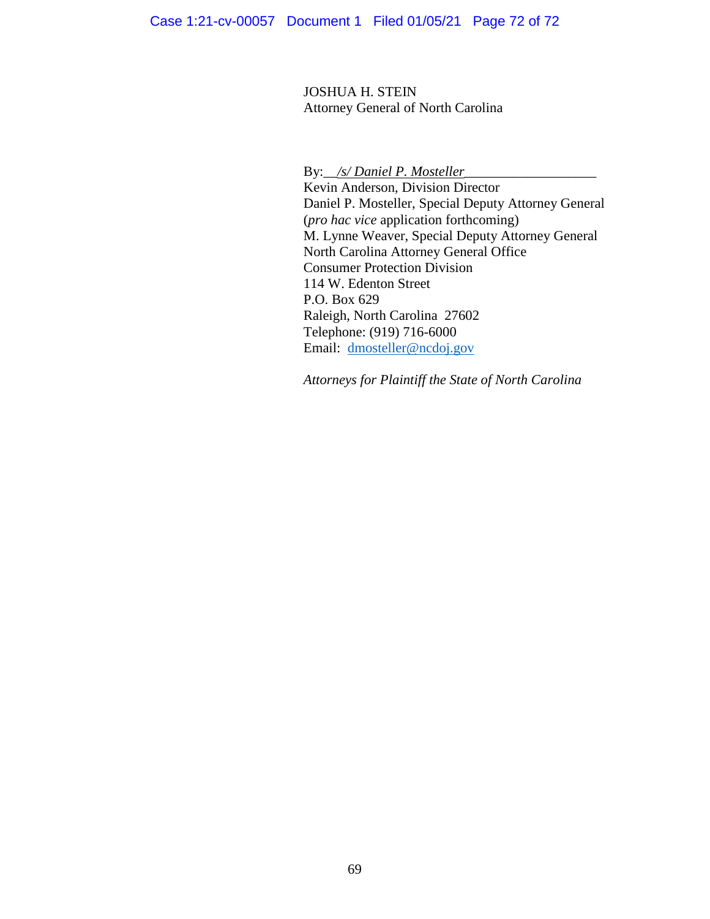JOSHUA H. STEIN
Attorney General of North Carolina

By: */s/ Daniel P. Mosteller*
Kevin Anderson, Division Director
Daniel P. Mosteller, Special Deputy Attorney General
(*pro hac vice* application forthcoming)
M. Lynne Weaver, Special Deputy Attorney General
North Carolina Attorney General Office
Consumer Protection Division
114 W. Edenton Street
P.O. Box 629
Raleigh, North Carolina 27602
Telephone: (919) 716-6000
Email: dmosteller@ncdoj.gov

*Attorneys for Plaintiff the State of North Carolina*